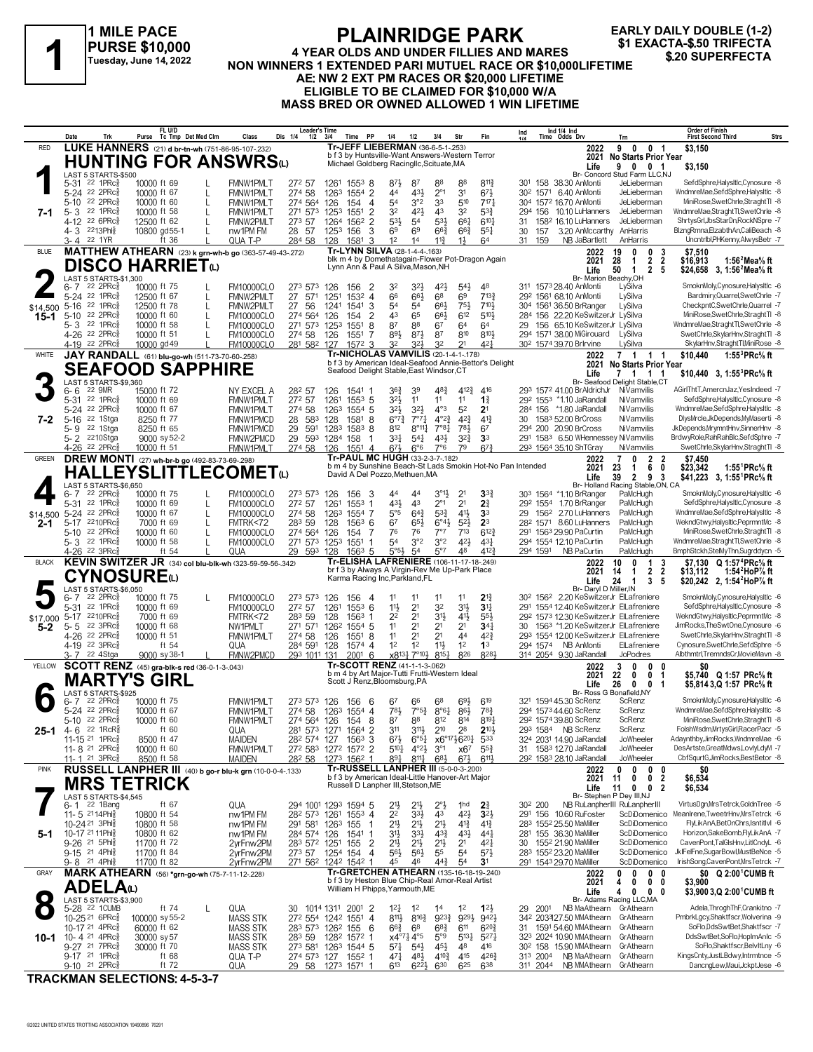# 1 MILE PACE

**PURSE $10,000**
Tuesday, June 14, 2022

# PLAINRIDGE PARK

**4 YEAR OLDS AND UNDER FILLIES AND MARES**
**NON WINNERS 1 EXTENDED PARI MUTUEL RACE OR $10,000LIFETIME**
**AE: NW 2 EXT PM RACES OR $20,000 LIFETIME**
**ELIGIBLE TO BE CLAIMED FOR $10,000 W/A**
**MASS BRED OR OWNED ALLOWED 1 WIN LIFETIME**

EARLY DAILY DOUBLE (1-2)
$1 EXACTA-$.50 TRIFECTA
$.20 SUPERFECTA

---

## 1 — RED — HUNTING FOR ANSWRS(L) — 7-1

**LUKE HANNERS** (21) d br-tn-wh (751-86-95-107-.232)

Tr-JEFF LIEBERMAN (36-6-5-1-.253)
b f 3 by Huntsville-Want Answers-Western Terror
Michael Goldberg Racingllc,Scituate,MA

LAST 5 STARTS-$500

| | 2022 | 9 | 0 | 0 | 1 | $3,150 |
|---|---|---|---|---|---|---|
| | 2021 | No Starts Prior Year | | | | |
| | Life | 9 | 0 | 0 | 1 | $3,150 |

Br- Concord Stud Farm LLC,NJ

| Date | Trk | Purse | Cond | Class | Time | PP | 1/4 | 1/2 | 3/4 | Str | Fin | Time Odds Drv | Trn | Order of Finish |
|---|---|---|---|---|---|---|---|---|---|---|---|---|---|---|
| 5-31 22 1PRc⅝ | | 10000 ft 69 | L | FMNW1PMLT | 27² 57 126¹ 155³ | 8 | 8⁷½ | 8⁷ | 8⁸ | 8⁸ | 8¹¹¾ | 30¹ 158 38.30 AnMonti | JeLieberman | SefdSphre,Halyslttc,Cynosure -8 |
| 5-24 22 2PRc⅝ | | 10000 ft 67 | L | FMNW1PMLT | 27⁴ 58 126³ 155⁴ | 2 | 4⁴ | 4³½ | 2°¹ | 3¹ | 6⁷½ | 30² 157¹ 6.40 AnMonti | JeLieberman | WndmreMae,SefdSphre,Halyslttc -8 |
| 5-10 22 2PRc⅝ | | 10000 ft 60 | L | FMNW1PMLT | 27⁴ 56⁴ 126 154 | 4 | 5⁴ | 3°² | 3³ | 5¹⁰ | 7¹⁷½ | 30⁴ 157² 16.70 AnMonti | JeLieberman | MiniRose,SwetChrle,StraghtTl -8 |
| 5-3 22 1PRc⅝ | | 10000 ft 58 | L | FMNW1PMLT | 27¹ 57³ 125³ 155¹ | 2 | 3² | 4²½ | 4³ | 3² | 5³¾ | 29⁴ 156 10.10 LuHanners | JeLieberman | WndmreMae,StraghtTl,SwetChrle -8 |
| 4-12 22 6PRc⅝ | | 12500 ft 62 | L | FMNW2PMLT | 27³ 57 126⁴ 156² | 2 | 5³½ | 5⁴ | 5³½ | 6⁶¼ | 6¹⁰¼ | 31 158² 16.10 LuHanners | JeLieberman | ShrtysGrl,JbsStarDn,RockNSpre -7 |
| 4-3 22 13Phl⅝ | | 10800 gd55-1 | L | nw1PM FM | 28 57 125³ 156 | 3 | 6⁹ | 6⁹ | 6⁶¾ | 6⁶¾ | 5⁵¼ | 30 157 3.20 AnMccarthy | AnHarris | BlzngRmna,ElzabthAn,CaliBeach -8 |
| 3-4 22 1YR | | ft 36 | | QUA T-P | 28⁴ 58 128 158¹ | 3 | 1² | 1⁴ | 1¹¾ | 1½ | 6⁴ | 31 159 NB JaBartlett | AnHarris | Uncntrlbl,PHKenny,AlwysBetr -7 |

---

## 2 — BLUE — DISCO HARRIET(L) — 15-1

**MATTHEW ATHEARN** (23) k grn-wh-b go (363-57-49-43-.272)

Tr-LYNN SILVA (28-1-4-4-.163)
blk m 4 by Domethatagain-Flower Pot-Dragon Again
Lynn Ann & Paul A Silva,Mason,NH

LAST 5 STARTS-$1,300

| | 2022 | 19 | 0 | 0 | 3 | $7,510 | |
|---|---|---|---|---|---|---|---|
| | 2021 | 28 | 1 | 2 | 2 | $16,913 | 1:56²Mea⅝ ft |
| $14,500 | Life | 50 | 1 | 2 | 5 | $24,658 | 3, 1:56²Mea⅝ ft |

Br- Marion Beachy,OH

| Date | Trk | Purse | Cond | Class | Time | PP | 1/4 | 1/2 | 3/4 | Str | Fin | Time Odds Drv | Trn | Order of Finish |
|---|---|---|---|---|---|---|---|---|---|---|---|---|---|---|
| 6-7 22 2PRc⅝ | | 10000 ft 75 | L | FM10000CLO | 27³ 57³ 126 156 | 2 | 3² | 3²½ | 4²½ | 5⁴¼ | 4⁸ | 31¹ 157³ 28.40 AnMonti | LySilva | SmoknMoly,Cynosure,Halyslttc -6 |
| 5-24 22 1PRc⅝ | | 12500 ft 67 | L | FMNW2PMLT | 27 57¹ 125¹ 153² | 4 | 6⁶ | 6⁶½ | 6⁸ | 6⁹ | 7¹³¾ | 29² 156¹ 68.10 AnMonti | LySilva | Bardmiry,Quarrel,SwetChrle -7 |
| 5-16 22 1PRc⅝ | | 12500 ft 78 | L | FMNW2PMLT | 27 56 124¹ 154¹ | 3 | 5⁴ | 5⁴ | 6⁶½ | 7⁵½ | 7¹⁰½ | 30⁴ 156¹ 36.50 BrRanger | LySilva | CheckpntC,SwetChrle,Quarrel -7 |
| 5-10 22 2PRc⅝ | | 10000 ft 60 | L | FM10000CLO | 27⁴ 56⁴ 126 154 | 2 | 4³ | 6⁵ | 6⁶½ | 6¹² | 5¹⁶½ | 28⁴ 156 12.20 KeSwitzerJr | LySilva | MiniRose,SwetChrle,StraghtTl -8 |
| 5-3 22 1PRc⅝ | | 10000 ft 58 | L | FM10000CLO | 27¹ 57³ 125³ 155¹ | 8 | 8⁷ | 8⁸ | 6⁷ | 6⁴ | 6⁴ | 29 156 65.10 KeSwitzerJr | LySilva | WndmreMae,StraghtTl,SwetChrle -8 |
| 4-26 22 2PRc⅝ | | 10000 ft 51 | L | FM10000CLO | 27⁴ 58 126 155¹ | 7 | 8⁹½ | 8⁷½ | 8⁷ | 8¹⁰ | 8¹⁰½ | 29⁴ 157¹ 38.00 MiGirouard | LySilva | SwetChrle,SkylarHnv,StraghtTl -8 |
| 4-19 22 2PRc⅝ | | 10000 gd49 | L | FM10000CLO | 28¹ 58² 127 157² | 3 | 3² | 3²½ | 3² | 2¹ | 4²½ | 30² 157⁴ 39.70 BrIrvine | LySilva | SkylarHnv,StraghtTl,MiniRose -8 |

---

## 3 — WHITE — SEAFOOD SAPPHIRE — 7-2

**JAY RANDALL** (61) blu-go-wh (511-73-70-60-.258)

Tr-NICHOLAS VAMVILIS (20-1-4-1-.178)
b f 3 by American Ideal-Seafood Annie-Bettor's Delight
Seafood Delight Stable,East Windsor,CT

LAST 5 STARTS-$9,360

| | 2022 | 7 | 1 | 1 | 1 | $10,440 | 1:55³PRc⅝ ft |
|---|---|---|---|---|---|---|---|
| | 2021 | No Starts Prior Year | | | | | |
| | Life | 7 | 1 | 1 | 1 | $10,440 | 3, 1:55³PRc⅝ ft |

Br- Seafood Delight Stable,CT

| Date | Trk | Purse | Cond | Class | Time | PP | 1/4 | 1/2 | 3/4 | Str | Fin | Time Odds Drv | Trn | Order of Finish |
|---|---|---|---|---|---|---|---|---|---|---|---|---|---|---|
| 6-6 22 9MR | | 15000 ft 72 | | NY EXCEL A | 28² 57 126 154¹ | 1 | 3⁶¾ | 3⁹ | 4⁸¾ | 4¹²¾ | 4¹⁶ | 29³ 157² 41.00 BrAldrichJr | NiVamvilis | AGirlThtT,AmercnJaz,YesIndeed -7 |
| 5-31 22 1PRc⅝ | | 10000 ft 69 | | FMNW1PMLT | 27² 57 126¹ 155³ | 5 | 3²½ | 1¹ | 1¹ | 1¹ | 1¾ | 29² 155³ *1.10 JaRandall | NiVamvilis | SefdSphre,Halyslttc,Cynosure -8 |
| 5-24 22 2PRc⅝ | | 10000 ft 67 | | FMNW1PMLT | 27⁴ 58 126³ 155⁴ | 5 | 3²½ | 3²½ | 4°³ | 5² | 2¹ | 28⁴ 156 *1.80 JaRandall | NiVamvilis | WndmreMae,SefdSphre,Halyslttc -8 |
| 5-16 22 1Stga | | 8250 ft 77 | | FMNW1PMCD | 28 58³ 128 158¹ | 8 | 6°⁷¾ | 7°⁷¼ | 4°²¾ | 4²¾ | 4¹¾ | 30 158³ 52.00 BrCross | NiVamvilis | DlysMrcle,JkDepends,MyMaserti -8 |
| 5-9 22 1Stga | | 8250 ft 65 | | FMNW1PMCD | 29 59¹ 128³ 158³ | 8 | 8¹² | 8°¹¹½ | 7°⁸¼ | 7⁸½ | 6⁷ | 29⁴ 200 20.90 BrCross | NiVamvilis | JkDepends,MrymntHnv,SinnerHnv -8 |
| 5-2 22 10Stga | | 9000 sy 52-2 | | FMNW2PMCD | 29 59³ 128⁴ 158 | 1 | 3³½ | 5⁴½ | 4³½ | 3²¾ | 3³ | 29¹ 158³ 6.50 WHennessey | NiVamvilis | BrdwyRole,RahRahBlc,SefdSphre -7 |
| 4-26 22 2PRc⅝ | | 10000 ft 51 | | FMNW1PMLT | 27⁴ 58 126 155¹ | 4 | 6⁷½ | 6°⁶ | 7°⁶ | 7⁹ | 6⁷¾ | 29³ 156⁴ 35.10 ShTGray | NiVamvilis | SwetChrle,SkylarHnv,StraghtTl -8 |

---

## 4 — GREEN — HALLEYSLITTLECOMET(L) — 2-1

**DREW MONTI** (27) wh-br-b go (492-83-73-69-.298)

Tr-PAUL MC HUGH (33-2-3-7-.182)
b m 4 by Sunshine Beach-St Lads Smokin Hot-No Pan Intended
David A Del Pozzo,Methuen,MA

LAST 5 STARTS-$6,650

| | 2022 | 7 | 0 | 2 | 2 | $7,450 | |
|---|---|---|---|---|---|---|---|
| | 2021 | 23 | 1 | 6 | 0 | $23,342 | 1:55¹PRc⅝ ft |
| $14,500 | Life | 39 | 2 | 9 | 3 | $41,223 | 3, 1:55¹PRc⅝ ft |

Br- Holland Racing Stable,ON, CA

| Date | Trk | Purse | Cond | Class | Time | PP | 1/4 | 1/2 | 3/4 | Str | Fin | Time Odds Drv | Trn | Order of Finish |
|---|---|---|---|---|---|---|---|---|---|---|---|---|---|---|
| 6-7 22 2PRc⅝ | | 10000 ft 75 | L | FM10000CLO | 27³ 57³ 126 156 | 3 | 4⁴ | 4⁴ | 3°¹½ | 2¹ | 3³¾ | 30³ 156⁴ *1.10 BrRanger | PaMcHugh | SmoknMoly,Cynosure,Halyslttc -6 |
| 5-31 22 1PRc⅝ | | 10000 ft 69 | L | FM10000CLO | 27² 57 126¹ 155³ | 1 | 4³½ | 4³ | 2°¹ | 2¹ | 2¾ | 29² 155⁴ 1.70 BrRanger | PaMcHugh | SefdSphre,Halyslttc,Cynosure -8 |
| 5-24 22 2PRc⅝ | | 10000 ft 67 | L | FM10000CLO | 27⁴ 58 126³ 155⁴ | 7 | 5°⁵ | 6⁴¾ | 5³¾ | 4¹½ | 3³ | 29 156² 2.70 LuHanners | PaMcHugh | WndmreMae,SefdSphre,Halyslttc -8 |
| 5-17 22 10PRc⅝ | | 7000 ft 69 | L | FMTRK<72 | 28³ 59 128 156³ | 6 | 6⁷ | 6⁵½ | 6°⁴¼ | 5²½ | 2³ | 28² 157¹ 8.60 LuHanners | PaMcHugh | WekndGtwy,Halyslttc,PeprmntMc -8 |
| 5-10 22 2PRc⅝ | | 10000 ft 60 | L | FM10000CLO | 27⁴ 56⁴ 126 154 | 7 | 7⁶ | 7⁶ | 7°⁷ | 7¹³ | 6¹²¾ | 29¹ 156³ 29.90 PaCurtin | PaMcHugh | MiniRose,SwetChrle,StraghtTl -8 |
| 5-3 22 1PRc⅝ | | 10000 ft 58 | L | FM10000CLO | 27¹ 57³ 125³ 155¹ | 1 | 5⁴ | 3°² | 3°² | 4²½ | 4³¼ | 29⁴ 155⁴ 12.10 PaCurtin | PaMcHugh | WndmreMae,StraghtTl,SwetChrle -8 |
| 4-26 22 3PRc⅝ | | ft 54 | L | QUA | 29 59³ 128 156³ | 5 | 5°⁵½ | 5⁴ | 5°⁷ | 4⁸ | 4¹²¾ | 29⁴ 159¹ NB PaCurtin | PaMcHugh | BmphStckh,StelMyThn,Sugrddycn -5 |

---

## 5 — BLACK — CYNOSURE(L) — 5-2

**KEVIN SWITZER JR** (34) col blu-blk-wh (323-59-59-56-.342)

Tr-ELISHA LAFRENIERE (106-11-17-18-.249)
br f 3 by Always A Virgin-Rev Me Up-Park Place
Karma Racing Inc,Parkland,FL

LAST 5 STARTS-$6,050

| | 2022 | 10 | 0 | 1 | 3 | $7,130 | Q 1:57⁴PRc⅝ ft |
|---|---|---|---|---|---|---|---|
| | 2021 | 14 | 1 | 2 | 2 | $13,112 | 1:54²HoP⅞ ft |
| $17,000 | Life | 24 | 1 | 3 | 5 | $20,242 | 2, 1:54²HoP⅞ ft |

Br- Daryl D Miller,IN

| Date | Trk | Purse | Cond | Class | Time | PP | 1/4 | 1/2 | 3/4 | Str | Fin | Time Odds Drv | Trn | Order of Finish |
|---|---|---|---|---|---|---|---|---|---|---|---|---|---|---|
| 6-7 22 2PRc⅝ | | 10000 ft 75 | L | FM10000CLO | 27³ 57³ 126 156 | 4 | 1¹ | 1¹ | 1¹ | 1¹ | 2¹¾ | 30² 156² 2.20 KeSwitzerJr | ElLafreniere | SmoknMoly,Cynosure,Halyslttc -6 |
| 5-31 22 1PRc⅝ | | 10000 ft 69 | | FM10000CLO | 27² 57 126¹ 155³ | 6 | 1¹½ | 2¹ | 3² | 3¹½ | 3¹¼ | 29¹ 155⁴ 12.40 KeSwitzerJr | ElLafreniere | SefdSphre,Halyslttc,Cynosure -8 |
| 5-17 22 10PRc⅝ | | 7000 ft 69 | | FMTRK<72 | 28³ 59 128 156³ | 1 | 2² | 2¹ | 3¹½ | 4¹½ | 5⁵½ | 29² 157³ 12.30 KeSwitzerJr | ElLafreniere | WekndGtwy,Halyslttc,PeprmntMc -8 |
| 5-5 22 3PRc⅝ | | 10000 ft 68 | | NW1PMLT | 27¹ 57¹ 126² 155⁴ | 5 | 1¹ | 2¹ | 2¹ | 2¹ | 3⁴¼ | 30 156³ *1.20 KeSwitzerJr | ElLafreniere | JimRocks,TheSwtOne,Cynosure -6 |
| 4-26 22 2PRc⅝ | | 10000 ft 51 | | FMNW1PMLT | 27⁴ 58 126 155¹ | 8 | 1¹ | 2¹ | 2¹ | 4⁴ | 4²¾ | 29³ 155⁴ 12.00 KeSwitzerJr | ElLafreniere | SwetChrle,SkylarHnv,StraghtTl -8 |
| 4-19 22 3PRc⅝ | | ft 54 | | QUA | 28⁴ 59¹ 128 157⁴ | 4 | 1² | 1² | 1¹½ | 1² | 1³ | 29⁴ 157⁴ NB AnMonti | ElLafreniere | Cynosure,SwetChrle,SefdSphre -5 |
| 3-7 22 4Stga | | 9000 sy 38-1 | | FMNW2PMCD | 29³ 101¹ 131 200¹ | 6 | x8¹³¾ | 7°¹⁰½ | 8¹⁵½ | 8²⁶ | 8²⁸½ | 31⁴ 205⁴ 9.30 JaRandall | JoPodres | Albthmtrl,TremndsCr,MovieMavn -8 |

---

## 6 — YELLOW — MARTY'S GIRL — 25-1

**SCOTT RENZ** (45) gra-blk-s red (36-0-1-3-.043)

Tr-SCOTT RENZ (41-1-1-3-.062)
b m 4 by Art Major-Tutti Frutti-Western Ideal
Scott J Renz,Bloomsburg,PA

LAST 5 STARTS-$925

| | 2022 | 3 | 0 | 0 | 0 | $0 | |
|---|---|---|---|---|---|---|---|
| | 2021 | 22 | 0 | 0 | 1 | $5,740 | Q 1:57 PRc⅝ ft |
| | Life | 26 | 0 | 0 | 1 | $5,814 | 3,Q 1:57 PRc⅝ ft |

Br- Ross G Bonafield,NY

| Date | Trk | Purse | Cond | Class | Time | PP | 1/4 | 1/2 | 3/4 | Str | Fin | Time Odds Drv | Trn | Order of Finish |
|---|---|---|---|---|---|---|---|---|---|---|---|---|---|---|
| 6-7 22 2PRc⅝ | | 10000 ft 75 | | FMNW1PMLT | 27³ 57³ 126 156 | 6 | 6⁷ | 6⁶ | 6⁸ | 6⁹½ | 6¹⁹ | 32¹ 159⁴ 45.30 ScRenz | ScRenz | SmoknMoly,Cynosure,Halyslttc -6 |
| 5-24 22 2PRc⅝ | | 10000 ft 67 | | FMNW1PMLT | 27⁴ 58 126³ 155⁴ | 4 | 7⁸½ | 7°⁵¾ | 8°⁶¼ | 8⁶½ | 7⁸¾ | 29⁴ 157³ 44.60 ScRenz | ScRenz | WndmreMae,SefdSphre,Halyslttc -8 |
| 5-10 22 2PRc⅝ | | 10000 ft 60 | | FMNW1PMLT | 27⁴ 56⁴ 126 154 | 8 | 8⁷ | 8⁸ | 8¹² | 8¹⁴ | 8¹⁹¼ | 29² 157⁴ 39.80 ScRenz | ScRenz | MiniRose,SwetChrle,StraghtTl -8 |
| 4-6 22 1RcR⅝ | | ft 60 | | QUA | 28¹ 57³ 127¹ 156⁴ | 2 | 3¹¹ | 3¹¹½ | 2¹⁰ | 2⁸ | 2¹⁰½ | 29³ 158⁴ NB ScRenz | ScRenz | FolshWsdm,MrtysGirl,RacerPacr -5 |
| 11-15 21 1Phl⅝ | | 8500 ft 47 | | MAIDEN | 28² 57⁴ 127 156³ | 3 | 6⁷½ | 6°⁵¼ | x6°¹⁷½ | 6²⁰¼ | 5³³ | 32⁴ 203¹ 14.90 JaRandall | JoWheeler | Adaynthby,JimRocks,WndmreMae -6 |
| 11-8 21 2Phl⅝ | | 10000 ft 60 | | FMNW1PMLT | 27² 58³ 127² 157² | 2 | 5¹⁰½ | 4°²½ | 3°¹ | x6⁷ | 5⁵¾ | 31 158³ 12.70 JaRandall | JoWheeler | DesArtste,GreatMdws,LovlyLdyM -7 |
| 11-1 21 3Phl⅝ | | 8500 ft 58 | | MAIDEN | 28² 58 127³ 156² | 1 | 8⁹¾ | 8¹¹¾ | 6⁸½ | 6⁷¾ | 6¹¹½ | 29² 158³ 28.10 JaRandall | JoWheeler | CbfSqurtG,JimRocks,BestBetor -8 |

---

## 7 — PINK — MRS TETRICK — 5-1

**RUSSELL LANPHER III** (40) b go-r blu-k grn (10-0-0-4-.133)

Tr-RUSSELL LANPHER III (5-0-0-3-.200)
b f 3 by American Ideal-Little Hanover-Art Major
Russell D Lanpher III,Stetson,ME

LAST 5 STARTS-$4,545

| | 2022 | 0 | 0 | 0 | 0 | $0 |
|---|---|---|---|---|---|---|
| | 2021 | 11 | 0 | 0 | 2 | $6,534 |
| | Life | 11 | 0 | 0 | 2 | $6,534 |

Br- Stephen P Dey III,NJ

| Date | Trk | Purse | Cond | Class | Time | PP | 1/4 | 1/2 | 3/4 | Str | Fin | Time Odds Drv | Trn | Order of Finish |
|---|---|---|---|---|---|---|---|---|---|---|---|---|---|---|
| 6-1 22 1Bang | | ft 67 | | QUA | 29⁴ 100¹ 129³ 159⁴ | 5 | 2¹½ | 2¹½ | 2°½ | 1hd | 2¾ | 30² 200 NB RuLanpherIII | RuLanpherIII | VirtusDgn,MrsTetrck,GoldnTree -5 |
| 11-5 21 14Phl⅝ | | 10800 ft 54 | | nw1PM FM | 28² 57³ 126¹ 155³ | 4 | 2² | 3³½ | 4³ | 4²½ | 3²½ | 29¹ 156 10.60 RuFoster | ScDiDomenico | Meanlrene,TweetrHnv,MrsTetrck -6 |
| 10-24 21 3Phl⅝ | | 10800 ft 58 | | nw1PM FM | 29¹ 58¹ 126³ 155 | 1 | 2¹½ | 2¹½ | 2¹½ | 4¹¾ | 4¹¾ | 28³ 155² 25.50 MaMiller | ScDiDomenico | FlyLikAnA,BetOnChrs,Isntitlvl -6 |
| 10-17 21 11Phl⅝ | | 10800 ft 62 | | nw1PM FM | 28⁴ 57⁴ 126 154¹ | 1 | 3¹½ | 3³½ | 4³½ | 4³¾ | 4⁴¼ | 28¹ 155 36.30 MaMiller | ScDiDomenico | Horizon,SakeBomb,FlyLikAnA -7 |
| 9-26 21 5Phl⅝ | | 11700 ft 72 | | 2yrFnw2PM | 28³ 57² 125¹ 155 | 2 | 2¹½ | 2¹½ | 2¹½ | 2¹ | 4²¼ | 30 155² 21.90 MaMiller | ScDiDomenico | CavenPont,TalGlsHnv,LitlCndyL -6 |
| 9-15 21 4Phl⅝ | | 11700 ft 84 | | 2yrFnw2PM | 27³ 57 125⁴ 154 | 4 | 5⁶½ | 5⁶½ | 5⁵ | 5⁴ | 5⁷½ | 28³ 155² 23.20 MaMiller | ScDiDomenico | JklFelFne,SugarBowl,MustBeNce -5 |
| 9-8 21 4Phl⅝ | | 11700 ft 82 | | 2yrFnw2PM | 27¹ 56² 124² 154² | 1 | 4⁵ | 4⁶ | 4⁴¾ | 5⁴ | 3¹ | 29¹ 154³ 29.70 MaMiller | ScDiDomenico | IrishSong,CavenPont,MrsTetrck -7 |

---

## 8 — GRAY — ADELA(L) — 10-1

**MARK ATHEARN** (56) *grn-go-wh (75-7-11-12-.228)

Tr-GRETCHEN ATHEARN (135-16-18-19-.240)
b f 3 by Heston Blue Chip-Real Amor-Real Artist
William H Phipps,Yarmouth,ME

LAST 5 STARTS-$3,900

| | 2022 | 0 | 0 | 0 | 0 | $0 | Q 2:00¹CUMB ft |
|---|---|---|---|---|---|---|---|
| | 2021 | 4 | 0 | 0 | 0 | $3,900 | |
| | Life | 4 | 0 | 0 | 0 | $3,900 | 3,Q 2:00¹CUMB ft |

Br- Adams Racing LLC,MA

| Date | Trk | Purse | Cond | Class | Time | PP | 1/4 | 1/2 | 3/4 | Str | Fin | Time Odds Drv | Trn | Order of Finish |
|---|---|---|---|---|---|---|---|---|---|---|---|---|---|---|
| 5-28 22 1CUMB | | ft 74 | L | QUA | 30 101⁴ 131¹ 200¹ | 2 | 1²½ | 1² | 1⁴ | 1² | 1²½ | 29 200¹ NB MaAthearn | GrAthearn | Adela,ThroghThF,Cranktino -7 |
| 10-25 21 6PRc⅝ | | 100000 sy 55-2 | | MASS STK | 27² 55⁴ 124² 155¹ | 4 | 8¹¹½ | 8¹⁶¾ | 9²³¾ | 9²⁹½ | 9⁴²½ | 34² 203³ 127.50 MMAthearn | GrAthearn | PmbrkLgcy,ShakItfscr,Wolverina -9 |
| 10-17 21 4PRc⅝ | | 60000 ft 62 | | MASS STK | 28³ 57³ 126² 155 | 6 | 6⁶¾ | 6⁸ | 6⁸¾ | 6¹¹ | 6²⁰¾ | 31 159¹ 54.60 MMAthearn | GrAthearn | SoFlo,DdsSwtBet,ShakItfscr -7 |
| 10-4 21 4PRc⅝ | | 30000 sy 57 | | MASS STK | 28³ 59 128² 157² | 1 | x4°⁷¾ | 4°⁵ | 5°⁹ | 5¹³½ | 5²⁷¼ | 32³ 202⁴ 10.90 MMAthearn | GrAthearn | DdsSwtBet,SoFlo,HoplmAnlc -5 |
| 9-27 21 7PRc⅝ | | 30000 ft 70 | | MASS STK | 27³ 58¹ 126³ 154⁴ | 5 | 5⁷½ | 5⁴½ | 4⁵½ | 4⁸ | 4¹⁶ | 30² 158 15.90 MMAthearn | GrAthearn | SoFlo,ShakItfscr,BelvItLny -6 |
| 9-17 21 1PRc⅝ | | ft 68 | | QUA T-P | 27⁴ 57³ 127 155² | 1 | 4⁷½ | 4⁸½ | 4¹⁰¾ | 4¹⁵ | 4²⁶¾ | 31³ 200⁴ NB MaAthearn | GrAthearn | KingsCnty,JustLBdwy,Intrmtnce -5 |
| 9-10 21 2PRc⅝ | | ft 72 | | QUA | 29 58 127³ 157¹ | 1 | 6¹³ | 6²²½ | 6³⁰ | 6²⁵ | 6³⁸ | 31¹ 204⁴ NB MMAthearn | GrAthearn | DancngLew,Maui,JckptJese -6 |

---

**TRACKMAN SELECTIONS: 4-5-3-7**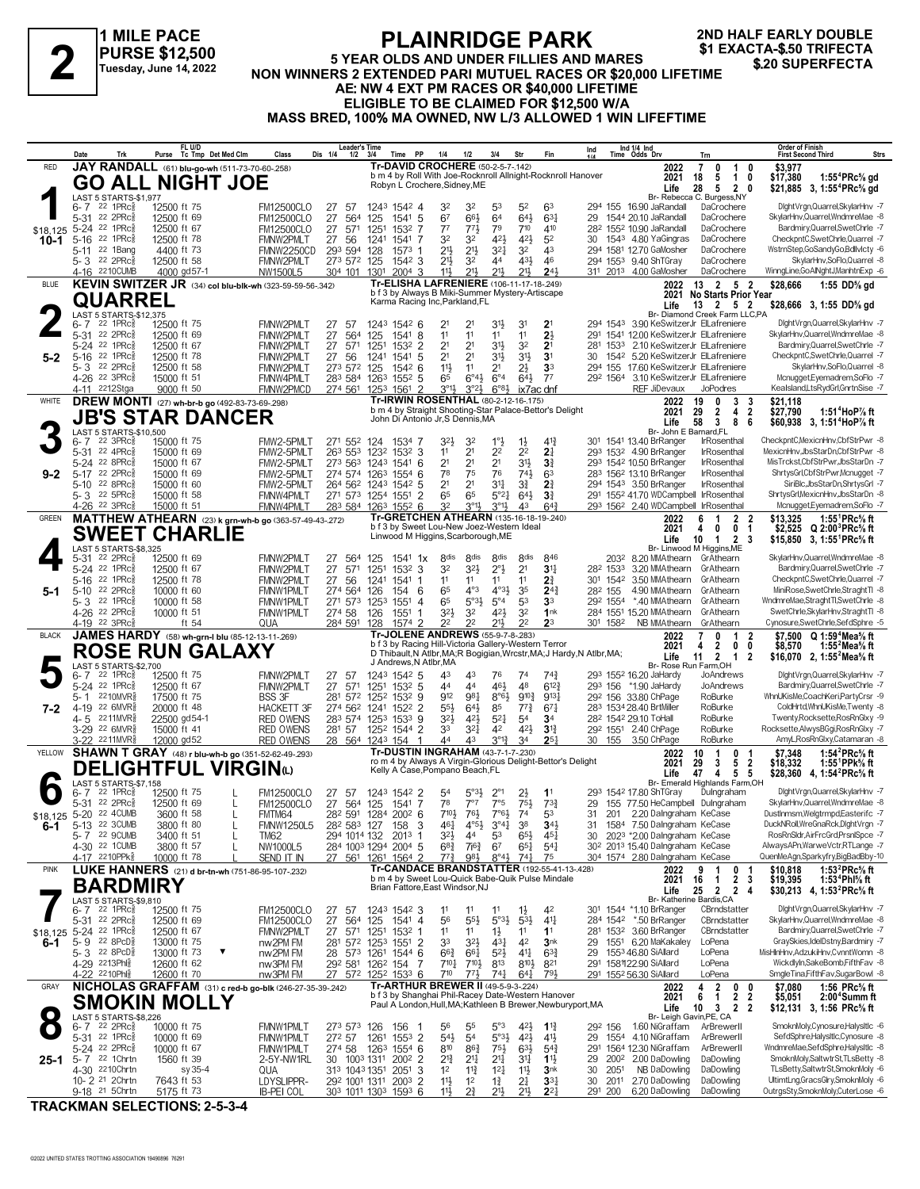# 2

**1 MILE PACE**
**PURSE $12,500**
**Tuesday, June 14, 2022**

## PLAINRIDGE PARK

**5 YEAR OLDS AND UNDER FILLIES AND MARES**
**NON WINNERS 2 EXTENDED PARI MUTUEL RACES OR $20,000 LIFETIME**
**AE: NW 4 EXT PM RACES OR $40,000 LIFETIME**
**ELIGIBLE TO BE CLAIMED FOR $12,500 W/A**
**MASS BRED, 100% MA OWNED, NW L/3 ALLOWED 1 WIN LIFETIME**

**2ND HALF EARLY DOUBLE**
**$1 EXACTA-$.50 TRIFECTA**
**$.20 SUPERFECTA**

---

### 1 — RED — 10-1 — $18,125
**JAY RANDALL** (61) blu-go-wh (511-73-70-60-.258)
**GO ALL NIGHT JOE**
Tr-DAVID CROCHERE (50-2-5-7-.142)
b m 4 by Roll With Joe-Rocknroll Allnight-Rocknroll Hanover
Robyn L Crochere,Sidney,ME
Br- Rebecca C. Burgess,NY
2022: 7 0 1 0 $3,977 | 2021: 18 5 1 0 $17,380 1:55⁴PRc⅝ gd | Life: 28 5 2 0 $21,885 3, 1:55⁴PRc⅝ gd
LAST 5 STARTS-$1,977

| Date | Trk | Purse | Class | 1/4 | 1/2 | 3/4 | Time | PP | 1/4 | 1/2 | 3/4 | Str | Fin | Ind | Odds Drv | Trn | Order of Finish |
|---|---|---|---|---|---|---|---|---|---|---|---|---|---|---|---|---|---|
| 6-7 22 1PRc⅝ | | 12500 ft 75 | FM12500CLO | 27 | 57 | 124³ | 154² | 4 | 3² | 3² | 5³ | 5² | 6³ | 29⁴ 155 | 16.90 JaRandall | DaCrochere | DlghtVrgn,Quarrel,SkylarHnv -7 |
| 5-31 22 2PRc⅝ | | 12500 ft 69 | FM12500CLO | 27 | 56⁴ | 125 | 154¹ | 5 | 6⁷ | 6⁶½ | 6⁴ | 6⁴½ | 6³¾ | 29 154⁴ | 20.10 JaRandall | DaCrochere | SkylarHnv,Quarrel,WndmreMae -8 |
| 5-24 22 1PRc⅝ | | 12500 ft 67 | FM12500CLO | 27 | 57¹ | 125¹ | 153² | 7 | 7⁷ | 7⁷½ | 7⁹ | 7¹⁰ | 4¹⁰ | 28² 155² | 10.90 JaRandall | DaCrochere | Bardmiry,Quarrel,SwetChrle -7 |
| 5-16 22 1PRc⅝ | | 12500 ft 78 | FMNW2PMLT | 27 | 56 | 124¹ | 154¹ | 7 | 3² | 3² | 4²½ | 4²½ | 5² | 30 154³ | 4.80 YaGingras | DaCrochere | CheckpntC,SwetChrle,Quarrel -7 |
| 5-11 22 1Bang | | 4400 ft 73 | FMNW2250CD | 29³ | 59⁴ | 128 | 157³ | 1 | 2¹½ | 2¹½ | 3²¼ | 3² | 4³ | 29⁴ 158¹ | 12.70 GaMosher | DaCrochere | WstrnStep,GoSandyGo,Bdllvlcty -6 |
| 5-3 22 2PRc⅝ | | 12500 ft 58 | FMNW2PMLT | 27³ | 57² | 125 | 154² | 3 | 2¹½ | 3² | 4⁴ | 4³½ | 4⁶ | 29⁴ 155³ | 9.40 ShTGray | DaCrochere | SkylarHnv,SoFlo,Quarrel -8 |
| 4-16 22 10CUMB | | 4000 gd57-1 | NW1500L5 | 30⁴ | 101 | 130¹ | 200⁴ | 3 | 1¹½ | 2¹½ | 2¹½ | 2¹½ | 2⁴½ | 31¹ 201³ | 4.00 GaMosher | DaCrochere | WinngLine,GoAlNghtJ,ManhtnExp -6 |

### 2 — BLUE — 5-2
**KEVIN SWITZER JR** (34) col blu-blk-wh (323-59-59-56-.342)
**QUARREL**
Tr-ELISHA LAFRENIERE (106-11-17-18-.249)
b f 3 by Always B Miki-Summer Mystery-Artiscape
Karma Racing Inc,Parkland,FL
Br- Diamond Creek Farm LLC,PA
2022: 13 2 5 2 $28,666 1:55 DD⅝ gd | 2021: No Starts Prior Year | Life: 13 2 5 2 $28,666 3, 1:55 DD⅝ gd
LAST 5 STARTS-$12,375

| Date | Trk | Purse | Class | 1/4 | 1/2 | 3/4 | Time | PP | 1/4 | 1/2 | 3/4 | Str | Fin | Ind | Odds Drv | Trn | Order of Finish |
|---|---|---|---|---|---|---|---|---|---|---|---|---|---|---|---|---|---|
| 6-7 22 1PRc⅝ | | 12500 ft 75 | FMNW2PMLT | 27 | 57 | 124³ | 154² | 6 | 2¹ | 2¹ | 3¹½ | 3¹ | 2¹ | 29⁴ 154³ | 3.90 KeSwitzerJr | ElLafreniere | DlghtVrgn,Quarrel,SkylarHnv -7 |
| 5-31 22 2PRc⅝ | | 12500 ft 69 | FMNW2PMLT | 27 | 56⁴ | 125 | 154¹ | 8 | 1¹ | 1¹ | 1¹ | 1¹ | 2½ | 29¹ 154¹ | 12.00 KeSwitzerJr | ElLafreniere | SkylarHnv,Quarrel,WndmreMae -8 |
| 5-24 22 1PRc⅝ | | 12500 ft 67 | FMNW2PMLT | 27 | 57¹ | 125¹ | 153² | 2 | 2¹ | 2¹ | 3¹½ | 3² | 2¹ | 28¹ 153³ | 2.10 KeSwitzerJr | ElLafreniere | Bardmiry,Quarrel,SwetChrle -7 |
| 5-16 22 1PRc⅝ | | 12500 ft 78 | FMNW2PMLT | 27 | 56 | 124¹ | 154¹ | 5 | 2¹ | 2¹ | 3¹½ | 3¹½ | 3¹ | 30 154² | 5.20 KeSwitzerJr | ElLafreniere | CheckpntC,SwetChrle,Quarrel -7 |
| 5-3 22 2PRc⅝ | | 12500 ft 58 | FMNW2PMLT | 27³ | 57² | 125 | 154² | 6 | 1¹½ | 1¹ | 2¹ | 2½ | 3³ | 29⁴ 155 | 17.60 KeSwitzerJr | ElLafreniere | SkylarHnv,SoFlo,Quarrel -8 |
| 4-26 22 3PRc⅝ | | 15000 ft 51 | FMNW4PMLT | 28³ | 58⁴ | 126³ | 155² | 5 | 6⁵ | 6°⁴½ | 6°⁴ | 6⁴½ | 7⁷ | 29² 156⁴ | 3.10 KeSwitzerJr | ElLafreniere | Mcnugget,Eyemadrem,SoFlo -7 |
| 4-11 22 12Stga | | 9000 ft 50 | FMNW2PMCD | 27⁴ | 56¹ | 125³ | 156¹ | 2 | 3°¹½ | 3°²½ | 6°⁸½ | ix7ac | dnf | | REF JiDevaux | JoPodres | Kealsland,LtsRydGrl,GnrtnSise -7 |

### 3 — WHITE — 9-2
**DREW MONTI** (27) wh-br-b go (492-83-73-69-.298)
**JB'S STAR DANCER**
Tr-IRWIN ROSENTHAL (80-2-12-16-.175)
b m 4 by Straight Shooting-Star Palace-Bettor's Delight
John Di Antonio Jr,S Dennis,MA
Br- John E Barnard,FL
2022: 19 0 3 3 $21,118 | 2021: 29 2 4 2 $27,790 1:51⁴HoP⅞ ft | Life: 58 3 8 6 $60,938 3, 1:51⁴HoP⅞ ft
LAST 5 STARTS-$10,500

| Date | Trk | Purse | Class | 1/4 | 1/2 | 3/4 | Time | PP | 1/4 | 1/2 | 3/4 | Str | Fin | Ind | Odds Drv | Trn | Order of Finish |
|---|---|---|---|---|---|---|---|---|---|---|---|---|---|---|---|---|---|
| 6-7 22 3PRc⅝ | | 15000 ft 75 | FMW2-5PMLT | 27¹ | 55² | 124 | 153⁴ | 7 | 3²½ | 3² | 1°½ | 1½ | 4¹¾ | 30¹ 154¹ | 13.40 BrRanger | IrRosenthal | CheckpntC,MexicnHnv,CbfStrPwr -8 |
| 5-31 22 4PRc⅝ | | 15000 ft 69 | FMW2-5PMLT | 26³ | 55³ | 123² | 152³ | 3 | 1¹ | 2¹ | 2² | 2² | 2½ | 29³ 153² | 4.90 BrRanger | IrRosenthal | MexicnHnv,JbsStarDn,CbfStrPwr -8 |
| 5-24 22 8PRc⅝ | | 15000 ft 67 | FMW2-5PMLT | 27³ | 56³ | 124³ | 154¹ | 6 | 2¹ | 2¹ | 2¹ | 3¹½ | 3¾ | 29³ 154² | 10.50 BrRanger | IrRosenthal | MisTrckst,CbfStrPwr,JbsStarDn -7 |
| 5-17 22 2PRc⅝ | | 15000 ft 69 | FMW2-5PMLT | 27⁴ | 57⁴ | 126³ | 155⁴ | 8 | 7⁸ | 7⁵ | 7⁶ | 7⁴½ | 6³ | 28³ 156² | 13.10 BrRanger | IrRosenthal | ShrtysGrl,CbfStrPwr,Mcnugget -7 |
| 5-10 22 8PRc⅝ | | 15000 ft 60 | FMW2-5PMLT | 26⁴ | 56² | 124³ | 154² | 5 | 2¹ | 2¹ | 3¹½ | 3¾ | 2¾ | 29⁴ 154³ | 3.50 BrRanger | IrRosenthal | SiriBlc,JbsStarDn,ShrtysGrl -7 |
| 5-3 22 5PRc⅝ | | 15000 ft 58 | FMNW4PMLT | 27¹ | 57³ | 125⁴ | 155¹ | 2 | 6⁵ | 6⁵ | 5°²½ | 6⁴½ | 3¾ | 29¹ 155² | 41.70 WDCampbell | IrRosenthal | ShrtysGrl,MexicnHnv,JbsStarDn -8 |
| 4-26 22 3PRc⅝ | | 15000 ft 51 | FMNW4PMLT | 28³ | 58⁴ | 126³ | 155² | 6 | 3² | 3°¹½ | 3°¹½ | 4³ | 6⁴¾ | 29³ 156² | 2.40 WDCampbell | IrRosenthal | Mcnugget,Eyemadrem,SoFlo -7 |

### 4 — GREEN — 5-1
**MATTHEW ATHEARN** (23) k grn-wh-b go (363-57-49-43-.272)
**SWEET CHARLIE**
Tr-GRETCHEN ATHEARN (135-16-18-19-.240)
b f 3 by Sweet Lou-New Joez-Western Ideal
Linwood M Higgins,Scarborough,ME
Br- Linwood M Higgins,ME
2022: 6 1 2 2 $13,325 1:55¹PRc⅝ ft | 2021: 4 0 0 1 $2,525 Q 2:00³PRc⅝ ft | Life: 10 1 2 3 $15,850 3, 1:55¹PRc⅝ ft
LAST 5 STARTS-$8,325

| Date | Trk | Purse | Class | 1/4 | 1/2 | 3/4 | Time | PP | 1/4 | 1/2 | 3/4 | Str | Fin | Ind | Odds Drv | Trn | Order of Finish |
|---|---|---|---|---|---|---|---|---|---|---|---|---|---|---|---|---|---|
| 5-31 22 2PRc⅝ | | 12500 ft 69 | FMNW2PMLT | 27 | 56⁴ | 125 | 154¹ | 1x | 8dis | 8dis | 8dis | 8dis | 8⁴⁶ | 203² | 8.20 MMAthearn | GrAthearn | SkylarHnv,Quarrel,WndmreMae -8 |
| 5-24 22 1PRc⅝ | | 12500 ft 67 | FMNW2PMLT | 27 | 57¹ | 125¹ | 153² | 3 | 3² | 3²½ | 2°½ | 2¹ | 3¹¼ | 28² 153³ | 3.20 MMAthearn | GrAthearn | Bardmiry,Quarrel,SwetChrle -7 |
| 5-16 22 1PRc⅝ | | 12500 ft 78 | FMNW2PMLT | 27 | 56 | 124¹ | 154¹ | 1 | 1¹ | 1¹ | 1¹ | 1¹ | 2¾ | 30¹ 154² | 3.50 MMAthearn | GrAthearn | CheckpntC,SwetChrle,Quarrel -7 |
| 5-10 22 2PRc⅝ | | 10000 ft 60 | FMNW1PMLT | 27⁴ | 56⁴ | 126 | 154 | 6 | 6⁵ | 4°³ | 4°³½ | 3⁵ | 2⁴¾ | 28² 155 | 4.90 MMAthearn | GrAthearn | MiniRose,SwetChrle,StraghtTl -8 |
| 5-3 22 1PRc⅝ | | 10000 ft 58 | FMNW1PMLT | 27¹ | 57³ | 125³ | 155¹ | 4 | 6⁵ | 5°³½ | 5°⁴ | 5³ | 3³ | 29² 155⁴ | *.40 MMAthearn | GrAthearn | WndmreMae,StraghtTl,SwetChrle -8 |
| 4-26 22 2PRc⅝ | | 10000 ft 51 | FMNW1PMLT | 27⁴ | 58 | 126 | 155¹ | 1 | 3²½ | 3² | 4²½ | 3² | 1nk | 28⁴ 155¹ | 15.20 MMAthearn | GrAthearn | SwetChrle,SkylarHnv,StraghtTl -8 |
| 4-19 22 3PRc⅝ | | ft 54 | QUA | 28⁴ | 59¹ | 128 | 157⁴ | 2 | 2² | 2² | 2¹½ | 2² | 2³ | 30¹ 158² | NB MMAthearn | GrAthearn | Cynosure,SwetChrle,SefdSphre -5 |

### 5 — BLACK — 7-2
**JAMES HARDY** (58) wh-grn-l blu (85-12-13-11-.269)
**ROSE RUN GALAXY**
Tr-JOLENE ANDREWS (55-9-7-8-.283)
b f 3 by Racing Hill-Victoria Gallery-Western Terror
D Thibault,N Atlbr,MA;R Bogigian,Wrcstr,MA;J Hardy,N Atlbr,MA;
J Andrews,N Atlbr,MA
Br- Rose Run Farm,OH
2022: 7 0 1 2 $7,500 Q 1:59⁴Mea⅝ ft | 2021: 4 2 0 0 $8,570 1:55²Mea⅝ ft | Life: 11 2 1 2 $16,070 2, 1:55²Mea⅝ ft
LAST 5 STARTS-$2,700

| Date | Trk | Purse | Class | 1/4 | 1/2 | 3/4 | Time | PP | 1/4 | 1/2 | 3/4 | Str | Fin | Ind | Odds Drv | Trn | Order of Finish |
|---|---|---|---|---|---|---|---|---|---|---|---|---|---|---|---|---|---|
| 6-7 22 1PRc⅝ | | 12500 ft 75 | FMNW2PMLT | 27 | 57 | 124³ | 154² | 5 | 4³ | 4³ | 7⁶ | 7⁴ | 7⁴¾ | 29³ 155² | 16.20 JaHardy | JoAndrews | DlghtVrgn,Quarrel,SkylarHnv -7 |
| 5-24 22 1PRc⅝ | | 12500 ft 67 | FMNW2PMLT | 27 | 57¹ | 125¹ | 153² | 5 | 4⁴ | 4⁴ | 4⁶½ | 4⁸ | 6¹²¾ | 29³ 156 | *1.90 JaHardy | JoAndrews | Bardmiry,Quarrel,SwetChrle -7 |
| 5-1 22 10MVR⅝ | | 17500 ft 75 | BSS 3F | 28¹ | 57² | 125² | 153² | 9 | 9¹² | 9⁸½ | 8°⁶½ | 9¹⁰¾ | 9¹³¼ | 29² 156 | 33.80 ChPage | RoBurke | WhnUKisMe,CoachKeri,PartyCrsr -9 |
| 4-19 22 6MVR⅝ | | 20000 ft 48 | HACKETT 3F | 27⁴ | 56² | 124¹ | 152² | 2 | 5⁵½ | 6⁴½ | 8⁵ | 7⁷¾ | 6⁷¼ | 28³ 153⁴ | 28.40 BrtMiller | RoBurke | ColdHrtd,WhnUKisMe,Twenty -8 |
| 4-5 22 11MVR⅝ | | 22500 gd54-1 | RED OWENS | 28³ | 57⁴ | 125³ | 153³ | 9 | 3²½ | 4²½ | 5²½ | 5⁴ | 3⁴ | 28² 154² | 29.10 ToHall | RoBurke | Twenty,Rocksette,RosRnGlxy -9 |
| 3-29 22 6MVR⅝ | | 15000 ft 41 | RED OWENS | 28¹ | 57 | 125² | 154⁴ | 2 | 3³ | 3²½ | 4² | 4²½ | 3¹¾ | 29² 155¹ | 2.40 ChPage | RoBurke | Rocksette,AlwysBGgi,RosRnGlxy -7 |
| 3-22 22 11MVR⅝ | | 12000 gd52 | RED OWENS | 28 | 56⁴ | 124³ | 154 | 1 | 4⁴ | 4³ | 3°¹½ | 3⁴ | 2⁵½ | 30 155 | 3.50 ChPage | RoBurke | AmyL,RosRnGlxy,Catamaran -8 |

### 6 — YELLOW — 6-1 — $18,125
**SHAWN T GRAY** (48) r blu-wh-b go (351-52-62-49-.293)
**DELIGHTFUL VIRGIN(L)**
Tr-DUSTIN INGRAHAM (43-7-1-7-.230)
ro m 4 by Always A Virgin-Glorious Delight-Bettor's Delight
Kelly A Case,Pompano Beach,FL
Br- Emerald Highlands Farm,OH
2022: 10 1 0 1 $7,348 1:54²PRc⅝ ft | 2021: 29 3 5 2 $18,332 1:55¹PPk⅝ ft | Life: 47 4 5 5 $28,360 4, 1:54²PRc⅝ ft
LAST 5 STARTS-$7,158

| Date | Trk | Purse | | Class | 1/4 | 1/2 | 3/4 | Time | PP | 1/4 | 1/2 | 3/4 | Str | Fin | Ind | Odds Drv | Trn | Order of Finish |
|---|---|---|---|---|---|---|---|---|---|---|---|---|---|---|---|---|---|---|
| 6-7 22 1PRc⅝ | | 12500 ft 75 | L | FM12500CLO | 27 | 57 | 124³ | 154² | 7 | 5⁴ | 5°³½ | 2°¹ | 2½ | 1¹ | 29³ 154² | 17.80 ShTGray | DuIngraham | DlghtVrgn,Quarrel,SkylarHnv -7 |
| 5-31 22 2PRc⅝ | | 12500 ft 69 | L | FM12500CLO | 27 | 56⁴ | 125 | 154¹ | 7 | 7⁸ | 7°⁷ | 7°⁵ | 7⁵½ | 7³¾ | 29 155 | 77.50 HeCampbell | DuIngraham | SkylarHnv,Quarrel,WndmreMae -8 |
| 5-20 22 4CUMB | | 3600 ft 58 | L | FMTM64 | 28² | 59¹ | 128⁴ | 200² | 6 | 7¹⁰½ | 7⁶½ | 7°⁶½ | 7⁴ | 5³ | 31 201 | 2.20 DaIngraham | KeCase | Dustlnmsn,Welgtrmpd,Easterifc -7 |
| 5-13 22 3CUMB | | 3800 ft 80 | L | FMNW1250L5 | 28² | 58³ | 127 | 158 | 3 | 4⁶½ | 4°⁵½ | 3°⁴½ | 3⁸ | 3⁴½ | 31 158⁴ | 7.50 DaIngraham | KeCase | DuckNRoll,WreGnaRck,DlghtVrgn -7 |
| 5-7 22 9CUMB | | 3400 ft 51 | L | TM62 | 29⁴ | 101⁴ | 132 | 201³ | 1 | 3²½ | 4⁴ | 5³ | 6⁵½ | 4⁵¼ | 30 202³ | *2.00 DaIngraham | KeCase | RosRnSldr,AirFrcGrd,PrsnlSpce -7 |
| 4-30 22 1CUMB | | 3800 ft 57 | L | NW1000L5 | 28⁴ | 100³ | 129⁴ | 200⁴ | 5 | 6⁸½ | 7⁶½ | 6⁷ | 6⁵½ | 5⁴¼ | 30² 201³ | 15.40 DaIngraham | KeCase | AlwaysAPn,WarweVctr,RTLange -7 |
| 4-17 22 10PPk⅝ | | 10000 ft 78 | L | SEND IT IN | 27 | 56¹ | 126¹ | 156⁴ | 2 | 7⁷½ | 9⁸½ | 8°⁴½ | 7⁴½ | 7⁵ | 30⁴ 157⁴ | 2.80 DaIngraham | KeCase | QuenMeAgn,Sparkyfry,BigBadBby -10 |

### 7 — PINK — 6-1 — $18,125
**LUKE HANNERS** (21) d br-tn-wh (751-86-95-107-.232)
**BARDMIRY**
Tr-CANDACE BRANDSTATTER (192-55-41-13-.428)
b m 4 by Sweet Lou-Quick Babe-Quik Pulse Mindale
Brian Fattore,East Windsor,NJ
Br- Katherine Bardis,CA
2022: 9 1 0 1 $10,818 1:53²PRc⅝ ft | 2021: 16 1 2 3 $19,395 1:53⁴Phl⅝ ft | Life: 25 2 2 4 $30,213 4, 1:53²PRc⅝ ft
LAST 5 STARTS-$9,810

| Date | Trk | Purse | | Class | 1/4 | 1/2 | 3/4 | Time | PP | 1/4 | 1/2 | 3/4 | Str | Fin | Ind | Odds Drv | Trn | Order of Finish |
|---|---|---|---|---|---|---|---|---|---|---|---|---|---|---|---|---|---|---|
| 6-7 22 1PRc⅝ | | 12500 ft 75 | | FM12500CLO | 27 | 57 | 124³ | 154² | 3 | 1¹ | 1¹ | 1¹ | 1½ | 4² | 30¹ 154⁴ | *1.10 BrRanger | CBrndstatter | DlghtVrgn,Quarrel,SkylarHnv -7 |
| 5-31 22 2PRc⅝ | | 12500 ft 69 | | FM12500CLO | 27 | 56⁴ | 125 | 154¹ | 4 | 5⁶ | 5⁵½ | 5°³½ | 5³½ | 4¹½ | 28⁴ 154² | *.50 BrRanger | CBrndstatter | SkylarHnv,Quarrel,WndmreMae -8 |
| 5-24 22 1PRc⅝ | | 12500 ft 67 | | FMNW2PMLT | 27 | 57¹ | 125¹ | 153² | 1 | 1¹ | 1¹ | 1½ | 1¹ | 1¹ | 28¹ 153² | 3.60 BrRanger | CBrndstatter | Bardmiry,Quarrel,SwetChrle -7 |
| 5-9 22 8PcD⅝ | | 13000 ft 75 | | nw2PM FM | 28¹ | 57² | 125³ | 155¹ | 2 | 3³ | 3²½ | 4³½ | 4² | 3nk | 29 155¹ | 6.20 MaKakaley | LoPena | GraySkies,IdelDstny,Bardmiry -7 |
| 5-3 22 8PcD⅝ | | 13000 ft 73 | ▼ | nw2PM FM | 28 | 57³ | 126¹ | 154⁴ | 6 | 6⁶½ | 6⁶½ | 5²½ | 4¹½ | 6³¾ | 29 155³ | 46.80 SiAllard | LoPena | MisHlnHnv,AdzukiHnv,CvnntWomn -8 |
| 4-29 22 13Phl⅝ | | 12600 ft 62 | | nw3PM FM | 29² | 58¹ | 126² | 154 | 7 | 7¹⁰½ | 7¹⁰½ | 8¹³ | 8¹⁰½ | 8²¹ | 29¹ 158¹ | 122.90 SiAllard | LoPena | Wickdlyln,SakeBomb,FifthFav -8 |
| 4-22 22 10Phl⅝ | | 12600 ft 70 | | nw3PM FM | 27 | 57² | 125² | 153³ | 6 | 7¹⁰ | 7⁷½ | 7⁴¼ | 6⁴¼ | 7⁹½ | 29¹ 155² | 56.30 SiAllard | LoPena | SmgleTina,FifthFav,SugarBowl -8 |

### 8 — GRAY — 25-1
**NICHOLAS GRAFFAM** (31) c red-b go-blk (246-27-35-39-.242)
**SMOKIN MOLLY**
Tr-ARTHUR BREWER II (49-5-9-3-.224)
b f 3 by Shanghai Phil-Racey Date-Western Hanover
Paul A London,Hull,MA;Kathleen B Brewer,Newburyport,MA
Br- Leigh Gavin,PE, CA
2022: 4 2 0 0 $7,080 1:56 PRc⅝ ft | 2021: 6 1 2 2 $5,051 2:00⁴Summ ft | Life: 10 3 2 2 $12,131 3, 1:56 PRc⅝ ft
LAST 5 STARTS-$8,226

| Date | Trk | Purse | Class | 1/4 | 1/2 | 3/4 | Time | PP | 1/4 | 1/2 | 3/4 | Str | Fin | Ind | Odds Drv | Trn | Order of Finish |
|---|---|---|---|---|---|---|---|---|---|---|---|---|---|---|---|---|---|
| 6-7 22 2PRc⅝ | | 10000 ft 75 | FMNW1PMLT | 27³ | 57³ | 126 | 156 | 1 | 5⁶ | 5⁵ | 5°³ | 4²½ | 1¹¾ | 29² 156 | 1.60 NiGraffam | ArBrewerII | SmoknMoly,Cynosure,HalysIltc -6 |
| 5-31 22 1PRc⅝ | | 10000 ft 69 | FMNW1PMLT | 27² | 57 | 126¹ | 155³ | 2 | 5⁴½ | 5⁴ | 5°³½ | 4²½ | 4¹½ | 29 155⁴ | 4.10 NiGraffam | ArBrewerII | SefdSphre,HalysIltc,Cynosure -8 |
| 5-24 22 2PRc⅝ | | 10000 ft 67 | FMNW1PMLT | 27⁴ | 58 | 126³ | 155⁴ | 6 | 8¹⁰ | 8⁶½ | 7⁵½ | 6³½ | 5⁴¾ | 29¹ 156⁴ | 12.30 NiGraffam | ArBrewerII | WndmreMae,SefdSphre,HalysIltc -8 |
| 5-7 22 1Chrtn | | 1560 ft 39 | 2-5Y-NW1RL | 30 | 100³ | 131¹ | 200² | 2 | 2¹¾ | 2¹½ | 2¹¼ | 3¹¼ | 1¹½ | 29 200² | 2.00 DaDowling | DaDowling | SmoknMoly,SaltwtrSt,TLsBetty -8 |
| 4-30 22 10Chrtn | | sy35-4 | QUA | 31³ | 104³ | 135¹ | 205¹ | 3 | 1² | 1¹½ | 1²½ | 1¹½ | 3nk | 30 205¹ | NB DaDowling | DaDowling | TLsBetty,SaltwtrSt,SmoknMoly -6 |
| 10-2 21 2Chrtn | | 7643 ft 53 | LDYSLIPPR- | 29² | 100¹ | 131¹ | 200³ | 2 | 1½ | 1² | 1¾ | 2¾ | 3³¼ | 30 201¹ | 2.70 DaDowling | DaDowling | UltimtLng,GracsGlry,SmoknMoly -6 |
| 9-18 21 5Chrtn | | 5175 ft 73 | IB-PEI COL | 30³ | 101¹ | 130³ | 159³ | 6 | 1½ | 2¾ | 2¹½ | 2¹½ | 2²¼ | 29¹ 200 | 6.20 DaDowling | DaDowling | OutrgsSty,SmoknMoly,CuterLose -6 |

**TRACKMAN SELECTIONS: 2-5-3-4**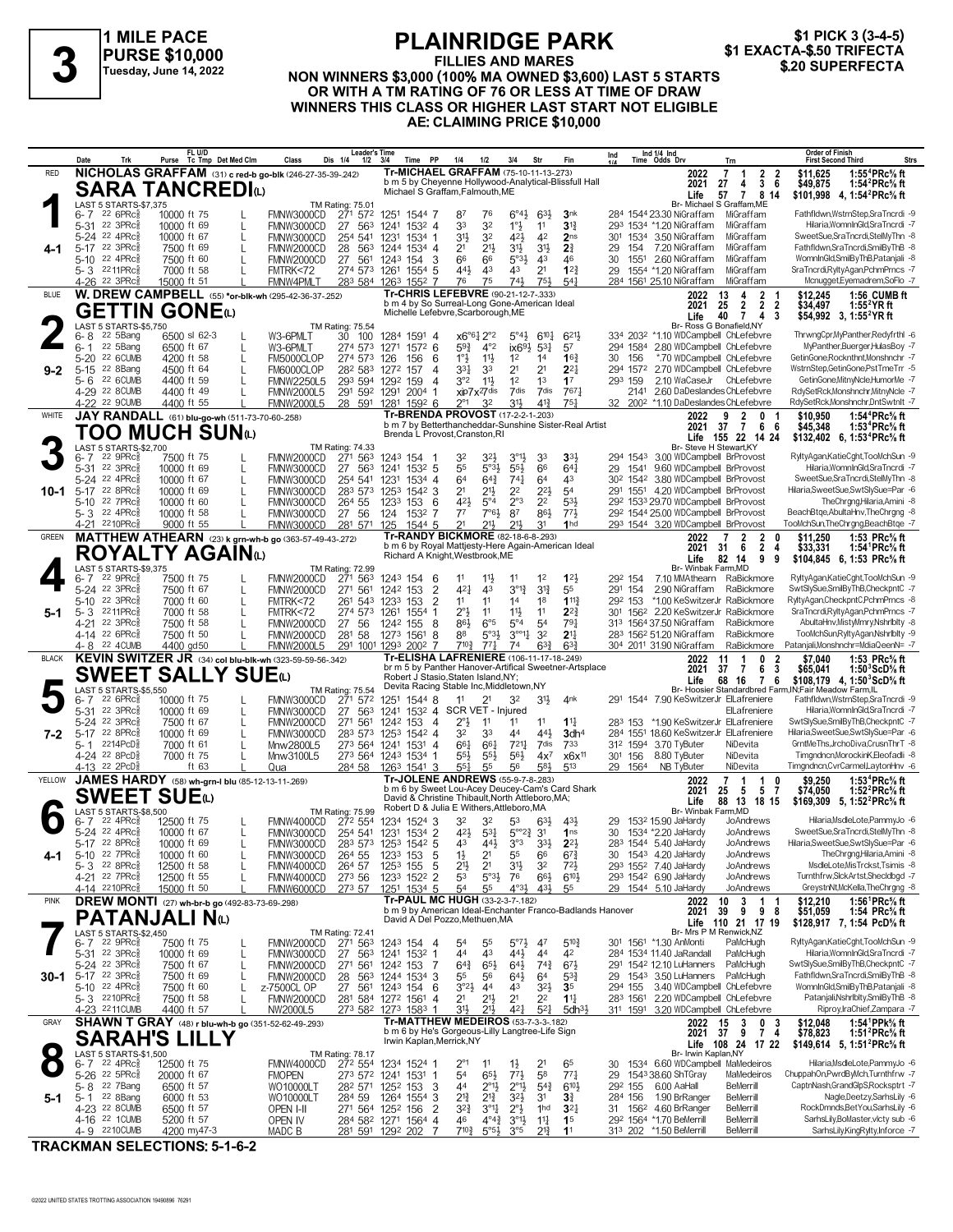# PLAINRIDGE PARK

**3** — 1 MILE PACE — PURSE $10,000 — Tuesday, June 14, 2022

**FILLIES AND MARES**
**NON WINNERS $3,000 (100% MA OWNED $3,600) LAST 5 STARTS OR WITH A TM RATING OF 76 OR LESS AT TIME OF DRAW**
**WINNERS THIS CLASS OR HIGHER LAST START NOT ELIGIBLE**
**AE: CLAIMING PRICE $10,000**

$1 PICK 3 (3-4-5) — $1 EXACTA-$.50 TRIFECTA — $.20 SUPERFECTA

---

## 1 — RED — SARA TANCREDI(L) — 4-1

**NICHOLAS GRAFFAM** (31) c red-b go-blk (246-27-35-39-.242)
Tr-MICHAEL GRAFFAM (75-10-11-13-.273)
b m 5 by Cheyenne Hollywood-Analytical-Blissfull Hall
Michael S Graffam,Falmouth,ME
Br- Michael S Graffam,ME

2022: 7 1 2 2 $11,625 1:55⁴PRc⅝ ft
2021: 27 4 3 6 $49,875 1:54²PRc⅝ ft
Life: 57 7 8 14 $101,998 4, 1:54²PRc⅝ ft

LAST 5 STARTS-$7,375 — TM Rating: 75.01

| Date | Trk | Purse | Class | Time | PP | 1/4 | 1/2 | 3/4 | Str | Fin | Last Q | Time | Odds | Drv | Trn | Order of Finish |
|---|---|---|---|---|---|---|---|---|---|---|---|---|---|---|---|---|
| 6-7 22 6PRc⅝ | ft 75 | 10000 | FMNW3000CD | 27¹ 57² 125¹ 154⁴ | 7 | 8⁷ | 7⁶ | 6°⁴½ | 6³½ | 3nk | 28⁴ | 154⁴ | 23.30 | NiGraffam | MiGraffam | Fathfldwn,WstrnStep,SraTncrdi -9 |
| 5-31 22 3PRc⅝ | ft 69 | 10000 | FMNW3000CD | 27 56³ 124¹ 153² | 4 | 3³ | 3² | 1°½ | 1¹ | 3¼ | 29³ | 153⁴ | *1.20 | NiGraffam | MiGraffam | Hilaria,WomnInGld,SraTncrdi -7 |
| 5-24 22 4PRc⅝ | ft 67 | 10000 | FMNW3000CD | 25⁴ 54¹ 123¹ 153⁴ | 1 | 3½ | 3² | 4²½ | 4² | 2ns | 30¹ | 153⁴ | 3.50 | NiGraffam | MiGraffam | SweetSue,SraTncrdi,StelMyThn -8 |
| 5-17 22 3PRc⅝ | ft 69 | 7500 | FMNW2000CD | 28 56³ 124⁴ 153⁴ | 4 | 2¹ | 2½ | 3½ | 3½ | 2¾ | 29 | 154 | 7.20 | NiGraffam | MiGraffam | Fathfldwn,SraTncrdi,SmilByThB -8 |
| 5-10 22 4PRc⅝ | ft 60 | 7500 | FMNW2000CD | 27 56¹ 124³ 154 | 3 | 6⁶ | 6⁶ | 5°³½ | 4³ | 4⁶ | 30 | 155¹ | 2.60 | NiGraffam | MiGraffam | WomnInGld,SmilByThB,Patanjali -8 |
| 5-3 22 11PRc⅝ | ft 58 | 7000 | FMTRK<72 | 27⁴ 57³ 126¹ 155⁴ | 5 | 4⁴½ | 4³ | 4³ | 2¹ | 1²¾ | 29 | 155⁴ | *1.20 | NiGraffam | MiGraffam | SraTncrdi,RyltyAgan,PchmPrncs -7 |
| 4-26 22 3PRc⅝ | ft 51 | 15000 | FMNW4PMLT | 28³ 58⁴ 126³ 155² | 7 | 7⁶ | 7⁵ | 7⁴½ | 7⁵½ | 5⁴¼ | 28⁴ | 156¹ | 25.10 | NiGraffam | MiGraffam | Mcnugget,Eyemadrem,SoFlo -7 |

## 2 — BLUE — GETTIN GONE(L) — 9-2

**W. DREW CAMPBELL** (55) *or-blk-wh (295-42-36-37-.252)
Tr-CHRIS LEFEBVRE (90-21-12-7-.333)
b m 4 by So Surreal-Long Gone-American Ideal
Michelle Lefebvre,Scarborough,ME
Br- Ross G Bonafield,NY

2022: 13 4 2 1 $12,245 1:56 CUMB ft
2021: 25 2 2 2 $34,497 1:55²YR ft
Life: 40 7 4 3 $54,992 3, 1:55²YR ft

LAST 5 STARTS-$5,750 — TM Rating: 75.54

| Date | Trk | Purse | Class | Time | PP | 1/4 | 1/2 | 3/4 | Str | Fin | Last Q | Time | Odds | Drv | Trn | Order of Finish |
|---|---|---|---|---|---|---|---|---|---|---|---|---|---|---|---|---|
| 6-8 22 5Bang | sl 62-3 | 6500 | W3-6PMLT | 30 100 128⁴ 159¹ | 4 | x6°⁶¾ | 2°² | 5°⁴½ | 6¹⁰¾ | 6²¹½ | 33⁴ | 203² | *1.10 | WDCampbell | ChLefebvre | ThrwngCpr,MyPanther,Redyfrthl -6 |
| 6-1 22 5Bang | ft 67 | 6500 | W3-6PMLT | 27⁴ 57³ 127¹ 157² | 6 | 5⁹¾ | 4°² | ix6⁹½ | 5³½ | 5⁷ | 29⁴ | 158⁴ | 2.80 | WDCampbell | ChLefebvre | MyPanther,Buerger,HulasBoy -7 |
| 5-20 22 6CUMB | ft 58 | 4200 | FM5000CLOP | 27⁴ 57³ 126 156 | 6 | 1°½ | 1½ | 1² | 1⁴ | 1⁶¾ | 30 | 156 | *.70 | WDCampbell | ChLefebvre | GetinGone,Rocknthnt,Monshnchr -7 |
| 5-15 22 8Bang | ft 64 | 4500 | FM6000CLOP | 28² 58³ 127² 157 | 4 | 3³½ | 3³ | 2¹ | 2¹ | 2²½ | 29⁴ | 157² | 2.70 | WDCampbell | ChLefebvre | WstrnStep,GetinGone,PstTmeTrr -5 |
| 5-6 22 6CUMB | ft 59 | 4400 | FMNW2250L5 | 29³ 59⁴ 129² 159 | 4 | 3°² | 1½ | 1² | 1³ | 1⁷ | 29³ | 159 | 2.10 | WaCaseJr | ChLefebvre | GetinGone,MitnyNcle,HumorMe -7 |
| 4-29 22 8CUMB | ft 49 | 4400 | FMNW2000L5 | 29¹ 59² 129¹ 200⁴ | 1 | xip7x²⁷dis | 7dis | 7dis | 7⁶⁷¼ | | | 214¹ | 2.60 | DaDeslandes | ChLefebvre | RdySetRck,Monshnchr,MitnyNcle -7 |
| 4-22 22 9CUMB | ft 55 | 4400 | FMNW2000L5 | 28 59¹ 128¹ 159² | 6 | 2°¹ | 3² | 3½ | 4¹¾ | 7⁵¾ | 32 | 200² | *1.10 | DaDeslandes | ChLefebvre | RdySetRck,Monshnchr,DntSwtnlt -7 |

## 3 — WHITE — TOO MUCH SUN(L) — 10-1

**JAY RANDALL** (61) blu-go-wh (511-73-70-60-.258)
Tr-BRENDA PROVOST (17-2-2-1-.203)
b m 7 by Betterthancheddar-Sunshine Sister-Real Artist
Brenda L Provost,Cranston,RI
Br- Steve H Stewart,KY

2022: 9 2 0 1 $10,950 1:54⁴PRc⅝ ft
2021: 37 7 6 6 $45,348 1:53⁴PRc⅝ ft
Life: 155 22 14 24 $132,402 6, 1:53⁴PRc⅝ ft

LAST 5 STARTS-$2,700 — TM Rating: 74.33

| Date | Trk | Purse | Class | Time | PP | 1/4 | 1/2 | 3/4 | Str | Fin | Last Q | Time | Odds | Drv | Trn | Order of Finish |
|---|---|---|---|---|---|---|---|---|---|---|---|---|---|---|---|---|
| 6-7 22 9PRc⅝ | ft 75 | 7500 | FMNW2000CD | 27¹ 56³ 124³ 154 | 1 | 3² | 3²½ | 3°¹½ | 3³ | 3³½ | 29⁴ | 154³ | 3.00 | WDCampbell | BrProvost | RyltyAgan,KatieCght,TooMchSun -9 |
| 5-31 22 3PRc⅝ | ft 69 | 10000 | FMNW3000CD | 27 56³ 124¹ 153² | 5 | 5⁵ | 5°³½ | 5⁵½ | 6⁶ | 6⁴¾ | 29 | 154¹ | 9.60 | WDCampbell | BrProvost | Hilaria,WomnInGld,SraTncrdi -7 |
| 5-24 22 4PRc⅝ | ft 67 | 10000 | FMNW3000CD | 25⁴ 54¹ 123¹ 153⁴ | 6 | 6⁴ | 6⁴¾ | 7⁴¼ | 6⁴ | 4³ | 30² | 154² | 3.80 | WDCampbell | BrProvost | SweetSue,SraTncrdi,StelMyThn -8 |
| 5-17 22 8PRc⅝ | ft 69 | 10000 | FMNW3000CD | 28³ 57³ 125³ 154² | 3 | 2¹ | 2½ | 2² | 2²½ | 5⁴ | 29¹ | 155¹ | 4.20 | WDCampbell | BrProvost | Hilaria,SweetSue,SwtSlySue=Par -6 |
| 5-10 22 7PRc⅝ | ft 60 | 10000 | FMNW3000CD | 26⁴ 55 123³ 153 | 6 | 4²½ | 5°⁴ | 2°³ | 2² | 5³½ | 29² | 153³ | 29.70 | WDCampbell | BrProvost | TheChrgng,Hilaria,Amini -8 |
| 5-3 22 4PRc⅝ | ft 58 | 10000 | FMNW3000CD | 27 56 124 153² | 7 | 7⁷ | 7°⁶½ | 8⁷ | 8⁶½ | 7⁷½ | 29² | 154⁴ | 25.00 | WDCampbell | BrProvost | BeachBtqe,HlariaTheChrgng -8 |
| 4-21 22 10PRc⅝ | ft 55 | 9000 | FMNW3000CD | 28¹ 57¹ 125 154⁴ | 5 | 2¹ | 2½ | 2½ | 3¹ | 1hd | 29³ | 154⁴ | 3.20 | WDCampbell | BrProvost | TooMchSun,TheChrgng,BeachBtqe -7 |

## 4 — GREEN — ROYALTY AGAIN(L) — 5-1

**MATTHEW ATHEARN** (23) k grn-wh-b go (363-57-49-43-.272)
Tr-RANDY BICKMORE (82-18-6-8-.293)
b m 6 by Royal Mattjesty-Here Again-American Ideal
Richard A Knight,Westbrook,ME
Br- Winbak Farm,MD

2022: 7 2 2 0 $11,250 1:53 PRc⅝ ft
2021: 31 6 2 4 $33,331 1:54¹PRc⅝ ft
Life: 82 14 9 9 $104,845 6, 1:53 PRc⅝ ft

LAST 5 STARTS-$9,375 — TM Rating: 72.99

| Date | Trk | Purse | Class | Time | PP | 1/4 | 1/2 | 3/4 | Str | Fin | Last Q | Time | Odds | Drv | Trn | Order of Finish |
|---|---|---|---|---|---|---|---|---|---|---|---|---|---|---|---|---|
| 6-7 22 9PRc⅝ | ft 75 | 7500 | FMNW2000CD | 27¹ 56³ 124³ 154 | 6 | 1¹ | 1¹½ | 1¹ | 1² | 1²½ | 29² | 154 | 7.10 | MMAthearn | RaBickmore | RyltyAgan,KatieCght,TooMchSun -9 |
| 5-24 22 3PRc⅝ | ft 67 | 7500 | FMNW2000CD | 27¹ 56¹ 124² 153 | 2 | 4²½ | 4³ | 3°¹¾ | 3¹¾ | 5⁵ | 29¹ | 154 | 2.90 | NiGraffam | RaBickmore | SwtSlySue,SmilByThB,CheckpntC -7 |
| 5-10 22 3PRc⅝ | ft 60 | 7000 | FMTRK<72 | 26¹ 54³ 123³ 153 | 2 | 1¹ | 1¹ | 1⁴ | 1⁸ | 1¹¹¾ | 29² | 153 | *1.00 | KeSwitzerJr | RaBickmore | RyltyAgan,CheckpntC,PchmPrncs -8 |
| 5-3 22 11PRc⅝ | ft 58 | 7000 | FMTRK<72 | 27⁴ 57³ 126¹ 155⁴ | 1 | 2°½ | 1¹ | 1½ | 1¹ | 2²¾ | 30¹ | 156² | 2.20 | KeSwitzerJr | RaBickmore | SraTncrdi,RyltyAgan,PchmPrncs -7 |
| 4-21 22 3PRc⅝ | ft 58 | 7500 | FMNW2000CD | 27 56 124² 155 | 8 | 8⁶½ | 6°⁵ | 5°⁴ | 5⁴ | 7⁹¼ | 31³ | 156⁴ | 37.50 | NiGraffam | RaBickmore | AbultaHnv,MistyMmry,Nshrlblty -8 |
| 4-14 22 6PRc⅝ | ft 50 | 7500 | FMNW2000CD | 28¹ 58 127³ 156¹ | 8 | 8⁸ | 5°³½ | 3°°¹½ | 3² | 2¼ | 28³ | 156² | 51.20 | NiGraffam | RaBickmore | TooMchSun,RyltyAgan,Nshrlblty -9 |
| 4-8 22 4CUMB | gd 50 | 4400 | FMNW2000L5 | 29¹ 100¹ 129³ 200² | 7 | 7¹⁰½ | 7⁷½ | 7⁴ | 6³½ | 6³½ | 30⁴ | 201¹ | 31.90 | NiGraffam | RaBickmore | Patanjali,Monshnchr=MdiaQeenN= -7 |

## 5 — BLACK — SWEET SALLY SUE(L) — 7-2

**KEVIN SWITZER JR** (34) col blu-blk-wh (323-59-59-56-.342)
Tr-ELISHA LAFRENIERE (106-11-17-18-.249)
br m 5 by Panther Hanover-Artifical Sweetner-Artsplace
Robert J Stasio,Staten Island,NY;
Devita Racing Stable Inc,Middletown,NY
Br- Hoosier Standardbred Farm,IN;Fair Meadow Farm,IL

2022: 11 1 0 2 $7,040 1:53 PRc⅝ ft
2021: 37 7 6 3 $65,041 1:50³ScD⅝ ft
Life: 68 16 7 6 $108,179 4, 1:50³ScD⅝ ft

LAST 5 STARTS-$5,550 — TM Rating: 75.54

| Date | Trk | Purse | Class | Time | PP | 1/4 | 1/2 | 3/4 | Str | Fin | Last Q | Time | Odds | Drv | Trn | Order of Finish |
|---|---|---|---|---|---|---|---|---|---|---|---|---|---|---|---|---|
| 6-7 22 6PRc⅝ | ft 75 | 10000 | FMNW3000CD | 27¹ 57² 125¹ 154⁴ | 8 | 1¹ | 2¹ | 3² | 3¹½ | 4nk | 29¹ | 154⁴ | 7.90 | KeSwitzerJr | ElLafreniere | Fathfldwn,WstrnStep,SraTncrdi -9 |
| 5-31 22 3PRc⅝ | ft 69 | 10000 | FMNW3000CD | 27 56³ 124¹ 153² | 4 | SCR VET - Injured | | | | | | | | | ElLafreniere | Hilaria,WomnInGld,SraTncrdi -7 |
| 5-24 22 3PRc⅝ | ft 67 | 7500 | FMNW2000CD | 27¹ 56¹ 124² 153 | 4 | 2°½ | 1¹ | 1¹ | 1¹ | 1¹¼ | 28³ | 153 | *1.90 | KeSwitzerJr | ElLafreniere | SwtSlySue,SmilByThB,CheckpntC -7 |
| 5-17 22 8PRc⅝ | ft 69 | 10000 | FMNW3000CD | 28³ 57³ 125³ 154² | 4 | 3² | 3³ | 4⁴ | 4⁴½ | 3dh⁴ | 28⁴ | 155¹ | 18.60 | KeSwitzerJr | ElLafreniere | Hilaria,SweetSue,SwtSlySue=Par -6 |
| 5-1 22 14PcD⅝ | ft 61 | 7000 | Mnw2800L5 | 27³ 56⁴ 124¹ 153¹ | 4 | 6⁶½ | 6⁶½ | 7²¹½ | 7dis | 7³³ | 31² | 159⁴ | 3.70 | TyButler | NiDevita | GrntMeThs,JrchoDiva,CrusnThrT -8 |
| 4-24 22 8PcD⅝ | ft 75 | 7000 | Mnw3100L5 | 27³ 56⁴ 124³ 153⁴ | 1 | 5⁵½ | 5⁵½ | 5⁶½ | 4x7 | x6x¹¹ | 30¹ | 156 | 8.80 | TyButler | NiDevita | Timgndncn,MorockinK,Eleofadli -8 |
| 4-13 22 2PcD⅝ | ft 63 | | Qua | 28⁴ 58 126³ 154¹ | 3 | 5⁵½ | 5⁵ | 5⁶ | 5⁸½ | 5¹³ | 29 | 156⁴ | NB | TyButler | NiDevita | Timgndncn,CvrCarmel,LaytonHnv -6 |

## 6 — YELLOW — SWEET SUE(L) — 4-1

**JAMES HARDY** (58) wh-grn-l blu (85-12-13-11-.269)
Tr-JOLENE ANDREWS (55-9-7-8-.283)
b m 6 by Sweet Lou-Acey Deucey-Cam's Card Shark
David & Christine Thibault,North Attleboro,MA;
Robert D & Julia E Withers,Attleboro,MA
Br- Winbak Farm,MD

2022: 7 1 1 0 $9,250 1:53⁴PRc⅝ ft
2021: 25 5 5 7 $74,050 1:52²PRc⅝ ft
Life: 88 13 18 15 $169,309 5, 1:52²PRc⅝ ft

LAST 5 STARTS-$8,500 — TM Rating: 75.99

| Date | Trk | Purse | Class | Time | PP | 1/4 | 1/2 | 3/4 | Str | Fin | Last Q | Time | Odds | Drv | Trn | Order of Finish |
|---|---|---|---|---|---|---|---|---|---|---|---|---|---|---|---|---|
| 6-7 22 4PRc⅝ | ft 75 | 12500 | FMNW4000CD | 27² 55⁴ 123⁴ 152⁴ | 3 | 3² | 3² | 5³ | 6³½ | 4³½ | 29 | 153² | 15.90 | JaHardy | JoAndrews | Hilaria,MsdleLote,PammyJo -6 |
| 5-24 22 4PRc⅝ | ft 67 | 10000 | FMNW3000CD | 25⁴ 54¹ 123¹ 153⁴ | 2 | 4²½ | 5³½ | 5°°²½ | 3¹ | 1ns | 30 | 153⁴ | *2.20 | JaHardy | JoAndrews | SweetSue,SraTncrdi,StelMyThn -8 |
| 5-17 22 8PRc⅝ | ft 69 | 10000 | FMNW3000CD | 28³ 57³ 125³ 154² | 5 | 4³ | 4⁴½ | 3°³ | 3³½ | 2²½ | 28³ | 154⁴ | 5.40 | JaHardy | JoAndrews | Hilaria,SweetSue,SwtSlySue=Par -6 |
| 5-10 22 7PRc⅝ | ft 60 | 10000 | FMNW3000CD | 26⁴ 55 123³ 153 | 5 | 1½ | 2¹ | 5⁵ | 6⁶ | 6⁷¾ | 30 | 154³ | 4.30 | JaHardy | JoAndrews | TheChrgng,Hilaria,Amini -8 |
| 5-3 22 8PRc⅝ | ft 57 | 12500 | FMNW4000CD | 26⁴ 57 125³ 155 | 5 | 2½ | 2¹ | 3½ | 3² | 7²½ | 29³ | 155² | 7.40 | JaHardy | JoAndrews | MsdleLote,MisTrckst,Tsimis -8 |
| 4-21 22 7PRc⅝ | ft 55 | 12500 | FMNW4000CD | 27³ 56 123³ 152² | 2 | 5³ | 5°³½ | 7⁶ | 6⁶½ | 6¹⁰½ | 29³ | 154² | 6.90 | JaHardy | JoAndrews | Turnthfrw,SlckArtst,Sheclbdgd -7 |
| 4-14 22 10PRc⅝ | ft 50 | 15000 | FMNW6000CD | 27³ 57 125¹ 153⁴ | 5 | 5⁴ | 5⁵ | 4°³½ | 4³½ | 5⁵ | 29 | 154⁴ | 5.10 | JaHardy | JoAndrews | GreystnNt,McKella,TheChrgng -8 |

## 7 — PINK — PATANJALI N(L) — 30-1

**DREW MONTI** (27) wh-br-b go (492-83-73-69-.298)
Tr-PAUL MC HUGH (33-2-3-7-.182)
b m 9 by American Ideal-Enchanter Franco-Badlands Hanover
David A Del Pozzo,Methuen,MA
Br- Mrs P M Renwick,NZ

2022: 10 3 1 1 $12,210 1:56¹PRc⅝ ft
2021: 39 9 9 8 $51,059 1:54 PRc⅝ ft
Life: 110 21 17 19 $128,917 7, 1:54 PcD⅝ ft

LAST 5 STARTS-$2,450 — TM Rating: 72.41

| Date | Trk | Purse | Class | Time | PP | 1/4 | 1/2 | 3/4 | Str | Fin | Last Q | Time | Odds | Drv | Trn | Order of Finish |
|---|---|---|---|---|---|---|---|---|---|---|---|---|---|---|---|---|
| 6-7 22 9PRc⅝ | ft 75 | 7500 | FMNW2000CD | 27¹ 56³ 124³ 154 | 4 | 5⁴ | 5⁵ | 5°⁷½ | 4⁷ | 5¹⁰¾ | 30¹ | 156¹ | *1.30 | AnMonti | PaMcHugh | RyltyAgan,KatieCght,TooMchSun -9 |
| 5-31 22 3PRc⅝ | ft 69 | 10000 | FMNW3000CD | 27 56³ 124¹ 153² | 1 | 4⁴ | 4³ | 4⁴½ | 4⁴ | 4² | 28⁴ | 153⁴ | 11.40 | JaRandall | PaMcHugh | Hilaria,WomnInGld,SraTncrdi -7 |
| 5-24 22 3PRc⅝ | ft 67 | 7500 | FMNW2000CD | 27¹ 56¹ 124² 153 | 7 | 6⁴¾ | 6⁵½ | 6⁴½ | 7⁴¾ | 6⁷½ | 29¹ | 154² | 12.10 | LuHanners | PaMcHugh | SwtSlySue,SmilByThB,CheckpntC -7 |
| 5-17 22 3PRc⅝ | ft 69 | 7500 | FMNW2000CD | 28 56³ 124⁴ 153⁴ | 3 | 5⁵ | 5⁶ | 6⁴½ | 6⁴ | 5³¾ | 29 | 154³ | 3.50 | LuHanners | PaMcHugh | Fathfldwn,SraTncrdi,SmilByThB -8 |
| 5-10 22 4PRc⅝ | ft 60 | 7500 | z-7500CL OP | 27 56¹ 124³ 154 | 6 | 3°²½ | 4⁴ | 4³ | 3²½ | 3⁵ | 29⁴ | 155 | 3.40 | WDCampbell | ChLefebvre | WomnInGld,SmilByThB,Patanjali -8 |
| 5-3 22 10PRc⅝ | ft 58 | 7500 | FMNW2000CD | 28¹ 58⁴ 127² 156¹ | 4 | 2¹ | 2¹½ | 2¹ | 2² | 1¹¼ | 28³ | 156¹ | 2.20 | WDCampbell | ChLefebvre | Patanjali,Nshrlblty,SmilByThB -8 |
| 4-23 22 11CUMB | ft 57 | 4400 | NW2000L5 | 27³ 58² 127³ 158³ | 1 | 3¹½ | 2¹½ | 4²½ | 5²¼ | 5dh³½ | 31¹ | 159¹ | 3.20 | WDCampbell | ChLefebvre | Riproy,IraChief,Zampara -7 |

## 8 — GRAY — SARAH'S LILLY — 5-1

**SHAWN T GRAY** (48) r blu-wh-b go (351-52-62-49-.293)
Tr-MATTHEW MEDEIROS (53-7-3-3-.182)
b m 6 by He's Gorgeous-Lilly Langtree-Life Sign
Irwin Kaplan,Merrick,NY
Br- Irwin Kaplan,NY

2022: 15 3 0 3 $12,048 1:54¹PPk⅝ ft
2021: 37 9 7 4 $78,823 1:51²PRc⅝ ft
Life: 108 24 17 22 $149,614 5, 1:51²PRc⅝ ft

LAST 5 STARTS-$1,500 — TM Rating: 78.17

| Date | Trk | Purse | Class | Time | PP | 1/4 | 1/2 | 3/4 | Str | Fin | Last Q | Time | Odds | Drv | Trn | Order of Finish |
|---|---|---|---|---|---|---|---|---|---|---|---|---|---|---|---|---|
| 6-7 22 4PRc⅝ | ft 75 | 12500 | FMNW4000CD | 27² 55⁴ 123⁴ 152⁴ | 1 | 2°¹ | 1¹ | 1½ | 2¹ | 6⁵ | 30 | 153⁴ | 6.60 | WDCampbell | MaMedeiros | Hilaria,MsdleLote,PammyJo -6 |
| 5-26 22 5PRc⅝ | ft 63 | 20000 | FMOPEN | 27³ 57² 124¹ 153¹ | 1 | 5⁴ | 6⁵½ | 7⁷½ | 5⁸ | 7⁷¾ | 29 | 154³ | 38.60 | ShTGray | MaMedeiros | ChuppahOn,PwrdByMch,Turnthfrw -7 |
| 5-8 22 7Bang | ft 57 | 6500 | WO10000LT | 28² 57¹ 125² 153 | 3 | 4⁴ | 2°¹½ | 2°¹½ | 5⁴¾ | 6¹⁰½ | 29² | 155 | 6.00 | AaHall | BeMerrill | CaptnNash,GrandGlpS,Rockssptrt -7 |
| 5-1 22 8Bang | ft 53 | 6000 | WO10000LT | 28⁴ 59 126⁴ 155⁴ | 3 | 2¹¾ | 2¹¾ | 3²½ | 3¹ | 3¾ | 28⁴ | 156 | 1.90 | BrRanger | BeMerrill | Nagle,Deetzy,SarhsLily -6 |
| 4-23 22 8CUMB | ft 50 | 6500 | OPEN I-II | 27¹ 56⁴ 125² 156 | 2 | 3²¾ | 3°¹½ | 2°½ | 1hd | 3²½ | 31 | 156² | 4.60 | BrRanger | BeMerrill | RockDmnds,BetYou,SarhsLily -6 |
| 4-16 22 1CUMB | ft 48 | 5200 | OPEN IV | 28⁴ 58² 127¹ 156⁴ | 4 | 4⁶ | 4°⁴¾ | 3°¹½ | 1¹½ | 1⁵ | 29² | 156⁴ | *1.70 | BeMerrill | BeMerrill | SarhsLily,BoMaster,vlcty sub -6 |
| 4-9 22 10CUMB | my 47-3 | 4200 | MADC B | 28¹ 59¹ 129² 202 | 7 | 7¹⁰½ | 5°⁵½ | 3°⁵ | 2¹½ | 1¹ | 31³ | 202 | *1.50 | BeMerrill | BeMerrill | SarhsLily,KngRylty,Inforce -7 |

**TRACKMAN SELECTIONS: 5-1-6-2**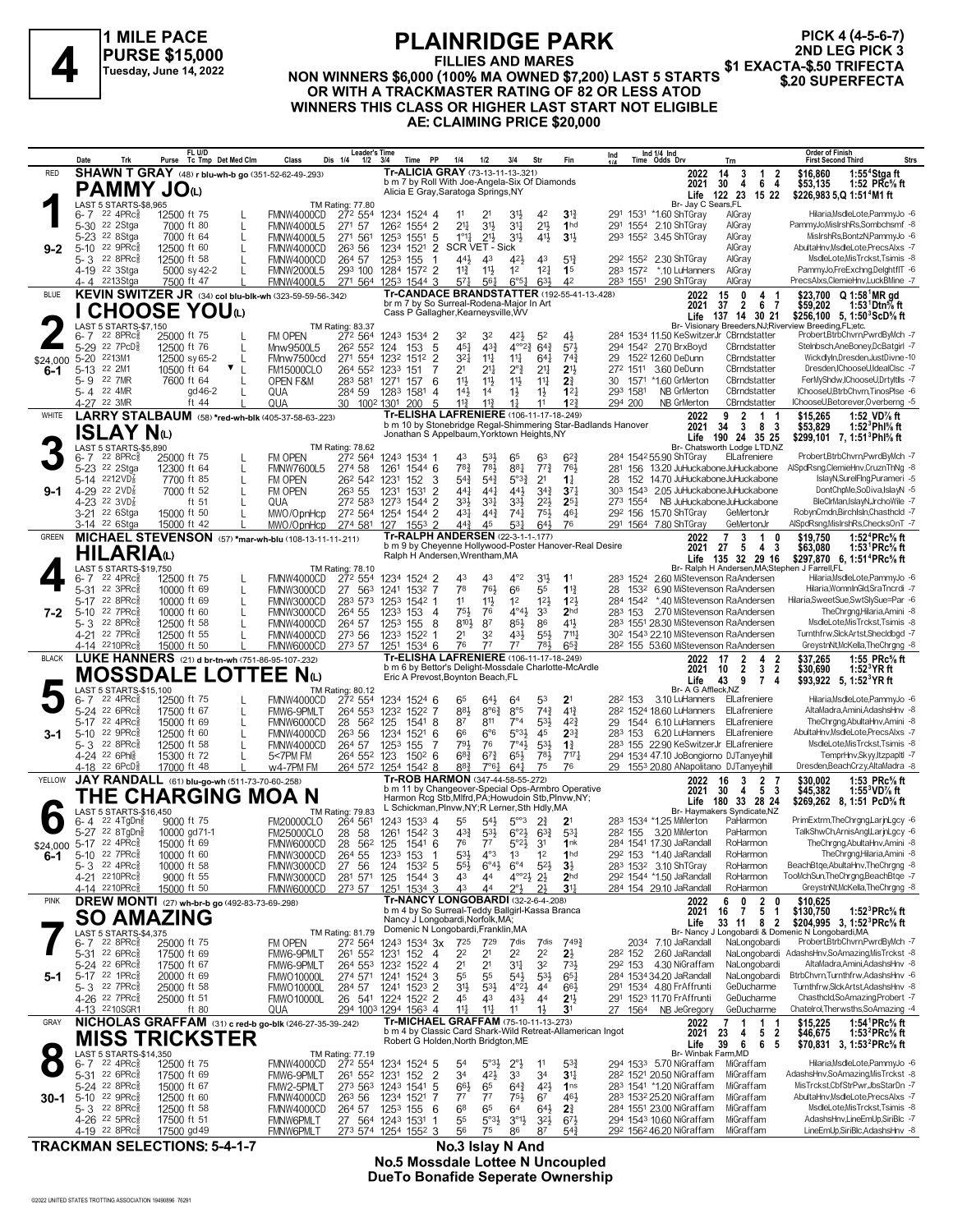# 4

**1 MILE PACE**
**PURSE $15,000**
**Tuesday, June 14, 2022**

# PLAINRIDGE PARK

**FILLIES AND MARES**
**NON WINNERS $6,000 (100% MA OWNED $7,200) LAST 5 STARTS OR WITH A TRACKMASTER RATING OF 82 OR LESS ATOD WINNERS THIS CLASS OR HIGHER LAST START NOT ELIGIBLE**
**AE: CLAIMING PRICE $20,000**

**PICK 4 (4-5-6-7)**
**2ND LEG PICK 3**
**$1 EXACTA-$.50 TRIFECTA**
**$.20 SUPERFECTA**

---

## 1 — RED — PAMMY JO(L) — 9-2

**SHAWN T GRAY** (48) r blu-wh-b go (351-52-62-49-.293)
Tr-ALICIA GRAY (73-13-11-13-.321)
b m 7 by Roll With Joe-Angela-Six Of Diamonds
Alicia E Gray,Saratoga Springs,NY
Br- Jay C Sears,FL
LAST 5 STARTS-$8,965 — TM Rating: 77.80

| | Starts | Win | 2nd | 3rd | Earnings | Record |
|---|---|---|---|---|---|---|
| 2022 | 14 | 3 | 1 | 2 | $16,860 | 1:55⁴Stga ft |
| 2021 | 30 | 4 | 6 | 4 | $53,135 | 1:52 PRc⅝ ft |
| Life | 122 | 23 | 15 | 22 | $226,983 5,Q 1:51⁴M1 ft | |

| Date | Trk | Purse | Tc Tmp | Class | 1/4 | 1/2 | 3/4 | Time | PP | 1/4 | 1/2 | 3/4 | Str | Fin | Ind | Odds Drv | Trn | Order of Finish |
|---|---|---|---|---|---|---|---|---|---|---|---|---|---|---|---|---|---|---|
| 6-7 22 | 4PRc⅝ | 12500 | ft 75 L | FMNW4000CD | 27² | 55⁴ | 123⁴ | 152⁴ | 4 | 1¹ | 2¹ | 3¹½ | 4² | 3¹¾ | 29¹ 153¹ | *1.60 ShTGray | AlGray | Hilaria,MsdleLote,PammyJo -6 |
| 5-30 22 | 2Stga | 7000 | ft 80 L | FMNW4000L5 | 27¹ | 57 | 126² | 155⁴ | 2 | 2¹½ | 3¹½ | 3¹½ | 2¹½ | 1hd | 29¹ 155⁴ | 2.10 ShTGray | AlGray | PammyJo,MisIrshRs,Sombchsmf -8 |
| 5-23 22 | 8Stga | 7000 | ft 64 L | FMNW4000L5 | 27¹ | 56¹ | 125³ | 155¹ | 5 | 1°¹¾ | 2¹½ | 3¹½ | 4¹½ | 3¹½ | 29³ 155² | 3.45 ShTGray | AlGray | MisIrshRs,BontzN,PammyJo -6 |
| 5-10 22 | 9PRc⅝ | 12500 | ft 60 L | FMNW4000CD | 26³ | 56 | 123⁴ | 152¹ | 2 | SCR VET - Sick | | | | | | | AlGray | AbultaHnv,MsdleLote,PrecsAlxs -7 |
| 5-3 22 | 8PRc⅝ | 12500 | ft 58 L | FMNW4000CD | 26⁴ | 57 | 125³ | 155 | 1 | 4⁴½ | 4³ | 4²½ | 4³ | 5¹¾ | 29² 155² | 2.30 ShTGray | AlGray | MsdleLote,MisTrckst,Tsimis -8 |
| 4-19 22 | 3Stga | 5000 | sy 42-2 L | FMNW2000L5 | 29³ | 100 | 128⁴ | 157² | 2 | 1¹¾ | 1¹½ | 1² | 1²¼ | 1⁵ | 28³ 157² | *.10 LuHanners | AlGray | PammyJo,FreExchng,DelghtflT -6 |
| 4-4 22 | 13Stga | 7500 | ft 47 L | FMNW4000L5 | 27¹ | 56⁴ | 125³ | 154⁴ | 3 | 5⁷½ | 5⁶½ | 6°⁵½ | 6³¼ | 4² | 28³ 155¹ | 2.90 ShTGray | AlGray | PrecsAlxs,ClemieHnv,LuckBMine -7 |

## 2 — BLUE — I CHOOSE YOU(L) — 6-1 ($24,000)

**KEVIN SWITZER JR** (34) col blu-blk-wh (323-59-59-56-.342)
Tr-CANDACE BRANDSTATTER (192-55-41-13-.428)
br m 7 by So Surreal-Rodena-Major In Art
Cass P Gallagher,Kearneysville,WV
Br- Visionary Breeders,NJ;Riverview Breeding,FL;etc.
LAST 5 STARTS-$7,150 — TM Rating: 83.37

| | Starts | Win | 2nd | 3rd | Earnings | Record |
|---|---|---|---|---|---|---|
| 2022 | 15 | 0 | 4 | 1 | $23,700 | Q 1:58¹MR gd |
| 2021 | 37 | 2 | 6 | 7 | $59,202 | 1:53¹Dtn⅝ ft |
| Life | 137 | 14 | 30 | 21 | $256,100 5, 1:50³ScD⅝ ft | |

| Date | Trk | Purse | Tc Tmp | Class | 1/4 | 1/2 | 3/4 | Time | PP | 1/4 | 1/2 | 3/4 | Str | Fin | Ind | Odds Drv | Trn | Order of Finish |
|---|---|---|---|---|---|---|---|---|---|---|---|---|---|---|---|---|---|---|
| 6-7 22 | 8PRc⅝ | 25000 | ft 75 L | FM OPEN | 27² | 56⁴ | 124³ | 153⁴ | 2 | 3² | 3² | 4²½ | 5² | 4½ | 28⁴ 153⁴ | 11.50 KeSwitzerJr | CBrndstatter | Probert,BtrbChvrn,PwrdByMch -7 |
| 5-29 22 | 7PcD⅝ | 12500 | ft 76 L | Mnw9500L5 | 26² | 55² | 124 | 153 | 5 | 4⁵¼ | 4³¾ | 4°°²¾ | 6⁴¾ | 5⁷½ | 29⁴ 154² | 2.70 BrxBoyd | CBrndstatter | SteInbsch,AneBoney,DcBatgirl -7 |
| 5-20 22 | 13M1 | 12500 | sy 65-2 L | FMnw7500cd | 27¹ | 55⁴ | 123² | 151² | 2 | 3²¼ | 1¹½ | 1¹¾ | 6⁴¼ | 7⁴¾ | 29 152² | 12.60 DeDunn | CBrndstatter | WickdlyIn,Dresden,JustDivne -10 |
| 5-13 22 | 2M1 | 10500 | ft 64 ▼ L | FM15000CLO | 26⁴ | 55² | 123³ | 151 | 7 | 2¹ | 2¹½ | 2°¾ | 2¹½ | 2¹½ | 27² 151¹ | 3.60 DeDunn | CBrndstatter | Dresden,IChooseU,IdealClsc -7 |
| 5-9 22 | 7MR | 7600 | ft 64 L | OPEN F&M | 28³ | 58¹ | 127¹ | 157 | 6 | 1¹½ | 1¹½ | 1¹½ | 1¹½ | 2¾ | 30 157¹ | *1.60 GrMerton | CBrndstatter | FerMyShdw,IChooseU,Drtyltlls -7 |
| 5-4 22 | 4MR | | gd 46-2 L | QUA | 28⁴ | 59 | 128³ | 158¹ | 4 | 1⁴½ | 1⁴ | 1½ | 1½ | 1²¼ | 29³ 158¹ | NB GrMerton | CBrndstatter | IChooseU,BtrbChvrn,TinosPlse -6 |
| 4-27 22 | 3MR | | ft 44 L | QUA | 30 | 100² | 130¹ | 200 | 5 | 1¹¾ | 1¹¾ | 1½ | 1¹ | 1²¾ | 29⁴ 200 | NB GrMerton | CBrndstatter | IChooseU,Betorever,Overbernq -5 |

## 3 — WHITE — ISLAY N(L) — 9-1

**LARRY STALBAUM** (58) *red-wh-blk (405-37-58-63-.223)
Tr-ELISHA LAFRENIERE (106-11-17-18-.249)
b m 10 by Stonebridge Regal-Shimmering Star-Badlands Hanover
Jonathan S Appelbaum,Yorktown Heights,NY
Br- Chatsworth Lodge LTD,NZ
LAST 5 STARTS-$5,890 — TM Rating: 78.62

| | Starts | Win | 2nd | 3rd | Earnings | Record |
|---|---|---|---|---|---|---|
| 2022 | 9 | 2 | 1 | 1 | $15,265 | 1:52 VD⅞ ft |
| 2021 | 34 | 3 | 8 | 3 | $53,829 | 1:52³Phl⅝ ft |
| Life | 190 | 24 | 35 | 25 | $299,101 7, 1:51³Phl⅝ ft | |

| Date | Trk | Purse | Tc Tmp | Class | 1/4 | 1/2 | 3/4 | Time | PP | 1/4 | 1/2 | 3/4 | Str | Fin | Ind | Odds Drv | Trn | Order of Finish |
|---|---|---|---|---|---|---|---|---|---|---|---|---|---|---|---|---|---|---|
| 6-7 22 | 8PRc⅝ | 25000 | ft 75 | FM OPEN | 27² | 56⁴ | 124³ | 153⁴ | 1 | 4³ | 5³½ | 6⁵ | 6³ | 6²¾ | 28⁴ 154² | 55.90 ShTGray | ElLafreniere | Probert,BtrbChvrn,PwrdByMch -7 |
| 5-23 22 | 2Stga | 12300 | ft 64 | FMNW7600L5 | 27⁴ | 58 | 126¹ | 154⁴ | 6 | 7⁸¾ | 7⁸½ | 8⁸¼ | 7⁷¾ | 7⁶½ | 28¹ 156 | 13.20 JuHuckabone | JuHuckabone | AlSpdRsng,MisIrshRs,CruznThNg -8 |
| 5-14 22 | 12VD⅞ | 7700 | ft 85 | FM OPEN | 26² | 54² | 123¹ | 152 | 3 | 5⁴¾ | 5⁴¾ | 5°³¾ | 2¹ | 1¾ | 28 152 | 14.70 JuHuckabone | JuHuckabone | IslayN,SurelFlng,Purameri -5 |
| 4-29 22 | 2VD⅞ | 7000 | ft 52 | FM OPEN | 26³ | 55 | 123¹ | 153¹ | 2 | 4⁴¼ | 4⁴¼ | 4⁴½ | 3⁴¾ | 3⁷½ | 30³ 154³ | 2.05 JuHuckabone | JuHuckabone | DontChpMe,SoDiva,IslayN -5 |
| 4-23 22 | 3VD⅞ | | ft 51 | QUA | 27² | 58³ | 127³ | 154⁴ | 2 | 3³½ | 3³½ | 3³½ | 2²½ | 2⁵¼ | 27³ 155⁴ | NB JuHuckabone | JuHuckabone | BleClrMan,IslayN,JrchoWile -7 |
| 3-21 22 | 6Stga | 15000 | ft 50 | MWO/OpnHcp | 27² | 56⁴ | 125⁴ | 154⁴ | 2 | 4³½ | 4⁴¼ | 7⁴½ | 7⁵½ | 4⁶½ | 29² 156 | 15.70 ShTGray | GeMertonJr | RobynCmdn,Birchlsln,Chasthcld -7 |
| 3-14 22 | 6Stga | 15000 | ft 42 | MWO/OpnHcp | 27⁴ | 58¹ | 127 | 155³ | 2 | 4⁴¾ | 4⁵ | 5³¼ | 6⁴½ | 7⁶ | 29¹ 156⁴ | 7.80 ShTGray | GeMertonJr | AlSpdRsng,MisIrshRs,ChecksOnT -7 |

## 4 — GREEN — HILARIA(L) — 7-2

**MICHAEL STEVENSON** (57) *mar-wh-blu (108-13-11-11-.211)
Tr-RALPH ANDERSEN (22-3-1-1-.177)
b m 9 by Cheyenne Hollywood-Poster Hanover-Real Desire
Ralph H Andersen,Wrentham,MA
Br- Ralph H Andersen,MA;Stephen J Farrell,FL
LAST 5 STARTS-$19,750 — TM Rating: 78.10

| | Starts | Win | 2nd | 3rd | Earnings | Record |
|---|---|---|---|---|---|---|
| 2022 | 7 | 3 | 1 | 0 | $19,750 | 1:52⁴PRc⅝ ft |
| 2021 | 27 | 5 | 4 | 3 | $63,080 | 1:51³PRc⅝ ft |
| Life | 135 | 32 | 29 | 16 | $297,870 6, 1:51⁴PRc⅝ ft | |

| Date | Trk | Purse | Tc Tmp | Class | 1/4 | 1/2 | 3/4 | Time | PP | 1/4 | 1/2 | 3/4 | Str | Fin | Ind | Odds Drv | Trn | Order of Finish |
|---|---|---|---|---|---|---|---|---|---|---|---|---|---|---|---|---|---|---|
| 6-7 22 | 4PRc⅝ | 12500 | ft 75 L | FMNW4000CD | 27² | 55⁴ | 123⁴ | 152⁴ | 2 | 4³ | 4³ | 4°² | 3¹½ | 1¹ | 28³ 152⁴ | 2.60 MiStevenson | RaAndersen | Hilaria,MsdleLote,PammyJo -6 |
| 5-31 22 | 3PRc⅝ | 10000 | ft 69 L | FMNW3000CD | 27 | 56³ | 124¹ | 153² | 7 | 7⁸ | 7⁶½ | 6⁶ | 5⁵ | 1¹¾ | 28 153² | 6.90 MiStevenson | RaAndersen | Hilaria,WomnInGld,SraTncrdi -7 |
| 5-17 22 | 8PRc⅝ | 10000 | ft 69 L | FMNW3000CD | 28³ | 57³ | 125³ | 154² | 1 | 1¹ | 1¹½ | 1² | 1²½ | 1²½ | 28⁴ 154² | *.40 MiStevenson | RaAndersen | Hilaria,SweetSue,SwtSlySue=Par -6 |
| 5-10 22 | 7PRc⅝ | 10000 | ft 60 L | FMNW3000CD | 26⁴ | 55 | 123³ | 153 | 4 | 7⁵½ | 7⁶ | 4°⁴½ | 3³ | 2hd | 28³ 153 | 2.70 MiStevenson | RaAndersen | TheChrgng,Hilaria,Amini -8 |
| 5-3 22 | 8PRc⅝ | 12500 | ft 58 L | FMNW4000CD | 26⁴ | 57 | 125³ | 155 | 8 | 8¹⁰½ | 8⁷ | 8⁵½ | 8⁶ | 4¹½ | 28³ 155¹ | 28.30 MiStevenson | RaAndersen | MsdleLote,MisTrckst,Tsimis -8 |
| 4-21 22 | 7PRc⅝ | 12500 | ft 55 L | FMNW4000CD | 27³ | 56 | 123³ | 152² | 1 | 2¹ | 3² | 4³½ | 5⁵½ | 7¹¹½ | 30² 154³ | 22.10 MiStevenson | RaAndersen | Turnthfrw,SlckArtst,Shecldbgd -7 |
| 4-14 22 | 10PRc⅝ | 15000 | ft 50 L | FMNW6000CD | 27³ | 57 | 125¹ | 153⁴ | 6 | 7⁶ | 7⁷ | 7⁷ | 7⁸½ | 6⁵¾ | 28² 155 | 53.60 MiStevenson | RaAndersen | GreystnNt,McKella,TheChrgng -8 |

## 5 — BLACK — MOSSDALE LOTTEE N(L) — 3-1

**LUKE HANNERS** (21) d br-tn-wh (751-86-95-107-.232)
Tr-ELISHA LAFRENIERE (106-11-17-18-.249)
b m 6 by Bettor's Delight-Mossdale Charlotte-McArdle
Eric A Prevost,Boynton Beach,FL
Br- A G Affleck,NZ
LAST 5 STARTS-$15,100 — TM Rating: 80.12

| | Starts | Win | 2nd | 3rd | Earnings | Record |
|---|---|---|---|---|---|---|
| 2022 | 17 | 2 | 4 | 2 | $37,265 | 1:55 PRc⅝ ft |
| 2021 | 10 | 2 | 3 | 2 | $30,690 | 1:52³YR ft |
| Life | 43 | 9 | 7 | 4 | $93,922 5, 1:52³YR ft | |

| Date | Trk | Purse | Tc Tmp | Class | 1/4 | 1/2 | 3/4 | Time | PP | 1/4 | 1/2 | 3/4 | Str | Fin | Ind | Odds Drv | Trn | Order of Finish |
|---|---|---|---|---|---|---|---|---|---|---|---|---|---|---|---|---|---|---|
| 6-7 22 | 4PRc⅝ | 12500 | ft 75 | FMNW4000CD | 27² | 55⁴ | 123⁴ | 152⁴ | 6 | 6⁵ | 6⁴½ | 6⁴ | 5³ | 2¹ | 28² 153 | 3.10 LuHanners | ElLafreniere | Hilaria,MsdleLote,PammyJo -6 |
| 5-24 22 | 6PRc⅝ | 17500 | ft 67 | FMW6-9PMLT | 26⁴ | 55³ | 123² | 152² | 7 | 8⁸½ | 8°⁶¾ | 8°⁵ | 7⁴¾ | 4¹¾ | 28² 152⁴ | 18.60 LuHanners | ElLafreniere | AltaMadra,Amini,AdashsHnv -8 |
| 5-17 22 | 4PRc⅝ | 15000 | ft 69 | FMNW6000CD | 28 | 56² | 125 | 154¹ | 8 | 8⁷ | 8¹¹ | 7°⁴ | 5³½ | 4²¾ | 29 154⁴ | 6.10 LuHanners | ElLafreniere | TheChrgng,AbultaHnv,Amini -8 |
| 5-10 22 | 9PRc⅝ | 12500 | ft 60 | FMNW4000CD | 26³ | 56 | 123⁴ | 152¹ | 6 | 6⁶ | 6°⁶ | 5°³½ | 4⁵ | 2³¾ | 28³ 153 | 6.20 LuHanners | ElLafreniere | AbultaHnv,MsdleLote,PrecsAlxs -7 |
| 5-3 22 | 8PRc⅝ | 12500 | ft 58 | FMNW4000CD | 26⁴ | 57 | 125³ | 155 | 7 | 7⁹½ | 7⁶ | 7°⁴½ | 5³½ | 1¾ | 28³ 155 | 22.90 KeSwitzerJr | ElLafreniere | MsdleLote,MisTrckst,Tsimis -8 |
| 4-24 22 | 6Phl⅝ | 15300 | ft 72 | 5<7PM FM | 26⁴ | 55² | 123 | 150² | 6 | 6⁸¾ | 6⁷¾ | 6⁵½ | 7⁸½ | 7¹⁷½ | 29⁴ 153⁴ | 47.10 JoBongiorno | DJTanyeyhill | TemprHnv,Skyy,Itzpapltl -7 |
| 4-18 22 | 6PcD⅝ | 17000 | ft 48 | w4-7PM FM | 26⁴ | 57² | 125⁴ | 154² | 8 | 8⁸¾ | 7°⁶½ | 6⁴¼ | 7⁵ | 7⁶ | 29 155³ | 20.80 ANapolitano | DJTanyeyhill | Dresden,BeachCrzy,AltaMadra -8 |

## 6 — YELLOW — THE CHARGING MOA N — 6-1 ($24,000)

**JAY RANDALL** (61) blu-go-wh (511-73-70-60-.258)
Tr-ROB HARMON (347-44-58-55-.272)
b m 11 by Changeover-Special Ops-Armbro Operative
Harmon Rcg Stb,Mlfrd,PA;Howudoin Stb,Plnvw,NY;
L Schickman,Plnvw,NY;R Lerner,Sth Hdly,MA
Br- Haymakers Syndicate,NZ
LAST 5 STARTS-$16,450 — TM Rating: 79.83

| | Starts | Win | 2nd | 3rd | Earnings | Record |
|---|---|---|---|---|---|---|
| 2022 | 16 | 3 | 2 | 7 | $30,002 | 1:53 PRc⅝ ft |
| 2021 | 30 | 4 | 5 | 3 | $45,382 | 1:55³VD⅞ ft |
| Life | 180 | 33 | 28 | 24 | $269,262 8, 1:51 PcD⅝ ft | |

| Date | Trk | Purse | Tc Tmp | Class | 1/4 | 1/2 | 3/4 | Time | PP | 1/4 | 1/2 | 3/4 | Str | Fin | Ind | Odds Drv | Trn | Order of Finish |
|---|---|---|---|---|---|---|---|---|---|---|---|---|---|---|---|---|---|---|
| 6-4 22 | 4TgDn⅝ | 9000 | ft 75 | FM20000CLO | 26⁴ | 56¹ | 124³ | 153³ | 4 | 5⁵ | 5⁴½ | 5°°³ | 2¾ | 2¹ | 28³ 153⁴ | *1.25 MiMerton | PaHarmon | PrimExtrm,TheChrgng,LarjnLgcy -6 |
| 5-27 22 | 8TgDn⅝ | 10000 | gd 71-1 | FM25000CLO | 28 | 58 | 126¹ | 154² | 3 | 4³¾ | 5³½ | 6°²½ | 6³¾ | 5³¼ | 28² 155 | 3.20 MiMerton | PaHarmon | TalkShwCh,ArnisAngl,LarjnLgcy -6 |
| 5-17 22 | 4PRc⅝ | 15000 | ft 69 | FMNW6000CD | 28 | 56² | 125 | 154¹ | 6 | 7⁶ | 7⁷ | 5°²½ | 3¹ | 1nk | 28⁴ 154¹ | 17.30 JaRandall | RoHarmon | TheChrgng,AbultaHnv,Amini -8 |
| 5-10 22 | 7PRc⅝ | 10000 | ft 60 | FMNW3000CD | 26⁴ | 55 | 123³ | 153 | 1 | 5³½ | 4°³ | 1³ | 1² | 1hd | 29² 153 | *1.40 JaRandall | RoHarmon | TheChrgng,Hilaria,Amini -8 |
| 5-3 22 | 4PRc⅝ | 10000 | ft 58 | FMNW3000CD | 27 | 56 | 124 | 153² | 5 | 5⁵½ | 6°⁴½ | 6°⁴ | 5²½ | 3½ | 28³ 153² | 3.10 ShTGray | RoHarmon | BeachBtqe,AbultaHnv,TheChrgng -8 |
| 4-21 22 | 10PRc⅝ | 9000 | ft 55 | FMNW3000CD | 28¹ | 57¹ | 125 | 154³ | 3 | 4³ | 4⁴ | 4°°²½ | 2½ | 2hd | 29² 154⁴ | *1.50 JaRandall | RoHarmon | TooMchSun,TheChrgng,BeachBtqe -7 |
| 4-14 22 | 10PRc⅝ | 15000 | ft 50 | FMNW6000CD | 27³ | 57 | 125¹ | 153⁴ | 3 | 4³ | 4⁴ | 2°½ | 2½ | 3¹½ | 28⁴ 154 | 29.10 JaRandall | RoHarmon | GreystnNt,McKella,TheChrgng -8 |

## 7 — PINK — SO AMAZING — 5-1

**DREW MONTI** (27) wh-br-b go (492-83-73-69-.298)
Tr-NANCY LONGOBARDI (32-2-6-4-.208)
b m 4 by So Surreal-Teddy Ballgirl-Kassa Branca
Nancy J Longobardi,Norfolk,MA;
Domenic N Longobardi,Franklin,MA
Br- Nancy J Longobardi & Domenic N Longobardi,MA
LAST 5 STARTS-$4,375 — TM Rating: 81.79

| | Starts | Win | 2nd | 3rd | Earnings | Record |
|---|---|---|---|---|---|---|
| 2022 | 6 | 0 | 2 | 0 | $10,625 | |
| 2021 | 16 | 7 | 5 | 1 | $130,750 | 1:52³PRc⅝ ft |
| Life | 33 | 11 | 8 | 2 | $204,995 3, 1:52³PRc⅝ ft | |

| Date | Trk | Purse | Tc Tmp | Class | 1/4 | 1/2 | 3/4 | Time | PP | 1/4 | 1/2 | 3/4 | Str | Fin | Ind | Odds Drv | Trn | Order of Finish |
|---|---|---|---|---|---|---|---|---|---|---|---|---|---|---|---|---|---|---|
| 6-7 22 | 8PRc⅝ | 25000 | ft 75 | FM OPEN | 27² | 56⁴ | 124³ | 153⁴ | 3x | 7²⁵ | 7²⁹ | 7dis | 7dis | 7⁴⁹¾ | 203⁴ | 7.10 JaRandall | NaLongobardi | Probert,BtrbChvrn,PwrdByMch -7 |
| 5-31 22 | 6PRc⅝ | 17500 | ft 69 | FMW6-9PMLT | 26¹ | 55² | 123¹ | 152 | 4 | 2² | 2¹ | 2² | 2² | 2½ | 28² 152 | 2.60 JaRandall | NaLongobardi | AdashsHnv,SoAmazing,MisTrckst -8 |
| 5-24 22 | 6PRc⅝ | 17500 | ft 67 | FMW6-9PMLT | 26⁴ | 55³ | 123² | 152² | 4 | 2¹ | 2¹ | 3¹¼ | 3² | 7³½ | 29² 153 | 4.30 NiGraffam | NaLongobardi | AltaMadra,Amini,AdashsHnv -8 |
| 5-17 22 | 1PRc⅝ | 20000 | ft 69 | FMWO10000L | 27⁴ | 57¹ | 124¹ | 152³ | 3 | 5⁵ | 5⁵ | 5⁴¼ | 5³½ | 6⁵¼ | 28⁴ 153⁴ | 34.20 JaRandall | NaLongobardi | BtrbChvrn,TurnthFrw,LunaHnv -6 |
| 5-3 22 | 7PRc⅝ | 25000 | ft 58 | FMWO10000L | 28⁴ | 57 | 124¹ | 152³ | 2 | 3¹½ | 5³½ | 4°²½ | 4⁴ | 6⁶½ | 29¹ 153⁴ | 4.80 FrAffrunti | GeDucharme | Turnthfrw,SlckArtst,AdashsHnv -8 |
| 4-26 22 | 7PRc⅝ | 25000 | ft 51 | FMWO10000L | 26 | 54¹ | 122⁴ | 152² | 6 | 4⁵ | 4³ | 4³½ | 4⁴ | 2¹½ | 29¹ 152³ | 11.70 FrAffrunti | GeDucharme | Chasthcld,SoAmazing,Probert -7 |
| 4-13 22 | 10SGR1 | | ft 80 | QUA | 29⁴ | 100³ | 129⁴ | 156³ | 4 | 1¹½ | 1¹½ | 1¹ | 1½ | 3¹ | 27 156⁴ | NB JeGregory | GeDucharme | Chatelrol,Therwsths,SoAmazing -4 |

## 8 — GRAY — MISS TRICKSTER — 30-1

**NICHOLAS GRAFFAM** (31) c red-b go-blk (246-27-35-39-.242)
Tr-MICHAEL GRAFFAM (75-10-11-13-.273)
b m 4 by Classic Card Shark-Wild Retreat-Allamerican Ingot
Robert G Holden,North Bridgton,ME
Br- Winbak Farm,MD
LAST 5 STARTS-$14,350 — TM Rating: 77.19

| | Starts | Win | 2nd | 3rd | Earnings | Record |
|---|---|---|---|---|---|---|
| 2022 | 7 | 1 | 1 | 1 | $15,225 | 1:54¹PRc⅝ ft |
| 2021 | 23 | 4 | 5 | 2 | $46,675 | 1:53²PRc⅝ ft |
| Life | 39 | 6 | 6 | 5 | $70,831 3, 1:53²PRc⅝ ft | |

| Date | Trk | Purse | Tc Tmp | Class | 1/4 | 1/2 | 3/4 | Time | PP | 1/4 | 1/2 | 3/4 | Str | Fin | Ind | Odds Drv | Trn | Order of Finish |
|---|---|---|---|---|---|---|---|---|---|---|---|---|---|---|---|---|---|---|
| 6-7 22 | 4PRc⅝ | 12500 | ft 75 | FMNW4000CD | 27² | 55⁴ | 123⁴ | 152⁴ | 5 | 5⁴ | 5°³½ | 2°½ | 1¹ | 5³¾ | 29⁴ 153³ | 5.70 NiGraffam | MiGraffam | Hilaria,MsdleLote,PammyJo -6 |
| 5-31 22 | 6PRc⅝ | 17500 | ft 69 | FMW6-9PMLT | 26¹ | 55² | 123¹ | 152 | 2 | 3⁴ | 4²½ | 3³ | 3⁴ | 3¹¼ | 28² 152¹ | 20.50 NiGraffam | MiGraffam | AdashsHnv,SoAmazing,MisTrckst -8 |
| 5-24 22 | 8PRc⅝ | 15000 | ft 67 | FMW2-5PMLT | 27³ | 56³ | 124³ | 154¹ | 5 | 6⁶½ | 6⁵ | 6⁴¾ | 4²½ | 1ns | 28³ 154¹ | *1.20 NiGraffam | MiGraffam | MisTrckst,CbfStrPwr,JbsStarDn -7 |
| 5-10 22 | 9PRc⅝ | 12500 | ft 60 | FMNW4000CD | 26³ | 56 | 123⁴ | 152¹ | 7 | 7⁷ | 7⁷ | 7⁵½ | 6⁷ | 4⁶½ | 28³ 153² | 25.10 NiGraffam | MiGraffam | AbultaHnv,MsdleLote,PrecsAlxs -7 |
| 5-3 22 | 8PRc⅝ | 12500 | ft 58 | FMNW4000CD | 26⁴ | 57 | 125³ | 155 | 6 | 6⁸ | 6⁵ | 6⁴ | 6⁴¼ | 2¾ | 28⁴ 155¹ | 23.00 NiGraffam | MiGraffam | MsdleLote,MisTrckst,Tsimis -8 |
| 4-26 22 | 5PRc⅝ | 17500 | ft 51 | FMNW6PMLT | 27 | 56⁴ | 124³ | 153¹ | 1 | 5⁵ | 5°³½ | 3°¹½ | 3²½ | 6⁷½ | 29⁴ 154³ | 10.60 NiGraffam | MiGraffam | AdashsHnv,LineEmUp,SiriBlc -7 |
| 4-19 22 | 8PRc⅝ | 17500 | gd 49 | FMNW6PMLT | 27³ | 57⁴ | 125⁴ | 155² | 3 | 5⁶ | 7⁵ | 8⁶ | 8⁷ | 5⁴¾ | 29² 156² | 46.20 NiGraffam | MiGraffam | LineEmUp,SiriBlc,AdashsHnv -8 |

---

**TRACKMAN SELECTIONS: 5-4-1-7**

**No.3 Islay N And**
**No.5 Mossdale Lottee N Uncoupled**
**DueTo Bonafide Seperate Ownership**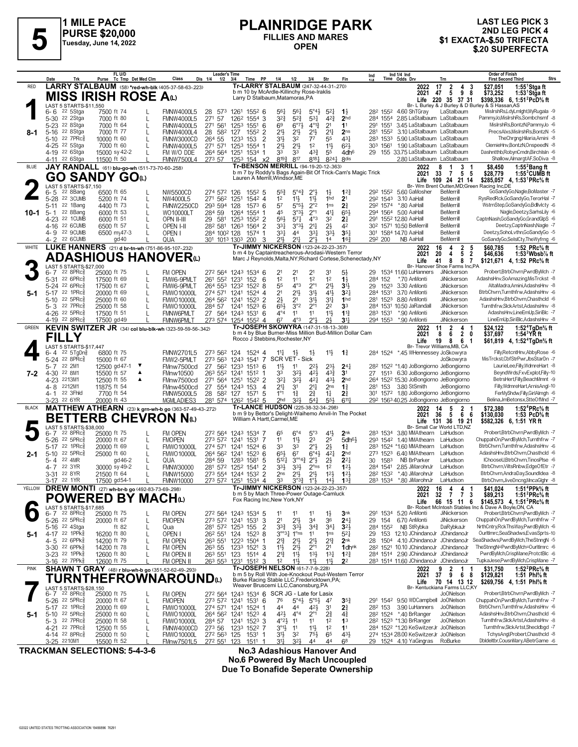# 5

**1 MILE PACE**
**PURSE $20,000**
**Tuesday, June 14, 2022**

## PLAINRIDGE PARK
**FILLIES AND MARES**
**OPEN**

**LAST LEG PICK 3**
**2ND LEG PICK 4**
**$1 EXACTA-$.50 TRIFECTA**
**$.20 SUPERFECTA**

---

### 1 — RED — 8-1
**LARRY STALBAUM** (58) *red-wh-blk (405-37-58-63-.223)

**MISS IRISH ROSE A(L)**
Tr-LARRY STALBAUM (247-32-44-31-.270)
b m 10 by McArdle-Killinchy Rose-Iraklis
Larry D Stalbaum, Matamoras, PA
Br- L Burley & J Burley & D Burley & S Hassan, AS

2022: 17 2 4 3 $27,051 1:55¹Stga ft
2021: 47 5 9 8 $73,252 1:53¹Stga ft
Life: 220 35 37 31 $398,336 6, 1:51²PcD⅝ ft

LAST 5 STARTS-$11,550

| Date | Trk | Purse | Cond | Class | 1/4 | 1/2 | 3/4 | Time | PP | 1/4 | 1/2 | 3/4 | Str | Fin | Ind | Odds Drv | Trn | Order of Finish |
|---|---|---|---|---|---|---|---|---|---|---|---|---|---|---|---|---|---|---|
| 6-6 22 5Stga | | 7500 ft 74 | L | FMNW4000L5 | 28 | 57³ | 126¹ | 155² | 6 | 5⁶¼ | 5⁶¼ | 5°⁴½ | 5²¼ | 1½ | 28² 155² | 4.60 ShTGray | LaStalbaum | MisIrshRs,LdyLmlght,MyRugala -9 |
| 5-30 22 2Stga | | 7000 ft 80 | L | FMNW4000L5 | 27¹ | 57 | 126² | 155⁴ | 3 | 3²¾ | 5²¾ | 5³¼ | 4²¾ | 2hd | 28⁴ 155⁴ | 2.85 LaStalbaum | LaStalbaum | PammyJo,MisIrshRs,Sombchsmf -8 |
| 5-23 22 8Stga | | 7000 ft 64 | L | FMNW4000L5 | 27¹ | 56¹ | 125³ | 155¹ | 6 | 6⁹ | 6°⁷½ | 4°¹¾ | 2¹ | 1¹ | 29¹ 155¹ | 3.45 LaStalbaum | LaStalbaum | MisIrshRs,BontzN,PammyJo -6 |
| 5-16 22 8Stga | | 7000 ft 77 | L | FMNW4000L4 | 28 | 58² | 127 | 155² | 2 | 2¹½ | 2¹½ | 2¹½ | 2¹¼ | 2ns | 28¹ 155² | 3.10 LaStalbaum | LaStalbaum | PrecsAlxs,MisIrshRs,BontzN -5 |
| 5-10 22 7PRc⅝ | | 10000 ft 60 | L | FMNW3000CD | 26⁴ | 55 | 123³ | 153 | 2 | 3½ | 3² | 7⁷ | 5⁵ | 4³¼ | 28³ 153³ | 5.90 LaStalbaum | LaStalbaum | TheChrgng,Hilaria,Amini -8 |
| 4-25 22 5Stga | | 7000 ft 60 | L | FMNW4000L5 | 27¹ | 57¹ | 125³ | 155⁴ | 1 | 2¹½ | 2¹½ | 1² | 1½ | 6²½ | 30³ 156¹ | 1.90 LaStalbaum | LaStalbaum | ClemieHnv,BontzN,OnspeedN -8 |
| 4-19 22 6Stga | | 15000 sy 42-2 | L | FM W/O DDE | 26⁴ | 56⁴ | 125¹ | 153⁴ | 1 | 3³ | 3³ | 4³¾ | 5⁵ | 4dh⁶ | 29 155 | 33.75 LaStalbaum | LaStalbaum | Dashntthb,RobynCmdn,BirchIsln -6 |
| 4-11 22 6Stga | | 11500 ft 50 | | FMNW7500L4 | 27³ | 57 | 125³ | 154 | x2 | 8¹⁹¾ | 8¹⁷ | 8¹⁸¾ | 8²⁴¼ | 8dis | | 2.80 LaStalbaum | LaStalbaum | Shallow,AlmargtAF,SoDiva -8 |

---

### 2 — BLUE — 10-1
**JAY RANDALL** (61) blu-go-wh (511-73-70-60-.258)

**GO SANDY GO(L)**
Tr-BENSON MERRILL (94-19-20-12-.363)
b m 7 by Roddy's Bags Again-Bit Of Trick-Cam's Magic Trick
Lauren A Merrill, Windsor, ME
Br- Wm Brent Outten, MD; Green Racing Inc, DE

2022: 8 1 3 1 $8,450 1:55²Bang ft
2021: 33 7 5 5 $28,779 1:55³CUMB ft
Life: 109 24 21 14 $285,057 4, 1:53¹PRc⅝ ft

LAST 5 STARTS-$7,150

| Date | Trk | Purse | Cond | Class | 1/4 | 1/2 | 3/4 | Time | PP | 1/4 | 1/2 | 3/4 | Str | Fin | Ind | Odds Drv | Trn | Order of Finish |
|---|---|---|---|---|---|---|---|---|---|---|---|---|---|---|---|---|---|---|
| 6-5 22 8Bang | | 6500 ft 65 | L | NW5500CD | 27⁴ | 57² | 126 | 155² | 5 | 5⁵¾ | 5°⁴¾ | 2°½ | 1½ | 1²¾ | 29² 155² | 5.60 GaMosher | BeMerrill | GoSandyGo,Nagle,BoMaster -7 |
| 5-28 22 3CUMB | | 5200 ft 74 | L | NW4000L5 | 27¹ | 56² | 125¹ | 154² | 4 | 1² | 1½ | 1½ | 1hd | 2¹ | 29² 154³ | 3.10 AaHall | BeMerrill | RysRedRck,GoSandyGo,TerorHal -7 |
| 5-11 22 1Bang | | 4400 ft 73 | L | FMNW2250CD | 29³ | 59⁴ | 128 | 157³ | 6 | 5⁷ | 5°⁵½ | 2°² | 1ns | 2¾ | 29² 157⁴ | *.80 AaHall | BeMerrill | WstrnStep,GoSandyGo,Bdllvlcty -6 |
| 5-1 22 8Bang | | 6000 ft 53 | L | WO10000LT | 28⁴ | 59 | 126⁴ | 155⁴ | 2 | 4⁵ | 3°³½ | 2°¹ | 4¹¼ | 6⁵½ | 29⁴ 156⁴ | 5.00 AaHall | BeMerrill | Nagle,Deetzy,SarhsLily -6 |
| 4-23 22 1CUMB | | 6000 ft 51 | L | OPN II-III | 29 | 58¹ | 125³ | 155² | 2 | 5⁶½ | 5⁷¼ | 4°³ | 3² | 2¼ | 29¹ 155² | 12.80 AaHall | BeMerrill | CaptnNash,GoSandyGo,GrandGlpS -6 |
| 4-16 22 6CUMB | | 6500 ft 57 | L | OPEN I-II | 28² | 58¹ | 126³ | 156⁴ | 2 | 3³¼ | 3°³½ | 2¹¾ | 2½ | 4² | 30² 157¹ | 10.50 BeMerrill | BeMerrill | Deetzy,CaptnNash,Nagle -7 |
| 4-9 22 9CUMB | | 6500 my47-3 | L | OPEN I | 28⁴ | 100² | 128 | 157⁴ | 1 | 3³¼ | 4⁴ | 3³¼ | 3³½ | 3⁵¼ | 30¹ 158⁴ | 14.70 AaHall | BeMerrill | Deetzy,SohoLvthn,GoSandyGo -5 |
| 4-2 22 6CUMB | | gd40 | L | QUA | 30¹ | 101³ | 130³ | 200 | 3 | 2¹½ | 2¹½ | 2°½ | 1⁴ | 1⁶¾ | 29² 200 | NB AaHall | BeMerrill | GoSandyGo,SelslCty,TheWyfrng -6 |

---

### 3 — WHITE — 5-1
**LUKE HANNERS** (21) d br-tn-wh (751-86-95-107-.232)

**ADASHIOUS HANOVER(L)**
Tr-JIMMY NICKERSON (123-24-22-23-.357)
b m 4 by Captaintreacherous-Arodasi-Western Terror
Marc J Reynolds, Malta, NY; Richard Cortese, Schenectady, NY
Br- Hanover Shoe Farms Inc, PA

2022: 16 4 2 5 $60,785 1:52 PRc⅝ ft
2021: 20 4 5 2 $46,636 1:53²Wbsb⅞ ft
Life: 41 8 8 7 $121,671 4, 1:52 PRc⅝ ft

LAST 5 STARTS-$27,000

| Date | Trk | Purse | Cond | Class | 1/4 | 1/2 | 3/4 | Time | PP | 1/4 | 1/2 | 3/4 | Str | Fin | Ind | Odds Drv | Trn | Order of Finish |
|---|---|---|---|---|---|---|---|---|---|---|---|---|---|---|---|---|---|---|
| 6-7 22 8PRc⅝ | | 25000 ft 75 | L | FM OPEN | 27² | 56⁴ | 124³ | 153⁴ | 6 | 2¹ | 2¹ | 2¹ | 3¹ | 5½ | 29 153⁴ | 11.60 LuHanners | JiNickerson | Probert,BtrbChvrn,PwrdByMch -7 |
| 5-31 22 6PRc⅝ | | 17500 ft 69 | L | FMW6-9PMLT | 26¹ | 55² | 123¹ | 152 | 6 | 1² | 1¹ | 1² | 1² | 1½ | 28⁴ 152 | *.70 AnMonti | JiNickerson | AdashsHnv,SoAmazing,MisTrckst -8 |
| 5-24 22 6PRc⅝ | | 17500 ft 67 | L | FMW6-9PMLT | 26⁴ | 55³ | 123² | 152² | 8 | 5⁵ | 4°³ | 2°¹ | 2¹½ | 3¹½ | 29 152³ | 3.30 AnMonti | JiNickerson | AltaMadra,Amini,AdashsHnv -8 |
| 5-17 22 1PRc⅝ | | 20000 ft 69 | L | FMWO10000L | 27⁴ | 57¹ | 124¹ | 152⁴ | 4 | 2¹ | 2¹½ | 3¹½ | 4¹½ | 3²¼ | 28⁴ 153¹ | 3.70 AnMonti | JiNickerson | BtrbChvrn,Turnthfrw,AdashsHnv -6 |
| 5-10 22 5PRc⅝ | | 25000 ft 60 | L | FMWO10000L | 26⁴ | 56² | 124¹ | 152³ | 2 | 2½ | 2¹ | 3¹½ | 3¹¼ | 1hd | 28¹ 152³ | 8.80 AnMonti | JiNickerson | AdashsHnv,BtrbChvrn,Chasthcld -6 |
| 5-3 22 7PRc⅝ | | 25000 ft 58 | L | FMWO10000L | 28⁴ | 57 | 124¹ | 152³ | 6 | 6⁵½ | 3°² | 2°¹ | 2² | 3³ | 28⁴ 153¹ | 10.50 JaRandall | JiNickerson | Turnthfrw,SlckArtst,AdashsHnv -8 |
| 4-26 22 5PRc⅝ | | 17500 ft 51 | L | FMNW6PMLT | 27 | 56⁴ | 124³ | 153¹ | 6 | 4°⁴ | 1¹ | 1¹ | 1¹½ | 1¹¾ | 28³ 153¹ | *.90 AnMonti | JiNickerson | AdashsHnv,LineEmUp,SiriBlc -7 |
| 4-19 22 8PRc⅝ | | 17500 gd49 | L | FMNW6PMLT | 27³ | 57⁴ | 125⁴ | 155² | 4 | 6⁷ | 4°³ | 2°½ | 2½ | 3¹½ | 29⁴ 155³ | *.90 AnMonti | JiNickerson | LineEmUp,SiriBlc,AdashsHnv -8 |

---

### 4 — GREEN — 7-2
**KEVIN SWITZER JR** (34) col blu-blk-wh (323-59-59-56-.342)

**FILLY**
Tr-JOSEPH SKOWYRA (147-31-18-13-.308)
b m 4 by Blue Burner-Miss Million Bud-Million Dollar Cam
Rocco J Stebbins, Rochester, NY
Br- Trevor Williams, MB, CA

2022: 11 2 4 1 $24,122 1:52⁴TgDn⅝ ft
2021: 8 6 2 0 $37,697 1:54³YR ft
Life: 19 8 6 1 $61,819 4, 1:52⁴TgDn⅝ ft

LAST 5 STARTS-$17,447

| Date | Trk | Purse | Cond | Class | 1/4 | 1/2 | 3/4 | Time | PP | 1/4 | 1/2 | 3/4 | Str | Fin | Ind | Odds Drv | Trn | Order of Finish |
|---|---|---|---|---|---|---|---|---|---|---|---|---|---|---|---|---|---|---|
| 6-4 22 5TgDn⅝ | | 6800 ft 75 | | FMNW2701L5 | 27³ | 56² | 124 | 152⁴ | 4 | 1¹½ | 1½ | 1½ | 1¹½ | 1¾ | 28⁴ 152⁴ | *.45 WHennessey | JoSkowyra | Filly,RetcntHnv,AbbyRose -6 |
| 5-24 22 8PRc⅝ | | 15000 ft 67 | | FMW2-5PMLT | 27³ | 56³ | 124³ | 154¹ | 7 | SCR VET - Sick | | | | | | | JoSkowyra | MisTrckst,CbfStrPwr,JbsStarDn -7 |
| 5-7 22 2M1 | | 12500 gd47-1 | ▼ | FMnw7500cd | 27 | 56² | 123³ | 151³ | 6 | 1¹½ | 1¹ | 2²½ | 2³½ | 2⁴¾ | 28² 152² | *1.40 JoBongiorno | JeBongiorno | LaurieLee,Filly,WdmreHart -8 |
| 4-30 22 8M1 | | 15500 ft 57 | ▲ | FMnw10500 | 26³ | 55² | 124¹ | 151² | 1 | 3³ | 3²½ | 4²½ | 4³¾ | 3¹ | 27 151³ | 6.30 JoBongiorno | JeBongiorno | BeyndWrds,FxvExplot,Filly -10 |
| 4-23 2213M1 | | 12500 ft 55 | ▲ | FMnw7500cd | 27¹ | 56⁴ | 125¹ | 152² | 2 | 3²¼ | 3²½ | 4²¼ | 4³¼ | 2hd | 26⁴ 152² | 15.30 JoBongiorno | JeBongiorno | BetrsHert,Filly,BeachMmnt -9 |
| 4-8 2212M1 | | 11875 ft 54 | | FMnw4500cd | 27 | 55⁴ | 124³ | 153 | 4 | 2¹½ | 3¹ | 2¹½ | 2ns | 1¾ | 28¹ 153 | 3.80 StSmith | JeBongiorno | Filly,WdmreHart,ArnisAngl -10 |
| 4-1 22 3Fhld | | 7700 ft 54 | | FMNW5000L5 | 28 | 58² | 127 | 157¹ | 5 | 1°¹ | 1½ | 1½ | 1½ | 2¾ | 30¹ 157² | 1.80 JoBongiorno | JeBongiorno | FerMyShdw,Filly,GirlAlmgh -6 |
| 3-23 22 6YR | | 20000 ft 43 | | MGMLADIES3 | 28¹ | 57⁴ | 126² | 154² | 5 | 2hd | 3²½ | 5⁴¼ | 5⁵½ | 6¹¹½ | 29² 156³ | 40.25 JoBongiorno | JeBongiorno | Belina,JmBetonsx,StteOfMnd -7 |

---

### 5 — BLACK — 2-1
**MATTHEW ATHEARN** (23) k grn-wh-go (363-57-49-43-.272)

**BETTERB CHEVRON N(L)**
Tr-LANCE HUDSON (225-38-32-34-.298)
b m 9 by Bettor's Delight-Waihemo Anvil-In The Pocket
William A Hartt, Carmel, ME
Br- Small Car World LTD, NZ

2022: 14 5 2 1 $72,380 1:52⁴PRc⅝ ft
2021: 36 5 6 6 $130,030 1:53 PcD⅝ ft
Life: 131 36 19 21 $582,326 6, 1:51 YR ft

LAST 5 STARTS-$38,000

| Date | Trk | Purse | Cond | Class | 1/4 | 1/2 | 3/4 | Time | PP | 1/4 | 1/2 | 3/4 | Str | Fin | Ind | Odds Drv | Trn | Order of Finish |
|---|---|---|---|---|---|---|---|---|---|---|---|---|---|---|---|---|---|---|
| 6-7 22 8PRc⅝ | | 25000 ft 75 | L | FM OPEN | 27² | 56⁴ | 124³ | 153⁴ | 7 | 6⁵ | 6°⁴ | 5°³ | 4¹½ | 2nk | 28³ 153⁴ | 3.80 MMAthearn | LaHudson | Probert,BtrbChvrn,PwrdByMch -7 |
| 5-26 22 5PRc⅝ | | 20000 ft 67 | L | FMOPEN | 27³ | 57² | 124¹ | 153¹ | 7 | 1¹ | 1½ | 2³ | 2⁵ | 5dh⁶½ | 29³ 154² | 1.40 MMAthearn | LaHudson | ChuppahOn,PwrdByMch,Turnthfrw -7 |
| 5-17 22 1PRc⅝ | | 20000 ft 69 | L | FMWO10000L | 27⁴ | 57¹ | 124¹ | 152⁴ | 6 | 3³ | 3³ | 2°½ | 2½ | 1¾ | 28³ 152⁴ | *1.60 MMAthearn | LaHudson | BtrbChvrn,Turnthfrw,AdashsHnv -6 |
| 5-10 22 5PRc⅝ | | 25000 ft 60 | L | FMWO10000L | 26⁴ | 56² | 124¹ | 152³ | 6 | 6⁵½ | 6⁷ | 6°⁴¼ | 4²¼ | 2hd | 27³ 152³ | 6.40 MMAthearn | LaHudson | AdashsHnv,BtrbChvrn,Chasthcld -6 |
| 5-4 22 4MR | | gd46-2 | L | QUA | 28⁴ | 59 | 128³ | 158¹ | 5 | 5¹²½ | 3°°⁴½ | 2°¹ | 2½ | 2²½ | 30 158³ | NB BrParker | LaHudson | IChooseU,BtrbChvrn,TinosPlse -6 |
| 4-7 22 3YR | | 30000 sy49-2 | L | FMNW30000 | 28¹ | 57² | 125² | 154¹ | 2 | 3³½ | 3³½ | 2°ns | 1² | 1²½ | 28⁴ 154¹ | 2.85 JiMarohnJr | LaHudson | BtrbChvrn,VlltsRnbw,EdgeOfEtr -7 |
| 3-31 22 8YR | | 21500 ft 64 | L | FMNW15000 | 27³ | 55⁴ | 124⁴ | 153² | 2 | 2ns | 2¹½ | 2¹½ | 1²½ | 1²½ | 28² 153² | *.40 JiMarohnJr | LaHudson | BtrbChvrn,AndraDay,Soundldea -8 |
| 3-17 22 1YR | | 17500 gd54-1 | L | FMNW10000 | 27³ | 57² | 125¹ | 153⁴ | 4 | 3³ | 3°³½ | 1°½ | 1⁴½ | 1³¾ | 28³ 153⁴ | *.80 JiMarohnJr | LaHudson | BtrbChvrn,JiveDncng,MncaGlghr -8 |

---

### 6 — YELLOW — 5-1
**DREW MONTI** (27) wh-br-b go (492-83-73-69-.298)

**POWERED BY MACH(L)**
Tr-JIMMY NICKERSON (123-24-22-23-.357)
b m 5 by Mach Three-Power Outage-Camluck
Fox Racing Inc, New York, NY
Br- Robert McIntosh Stables Inc & Dave A Boyle, ON, CA

2022: 16 4 4 1 $41,024 1:51⁴PPk⅝ ft
2021: 32 7 7 3 $89,213 1:51²PRc⅝ ft
Life: 66 15 11 6 $145,573 4, 1:51²PRc⅝ ft

LAST 5 STARTS-$17,685

| Date | Trk | Purse | Cond | Class | 1/4 | 1/2 | 3/4 | Time | PP | 1/4 | 1/2 | 3/4 | Str | Fin | Ind | Odds Drv | Trn | Order of Finish |
|---|---|---|---|---|---|---|---|---|---|---|---|---|---|---|---|---|---|---|
| 6-7 22 8PRc⅝ | | 25000 ft 75 | L | FM OPEN | 27² | 56⁴ | 124³ | 153⁴ | 5 | 1¹ | 1¹ | 1¹ | 1½ | 3nk | 29¹ 153⁴ | 5.20 AnMonti | JiNickerson | Probert,BtrbChvrn,PwrdByMch -7 |
| 5-26 22 5PRc⅝ | | 20000 ft 67 | L | FMOPEN | 27³ | 57² | 124¹ | 153¹ | 3 | 2¹ | 2¹½ | 3⁴ | 3⁶ | 2⁴¼ | 29 154 | 6.70 AnMonti | JiNickerson | ChuppahOn,PwrdByMch,Turnthfrw -7 |
| 5-16 22 4Stga | | ft 82 | L | Qua | 28¹ | 57² | 125³ | 155 | 2 | 3³¾ | 3³½ | 3⁴¾ | 3⁴½ | 3²½ | 28⁴ 155² | NB StRybka | DaRybkaJr | NrthCntry,RckThsWay,PwrdByMch -6 |
| 4-17 22 1PPk⅝ | | 16200 ft 80 | L | OPEN I | 26² | 55¹ | 124 | 152³ | 8 | 3°°³½ | 1°ns | 1¹ | 1ns | 5²¼ | 29 153 | 12.10 JChindanoJr | JChindanoJr | Ourltlmrc,SeaShadws,EvasSprts -10 |
| 4-5 22 6PPk⅝ | | 14200 ft 79 | L | FM OPEN | 26³ | 55¹ | 122³ | 150⁴ | 1 | 2¹¾ | 2¹½ | 2¹½ | 2¹¾ | 2nk | 28 150⁴ | 4.10 JChindanoJr | JChindanoJr | SeaShadws,PwrdByMch,TheStnngN -5 |
| 3-30 22 6PPk⅝ | | 14200 ft 78 | L | FM OPEN | 26³ | 55 | 123³ | 152¹ | 3 | 1¹½ | 2¹½ | 2°¹ | 2¹ | 1dhnk | 28² 152¹ | 10.10 JChindanoJr | JChindanoJr | TheStnngN=PwrdByMch=Ourltlmrc -6 |
| 3-23 22 1PPk⅝ | | 12600 ft 80 | L | FM OPEN II | 26³ | 55¹ | 123 | 151⁴ | 4 | 2¹¾ | 1¹½ | 1³½ | 1³¼ | 1²¾ | 28⁴ 151⁴ | 2.90 JChindanoJr | JChindanoJr | PwrdByMch,CrispMane,ProtctBlc -6 |
| 3-16 22 7PPk⅝ | | 12600 ft 75 | L | FM OPEN II | 26³ | 55³ | 123¹ | 151² | 3 | 1² | 1¹½ | 1¹½ | 1¹½ | 2² | 28³ 151⁴ | 11.60 JChindanoJr | JChindanoJr | TupkaJese,PwrdByMch,CrispMane -7 |

---

### 7 — PINK — 5-1
**SHAWN T GRAY** (48) r blu-wh-b go (351-52-62-49-.293)

**TURNTHEFROWNAROUND(L)**
Tr-JOSEPH NELSON (61-7-7-9-.228)
b m 5 by Roll With Joe-Knockout Pout-Western Terror
Burke Racing Stable LLC, Fredericktown, PA; Weaver Bruscemi LLC, Canonsburg, PA
Br- Kentuckiana Farms LLC, KY

2022: 9 2 1 1 $31,750 1:52²PRc⅝ ft
2021: 37 9 6 8 $129,821 1:51 Phl⅝ ft
Life: 70 14 13 12 $269,756 4, 1:51 Phl⅝ ft

LAST 5 STARTS-$28,150

| Date | Trk | Purse | Cond | Class | 1/4 | 1/2 | 3/4 | Time | PP | 1/4 | 1/2 | 3/4 | Str | Fin | Ind | Odds Drv | Trn | Order of Finish |
|---|---|---|---|---|---|---|---|---|---|---|---|---|---|---|---|---|---|---|
| 6-7 22 8PRc⅝ | | 25000 ft 75 | L | FM OPEN | 27² | 56⁴ | 124³ | 153⁴ | 6 | SCR JUDGES - Late for Lasix | | | | | | | JoONelson | Probert,BtrbChvrn,PwrdByMch -7 |
| 5-26 22 5PRc⅝ | | 20000 ft 67 | L | FMOPEN | 27³ | 57² | 124¹ | 153¹ | 6 | 7⁶ | 5°⁴¾ | 5°⁵¼ | 4⁷ | 3⁵¾ | 29¹ 154² | 9.50 WDCampbell | JoONelson | ChuppahOn,PwrdByMch,Turnthfrw -7 |
| 5-17 22 1PRc⅝ | | 20000 ft 69 | L | FMWO10000L | 27⁴ | 57¹ | 124¹ | 152⁴ | 1 | 4⁴ | 4⁴ | 4²½ | 3¹ | 2¾ | 28² 153 | 3.90 LuHanners | JoONelson | BtrbChvrn,Turnthfrw,AdashsHnv -6 |
| 5-10 22 5PRc⅝ | | 25000 ft 60 | L | FMWO10000L | 26⁴ | 56² | 124¹ | 152³ | 4 | 4²½ | 4°⁴ | 2°¹ | 2¾ | 4¾ | 28² 152⁴ | *.40 BrRanger | JoONelson | AdashsHnv,BtrbChvrn,Chasthcld -6 |
| 5-3 22 7PRc⅝ | | 25000 ft 58 | L | FMWO10000L | 28⁴ | 57 | 124¹ | 152³ | 3 | 4°²½ | 1¹ | 1¹ | 1² | 1³ | 28² 152³ | *1.30 BrRanger | JoONelson | Turnthfrw,SlckArtst,AdashsHnv -8 |
| 4-21 22 7PRc⅝ | | 12500 ft 55 | L | FMNW4000CD | 27³ | 56 | 123³ | 152² | 7 | 3°¹½ | 1¹ | 1¹½ | 1² | 1¹ | 28⁴ 152² | *1.20 KeSwitzerJr | JoONelson | Turnthfrw,SlckArtst,Shecldbgl -7 |
| 4-14 22 8PRc⅝ | | 25000 ft 50 | L | FMWO10000L | 27² | 56³ | 125 | 153¹ | 1 | 3¹½ | 3² | 7⁵½ | 6⁵ | 4³½ | 27⁴ 153⁴ | 28.00 KeSwitzerJr | JoONelson | TchysAngl,Probert,Chasthcld -8 |
| 3-25 2210M1 | | 15500 ft 52 | L | FMnw7501L5 | 27² | 55¹ | 123 | 151¹ | 1 | 3¹½ | 3²½ | 4⁴ | 4⁴ | 6⁸ | 29 152⁴ | 4.10 YaGingras | RoBurke | Dbldeltbr,CousnMary,ABetrGame -6 |

---

**TRACKMAN SELECTIONS: 5-4-3-6**

**No.3 Adashious Hanover And No.6 Powered By Mach Uncoupled Due To Bonafide Seperate Ownership**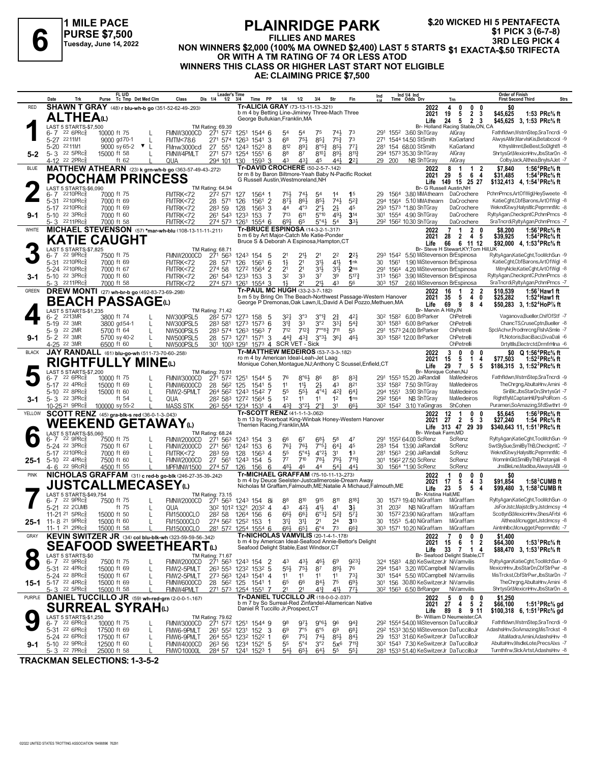# 6

**1 MILE PACE**
**PURSE $7,500**
**Tuesday, June 14, 2022**

## PLAINRIDGE PARK

**FILLIES AND MARES**
**NON WINNERS $2,000 (100% MA OWNED $2,400) LAST 5 STARTS OR WITH A TM RATING OF 74 OR LESS ATOD**
**WINNERS THIS CLASS OR HIGHER LAST START NOT ELIGIBLE**
**AE: CLAIMING PRICE $7,500**

**$.20 WICKED HI 5 PENTAFECTA**
**$1 PICK 3 (6-7-8)**
**3RD LEG PICK 4**
**$1 EXACTA-$.50 TRIFECTA**

---

### 1 — RED — ALTHEA(L) — 5-2
**SHAWN T GRAY** (48) r blu-wh-b go (351-52-62-49-.293)
Tr-ALICIA GRAY (73-13-11-13-.321)
b m 4 by Betting Line-Jiminey Three-Mach Three
George Bullukian, Franklin, MA
Br- Holland Racing Stable, ON, CA
LAST 5 STARTS-$7,500 — TM Rating: 69.39

| Year | Starts | 1st | 2nd | 3rd | Earnings | Record |
|---|---|---|---|---|---|---|
| 2022 | 4 | 0 | 0 | 0 | $0 | |
| 2021 | 19 | 5 | 2 | 3 | $45,625 | 1:53 PRc⅝ ft |
| Life | 24 | 5 | 2 | 3 | $45,625 | 3, 1:53 PRc⅝ ft |

| Date | Trk | Purse | Cond | Class | Time | PP | 1/4 | 1/2 | 3/4 | Str | Fin | Ind | Odds | Drv | Trn | Order of Finish |
|---|---|---|---|---|---|---|---|---|---|---|---|---|---|---|---|---|
| 6-7 22 6PRc⅝ | | 10000 | ft 75 | FMNW3000CD | 27¹ 57² 125¹ 1544 | 6 | 5⁴ | 5⁴ | 7⁵ | 74½ | 7³ | 29¹ 155² | 3.60 | ShTGray | AlGray | Fathfldwn,WstrnStep,SraTncrdi -9 |
| 5-27 22 11M1 | | 9000 | gd70-1 | FMTM<78.6 | 27¹ 57⁴ 126³ 1541 | 3 | 6⁸ | 75½ | 85¼ | 75¾ | 7³ | 27¹ 1544 | 14.50 | StSmith | KaGarland | AlwysAMir,MarvlsKis,Betabcool -9 |
| 5-20 22 11M1 | | 9000 | sy65-2 ▼ | FMnw3000cd | 27 55¹ 124³ 1523 | 8 | 8¹² | 89¼ | 8°5¾ | 85½ | 77¼ | 28¹ 154 | 68.00 | StSmith | KaGarland | KthyslMmnt,BeBest,SoDlghtfl -8 |
| 5-3 22 5PRc⅝ | | 15000 | ft 58 | FMNW4PMLT | 27¹ 57³ 125⁴ 1551 | 6 | 8⁸ | 8⁷ | 810¼ | 89½ | 811¾ | 29⁴ 1573 | 35.30 | ShTGray | AlGray | ShrtysGrl,MexicnHnv,JbsStarDn -8 |
| 4-12 22 2PRc⅝ | | | ft 62 | QUA | 29⁴ 101 130 1593 | 3 | 4³ | 43¼ | 4⁵ | 44½ | 22¼ | 29 200 | NB | ShTGray | AlGray | ColbyJack,Althea,BnylsAJet -7 |

### 2 — BLUE — POOCHAM PRINCESS — 9-1
**MATTHEW ATHEARN** (23) k grn-wh-b go (363-57-49-43-.272)
Tr-DAVID CROCHERE (50-2-5-7-.142)
br m 8 by Baron Biltmore-Yeah Baby N-Pacific Rocket
G Russell Austin, Westmoreland, NH
Br- G Russell Austin, NH
LAST 5 STARTS-$6,090 — TM Rating: 64.94

| Year | Starts | 1st | 2nd | 3rd | Earnings | Record |
|---|---|---|---|---|---|---|
| 2022 | 8 | 1 | 1 | 2 | $7,840 | 1:56⁴PRc⅝ ft |
| 2021 | 29 | 5 | 6 | 4 | $31,485 | 1:54²PRc⅝ ft |
| Life | 149 | 15 | 25 | 27 | $132,413 | 4, 1:54¹PRc⅝ ft |

| Date | Trk | Purse | Cond | Class | Time | PP | 1/4 | 1/2 | 3/4 | Str | Fin | Ind | Odds | Drv | Trn | Order of Finish |
|---|---|---|---|---|---|---|---|---|---|---|---|---|---|---|---|---|
| 6-7 22 10PRc⅝ | | 7000 | ft 75 | FMTRK<72 | 27² 57¹ 127 1564 | 1 | 75½ | 74½ | 5⁴ | 1⁴ | 1⁵ | 29 1564 | 3.80 | MMAthearn | DaCrochere | PchmPrncs,ArtOfWigl,HeySweete -8 |
| 5-31 22 10PRc⅝ | | 7000 | ft 69 | FMTRK<72 | 28 57¹ 126 1561 | 2 | 87¾ | 86½ | 85½ | 74¾ | 52¾ | 29⁴ 1564 | 5.10 | MMAthearn | DaCrochere | KatieCght,CbfBarons,ArtOfWigl -8 |
| 5-17 22 10PRc⅝ | | 7000 | ft 69 | FMTRK<72 | 28³ 59 128 1563 | 3 | 4⁴ | 4°³ | 2°½ | 2½ | 4⁵ | 29³ 1573 | *1.80 | ShTGray | DaCrochere | WekndGtwy,Halysltlc,PeprmntMc -8 |
| 5-10 22 3PRc⅝ | | 7000 | ft 60 | FMTRK<72 | 26¹ 54³ 123³ 153 | 7 | 7¹³ | 6¹¹ | 5°¹⁰ | 49½ | 3¹⁴ | 30¹ 1554 | 4.90 | ShTGray | DaCrochere | RyltyAgan,CheckpntC,PchmPrncs -8 |
| 5-3 22 11PRc⅝ | | 7000 | ft 58 | FMTRK<72 | 27⁴ 57³ 126¹ 1554 | 6 | 69½ | 6⁵ | 5°4¼ | 5⁴ | 33½ | 29² 1562 | 10.30 | ShTGray | DaCrochere | SraTncrdi,RyltyAgan,PchmPrncs -7 |

### 3 — WHITE — KATIE CAUGHT — 3-1
**MICHAEL STEVENSON** (57) *mar-wh-blu (108-13-11-11-.211)
Tr-BRUCE ESPINOSA (14-3-2-1-.317)
b m 6 by Art Major-Catch Me Katie-Ponder
Bruce S & Deborah A Espinosa, Hampton, CT
Br- Steve H Stewart, KY; Tom Hill, UK
LAST 5 STARTS-$7,825 — TM Rating: 68.71

| Year | Starts | 1st | 2nd | 3rd | Earnings | Record |
|---|---|---|---|---|---|---|
| 2022 | 7 | 1 | 2 | 0 | $8,200 | 1:56¹PRc⅝ ft |
| 2021 | 28 | 2 | 4 | 5 | $39,925 | 1:54²PRc⅝ ft |
| Life | 66 | 6 | 11 | 12 | $92,000 | 4, 1:53⁴PRc⅝ ft |

| Date | Trk | Purse | Cond | Class | Time | PP | 1/4 | 1/2 | 3/4 | Str | Fin | Ind | Odds | Drv | Trn | Order of Finish |
|---|---|---|---|---|---|---|---|---|---|---|---|---|---|---|---|---|
| 6-7 22 9PRc⅝ | | 7500 | ft 75 | FMNW2000CD | 27¹ 56³ 124³ 154 | 5 | 2¹ | 21½ | 2¹ | 2² | 22½ | 29³ 1542 | 5.50 | MiStevenson | BrEspinosa | RyltyAgan,KatieCght,TooMchSun -9 |
| 5-31 22 10PRc⅝ | | 7000 | ft 69 | FMTRK<72 | 28 57¹ 126 1561 | 6 | 1½ | 2¹ | 31½ | 41½ | 1nk | 30 1561 | 1.90 | MiStevenson | BrEspinosa | KatieCght,CbfBarons,ArtOfWigl -8 |
| 5-24 22 10PRc⅝ | | 7000 | ft 67 | FMTRK<72 | 27⁴ 58 127² 1564 | 2 | 2¹ | 2¹ | 31½ | 31½ | 2ns | 29¹ 1564 | 4.20 | MiStevenson | BrEspinosa | MitnyNcle,KatieCght,ArtOfWigl -8 |
| 5-10 22 3PRc⅝ | | 7000 | ft 60 | FMTRK<72 | 26¹ 54³ 123³ 153 | 3 | 3² | 3³ | 3⁷ | 3⁹ | 517¾ | 31³ 1563 | 3.90 | MiStevenson | BrEspinosa | RyltyAgan,CheckpntC,PchmPrncs -8 |
| 5-3 22 11PRc⅝ | | 7000 | ft 58 | FMTRK<72 | 27⁴ 57³ 126¹ 1554 | 3 | 1½ | 2¹ | 21½ | 4³ | 5⁶ | 30³ 157 | 2.60 | MiStevenson | BrEspinosa | SraTncrdi,RyltyAgan,PchmPrncs -7 |

### 4 — GREEN — BEACH PASSAGE(L) — 9-1
**DREW MONTI** (27) wh-br-b go (492-83-73-69-.298)
Tr-PAUL MC HUGH (33-2-3-7-.182)
b m 5 by Bring On The Beach-Northwest Passage-Western Hanover
George P Dremonas, Oak Lawn, IL; David A Del Pozzo, Methuen, MA
Br- Mervin A Hilty, IN
LAST 5 STARTS-$1,235 — TM Rating: 71.42

| Year | Starts | 1st | 2nd | 3rd | Earnings | Record |
|---|---|---|---|---|---|---|
| 2022 | 16 | 1 | 2 | 2 | $10,539 | 1:56¹Haw1 ft |
| 2021 | 35 | 5 | 4 | 0 | $25,282 | 1:52⁴Haw1 ft |
| Life | 69 | 9 | 8 | 4 | $50,283 | 3, 1:52⁴HoP⅞ ft |

| Date | Trk | Purse | Cond | Class | Time | PP | 1/4 | 1/2 | 3/4 | Str | Fin | Ind | Odds | Drv | Trn | Order of Finish |
|---|---|---|---|---|---|---|---|---|---|---|---|---|---|---|---|---|
| 6-2 22 13MR | | 3800 | ft 74 | NW300PSL5 | 28² 57³ 127³ 158 | 5 | 32½ | 3°³ | 3°1¾ | 2¾ | 42¼ | 30² 1582 | 6.00 | BrParker | ChPetrelli | Vaganova,Bueller,ChifOfStf -7 |
| 5-19 22 3MR | | 3800 | gd54-1 | NW300PSL5 | 28³ 58¹ 127³ 1573 | 6 | 31¾ | 3³ | 3°² | 33½ | 54¾ | 30³ 1583 | 6.00 | BrParker | ChPetrelli | ChancTS,CruseCptn,Bueller -8 |
| 5-9 22 2MR | | 5700 | ft 64 | NW500PSL5 | 28³ 57⁴ 126³ 1563 | 7 | 7¹² | 712¾ | 7°°8¾ | 7¹¹ | 5⁵ | 29¹ 1573 | 24.00 | BrParker | ChPetrelli | SpclAchvr,Prodmrcng,FlshASmle -7 |
| 5-2 22 3MR | | 5700 | sy40-2 | NW500PSL5 | 28 57³ 127¹ 1571 | 3 | 44¾ | 43¾ | 3°3½ | 36¼ | 46½ | 30³ 1582 | 12.00 | BrParker | ChPetrelli | PLNotoris,BaciBaci,DivaDali -6 |
| 4-25 22 3MR | | 6500 | ft 60 | NW500PSL5 | 30¹ 100³ 129¹ 1573 | 4 | SCR VET - Sick | | | | | | | | ChPetrelli | Drtyltls,Electrctd,DrmfrHlna -6 |

### 5 — BLACK — RIGHTFULLY MINE(L) — 3-1
**JAY RANDALL** (61) blu-go-wh (511-73-70-60-.258)
Tr-MATTHEW MEDEIROS (53-7-3-3-.182)
ro m 4 by American Ideal-Leah-Jet Laag
Monique Cohen, Montague, NJ; Anthony C Scussel, Enfield, CT
Br- Monique Cohen, NJ
LAST 5 STARTS-$7,200 — TM Rating: 70.91

| Year | Starts | 1st | 2nd | 3rd | Earnings | Record |
|---|---|---|---|---|---|---|
| 2022 | 3 | 0 | 0 | 0 | $0 | Q 1:56⁴PRc⅝ ft |
| 2021 | 15 | 5 | 1 | 4 | $77,503 | 1:52²PRc⅝ ft |
| Life | 29 | 7 | 5 | 5 | $186,315 | 3, 1:52²PRc⅝ ft |

| Date | Trk | Purse | Cond | Class | Time | PP | 1/4 | 1/2 | 3/4 | Str | Fin | Ind | Odds | Drv | Trn | Order of Finish |
|---|---|---|---|---|---|---|---|---|---|---|---|---|---|---|---|---|
| 6-7 22 6PRc⅝ | | 10000 | ft 75 | FMNW3000CD | 27¹ 57² 125¹ 1544 | 5 | 7⁶ | 8°6½ | 8⁶ | 8⁵ | 83¾ | 29¹ 1553 | 15.20 | JaRandall | MaMedeiros | Fathfldwn,WstrnStep,SraTncrdi -9 |
| 5-17 22 4PRc⅝ | | 15000 | ft 69 | FMNW6000CD | 28 56² 125 1541 | 5 | 1¹ | 11½ | 2½ | 4³ | 8²¹ | 33² 1582 | 7.50 | ShTGray | MaMedeiros | TheChrgng,AbultaHnv,Amini -8 |
| 5-10 22 8PRc⅝ | | 15000 | ft 60 | FMW2-5PMLT | 26⁴ 56² 124³ 1542 | 7 | 5⁵ | 55½ | 4°4¼ | 42¾ | 64¼ | 29⁴ 1551 | 3.90 | ShTGray | MaMedeiros | SiriBlc,JbsStarDn,ShrtysGrl -7 |
| 5-3 22 3PRc⅝ | | | ft 54 | QUA | 28² 58³ 127² 1564 | 5 | 1² | 1¹ | 1¹ | 1² | 1ns | 29² 1564 | NB | ShTGray | MaMedeiros | RightflyM,CaptanHil,PpsPolRom -5 |
| 10-25 21 9PRc⅝ | | 100000 | sy55-2 | MASS STK | 26³ 55⁴ 123⁴ 1531 | 4 | 43¾ | 3°2½ | 2°¾ | 3¹ | 66½ | 30² 1542 | 3.10 | YaGingras | ShCohen | Puramer,SoAmazing,SfdSwthrt -9 |

### 6 — YELLOW — WEEKEND GETAWAY(L) — 25-1
**SCOTT RENZ** (45) gra-blk-s red (36-0-1-3-.043)
Tr-SCOTT RENZ (41-1-1-3-.062)
b m 13 by Riverboat King-Winbak Honey-Western Hanover
Therrien Racing, Franklin, MA
Br- Winbak Farm, MD
LAST 5 STARTS-$5,060 — TM Rating: 68.24

| Year | Starts | 1st | 2nd | 3rd | Earnings | Record |
|---|---|---|---|---|---|---|
| 2022 | 12 | 1 | 0 | 0 | $5,645 | 1:56³PRc⅝ ft |
| 2021 | 27 | 2 | 5 | 3 | $27,240 | 1:54 PRc⅝ ft |
| Life | 313 | 47 | 29 | 39 | $340,643 | 11, 1:51¹PRc⅝ ft |

| Date | Trk | Purse | Cond | Class | Time | PP | 1/4 | 1/2 | 3/4 | Str | Fin | Ind | Odds | Drv | Trn | Order of Finish |
|---|---|---|---|---|---|---|---|---|---|---|---|---|---|---|---|---|
| 6-7 22 9PRc⅝ | | 7500 | ft 75 | FMNW2000CD | 27¹ 56³ 124³ 154 | 3 | 6⁶ | 6⁷ | 68½ | 5⁸ | 4⁷ | 29¹ 1552 | 64.00 | ScRenz | ScRenz | RyltyAgan,KatieCght,TooMchSun -9 |
| 5-24 22 3PRc⅝ | | 7500 | ft 67 | FMNW2000CD | 27¹ 56¹ 124² 153 | 6 | 76¼ | 76½ | 7°5½ | 64½ | 4⁵ | 28³ 154 | 13.90 | JaRandall | ScRenz | SwtSlySue,SmilByThB,CheckpntC -7 |
| 5-17 22 10PRc⅝ | | 7000 | ft 69 | FMTRK<72 | 28³ 59 128 1563 | 4 | 5⁵ | 5°4½ | 4°2½ | 3¹ | 1³ | 28¹ 1563 | 2.90 | JaRandall | ScRenz | WekndGtwy,Halysltlc,PeprmntMc -8 |
| 5-10 22 4PRc⅝ | | 7500 | ft 60 | FMNW2000CD | 27 56¹ 124³ 154 | 5 | 7⁷ | 7¹⁰ | 78½ | 79½ | 711¾ | 30¹ 1562 | 27.50 | ScRenz | ScRenz | WomnInGld,SmilByThB,Patanjali -8 |
| 4-6 22 9RcR⅝ | | 4500 | ft 55 | MPFMNW1500 | 27⁴ 57 126 156 | 6 | 48½ | 4⁶ | 4⁴ | 54½ | 44½ | 30 1564 | *1.90 | ScRenz | ScRenz | JnsBleLne,Madiba,AlwaysABl -9 |

### 7 — PINK — JUSTCALLMECASEY(L) — 25-1
**NICHOLAS GRAFFAM** (31) c red-b go-blk (246-27-35-39-.242)
Tr-MICHAEL GRAFFAM (75-10-11-13-.273)
b m 4 by Deuce Seelster-Justcallmerosie-Dream Away
Nicholas M Graffam, Falmouth, ME; Natalie A Michaud, Falmouth, ME
Br- Kristina Hall, ME
LAST 5 STARTS-$49,754 — TM Rating: 73.15

| Year | Starts | 1st | 2nd | 3rd | Earnings | Record |
|---|---|---|---|---|---|---|
| 2022 | 1 | 0 | 0 | 0 | $0 | |
| 2021 | 17 | 5 | 4 | 3 | $91,854 | 1:58³CUMB ft |
| Life | 23 | 5 | 5 | 4 | $99,480 | 3, 1:58³CUMB ft |

| Date | Trk | Purse | Cond | Class | Time | PP | 1/4 | 1/2 | 3/4 | Str | Fin | Ind | Odds | Drv | Trn | Order of Finish |
|---|---|---|---|---|---|---|---|---|---|---|---|---|---|---|---|---|
| 6-7 22 9PRc⅝ | | 7500 | ft 75 | FMNW2000CD | 27¹ 56³ 124³ 154 | 8i | 8⁸ | 8¹⁰ | 9¹⁵ | 8¹¹ | 818¼ | 30 1573 | 19.40 | NiGraffam | MiGraffam | RyltyAgan,KatieCght,TooMchSun -9 |
| 5-21 22 2CUMB | | | ft 75 | QUA | 30² 101² 132¹ 2032 | 4 | 4³ | 42½ | 41½ | 4¹ | 3½ | 31 2032 | NB | NiGraffam | MiGraffam | JsForJstc,MajstcBry,Jstclmcsy -4 |
| 11-21 21 5PRc⅝ | | 15000 | ft 50 | FM15000CLO | 28² 58 126⁴ 156 | 6 | 66½ | 66¼ | 6°3¼ | 52¾ | 57¼ | 30 1572 | 23.90 | NiGraffam | MiGraffam | ScotlynSl,MexicnHnv,ShesAFrbl -6 |
| 11-8 21 9PRc⅝ | | 15000 | ft 60 | FM15000CLO | 27⁴ 56² 125² 153 | 1 | 31¼ | 31½ | 2¹ | 2⁴ | 3¹³ | 30 1553 | 5.40 | NiGraffam | MiGraffam | AltheaMcnugget,Jstclmcsy -8 |
| 11-1 21 2PRc⅝ | | 15000 | ft 58 | FM15000CLO | 28¹ 57² 125⁴ 1554 | 6 | 66½ | 65¾ | 6°⁴ | 7³ | 66¾ | 30³ 1571 | 10.20 | NiGraffam | MiGraffam | Aintnhlbc,Mcnugget,PeprmntMc -7 |

### 8 — GRAY — SEAFOOD SWEETHEART(L) — 15-1
**KEVIN SWITZER JR** (34) col blu-blk-wh (323-59-59-56-.342)
Tr-NICHOLAS VAMVILIS (20-1-4-1-.178)
b m 4 by American Ideal-Seafood Annie-Bettor's Delight
Seafood Delight Stable, East Windsor, CT
Br- Seafood Delight Stable, CT
LAST 5 STARTS-$0 — TM Rating: 71.67

| Year | Starts | 1st | 2nd | 3rd | Earnings | Record |
|---|---|---|---|---|---|---|
| 2022 | 7 | 0 | 0 | 0 | $1,400 | |
| 2021 | 15 | 6 | 1 | 2 | $64,300 | 1:53¹PRc⅝ ft |
| Life | 33 | 7 | 1 | 4 | $88,470 | 3, 1:53¹PRc⅝ ft |

| Date | Trk | Purse | Cond | Class | Time | PP | 1/4 | 1/2 | 3/4 | Str | Fin | Ind | Odds | Drv | Trn | Order of Finish |
|---|---|---|---|---|---|---|---|---|---|---|---|---|---|---|---|---|
| 6-7 22 9PRc⅝ | | 7500 | ft 75 | FMNW2000CD | 27¹ 56³ 124³ 154 | 2 | 4³ | 43½ | 46½ | 6⁹ | 923¼ | 32⁴ 1583 | 4.80 | KeSwitzerJr | NiVamvilis | RyltyAgan,KatieCght,TooMchSun -9 |
| 5-31 22 4PRc⅝ | | 15000 | ft 69 | FMW2-5PMLT | 26³ 55³ 123² 1532 | 5 | 55½ | 75½ | 8⁷ | 89½ | 7⁶ | 29⁴ 1543 | 3.20 | WDCampbell | NiVamvilis | MexicnHnv,JbsStarDn,CbfStrPwr -8 |
| 5-24 22 8PRc⅝ | | 15000 | ft 67 | FMW2-5PMLT | 27³ 56³ 124³ 1541 | 4 | 1¹ | 1¹ | 1¹ | 1¹ | 73½ | 30¹ 1544 | 5.50 | WDCampbell | NiVamvilis | MisTrckst,CbfStrPwr,JbsStarDn -7 |
| 5-17 22 4PRc⅝ | | 15000 | ft 69 | FMNW6000CD | 28 56² 125 1541 | 1 | 6⁵ | 6⁶ | 84¾ | 7⁵ | 69½ | 30¹ 156 | 30.80 | KeSwitzerJr | NiVamvilis | TheChrgng,AbultaHnv,Amini -8 |
| 5-3 22 5PRc⅝ | | 15000 | ft 58 | FMNW4PMLT | 27¹ 57³ 125⁴ 1551 | 7 | 2¹ | 2¹ | 41¾ | 41½ | 77½ | 30² 1563 | 6.50 | BrRanger | NiVamvilis | ShrtysGrl,MexicnHnv,JbsStarDn -8 |

### 9 — PURPLE — SURREAL SYRAH(L) — 9-1
**DANIEL TUCCILLO JR** (59) wh-red-grn (2-0-0-1-.167)
Tr-DANIEL TUCCILLO JR (18-0-0-2-.037)
b m 7 by So Surreal-Red Zinfandel-Allamerican Native
Daniel R Tuccillo Jr, Prospect, CT
Br- William D Neumeister, CA
LAST 5 STARTS-$1,250 — TM Rating: 79.62

| Year | Starts | 1st | 2nd | 3rd | Earnings | Record |
|---|---|---|---|---|---|---|
| 2022 | 5 | 0 | 0 | 0 | $1,250 | |
| 2021 | 27 | 4 | 5 | 2 | $66,100 | 1:51³PRc⅝ ft |
| Life | 89 | 8 | 9 | 11 | $100,318 | 6, 1:51³PRc⅝ gd |

| Date | Trk | Purse | Cond | Class | Time | PP | 1/4 | 1/2 | 3/4 | Str | Fin | Ind | Odds | Drv | Trn | Order of Finish |
|---|---|---|---|---|---|---|---|---|---|---|---|---|---|---|---|---|
| 6-7 22 6PRc⅝ | | 10000 | ft 75 | FMNW3000CD | 27¹ 57² 125¹ 1544 | 9 | 9⁸ | 97½ | 9°6½ | 9⁶ | 94¾ | 29² 1554 | 54.00 | MiStevenson | DaTuccilloJr | Fathfldwn,WstrnStep,SraTncrdi -9 |
| 5-31 22 6PRc⅝ | | 17500 | ft 69 | FMW6-9PMLT | 26¹ 55² 123¹ 152 | 3 | 6⁹ | 7°⁵ | 6°⁵ | 6⁹ | 68½ | 29² 1533 | 30.50 | MiStevenson | DaTuccilloJr | AdashsHnv,SoAmazing,MisTrckst -8 |
| 5-24 22 6PRc⅝ | | 17500 | ft 67 | FMW6-9PMLT | 26⁴ 55³ 123² 1522 | 1 | 6⁶ | 75½ | 74½ | 85½ | 84½ | 29 1531 | 31.60 | KeSwitzerJr | DaTuccilloJr | AltaMadra,Amini,AdashsHnv -8 |
| 5-10 22 9PRc⅝ | | 12500 | ft 60 | FMNW4000CD | 26³ 56 123⁴ 1521 | 5 | 5⁵ | 5°⁴ | 3°² | 5x⁶ | 711¾ | 30² 1543 | 7.30 | KeSwitzerJr | DaTuccilloJr | AbultaHnv,MsdleLote,PrecsAlxs -7 |
| 5-3 22 7PRc⅝ | | 25000 | ft 58 | FMWO10000L | 28⁴ 57 124¹ 1523 | 1 | 54½ | 65½ | 64¾ | 5⁵ | 55¼ | 28³ 1533 | 51.40 | KeSwitzerJr | DaTuccilloJr | Turnthfrw,SlckArtst,AdashsHnv -8 |

**TRACKMAN SELECTIONS: 1-3-5-2**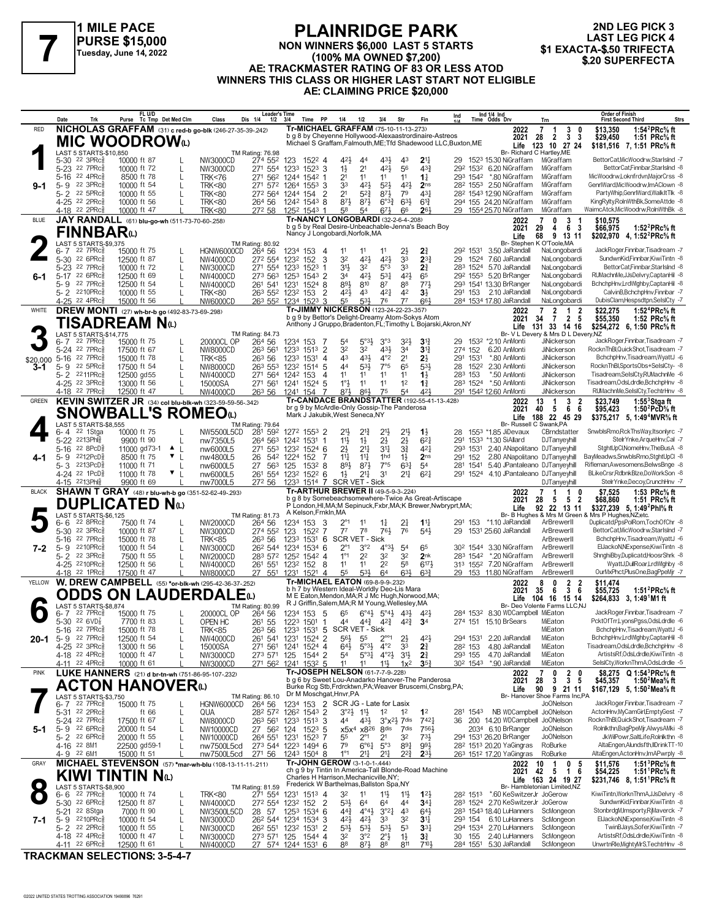# 7

**1 MILE PACE**
**PURSE $15,000**
**Tuesday, June 14, 2022**

## PLAINRIDGE PARK

**NON WINNERS $6,000 LAST 5 STARTS (100% MA OWNED $7,200)**
**AE: TRACKMASTER RATING OF 83 OR LESS ATOD**
**WINNERS THIS CLASS OR HIGHER LAST START NOT ELIGIBLE**
**AE: CLAIMING PRICE $20,000**

**2ND LEG PICK 3**
**LAST LEG PICK 4**
**$1 EXACTA-$.50 TRIFECTA**
**$.20 SUPERFECTA**

---

### 1 — RED — 9-1
**NICHOLAS GRAFFAM** (31) c red-b go-blk (246-27-35-39-.242)
**MIC WOODROW(L)**
Tr-MICHAEL GRAFFAM (75-10-11-13-.273)
b g 8 by Cheyenne Hollywood-Alexaastrordinaire-Astreos
Michael S Graffam,Falmouth,ME;Tfd Shadewood LLC,Buxton,ME
LAST 5 STARTS-$10,850 | TM Rating: 76.98
2022: 7 1 3 0 $13,350 1:54²PRc⅝ ft
2021: 28 2 3 3 $29,450 1:51 PRc⅝ ft
Life: 123 10 27 24 $181,516 7, 1:51 PRc⅝ ft
Br- Richard C Hartley,ME

| Date | Trk | Purse | FL U/D Tc Tmp Det Med Clm | Class | Leader's Time 1/4 1/2 3/4 | Time | PP | 1/4 | 1/2 | 3/4 | Str | Fin | Ind Time | Odds Drv | Trn | Order of Finish |
|---|---|---|---|---|---|---|---|---|---|---|---|---|---|---|---|---|
| 5-30 | 22 3PRc⅝ | 10000 | ft 87 L | NW3000CD | 27⁴ 55² 123 | 152² | 4 | 4²½ | 4⁴ | 4³½ | 4³ | 2¹¼ | 29 152³ | 15.30 NiGraffam | MiGraffam | BettorCat,MicWoodrw,StarIsInd -7 |
| 5-23 | 22 7PRc⅝ | 10000 | ft 72 L | NW3000CD | 27¹ 55⁴ 123³ | 152³ | 3 | 1½ | 2¹ | 4²½ | 5⁶ | 4³¾ | 29² 153² | 6.20 NiGraffam | MiGraffam | BettorCat,Finnbar,StarIsInd -8 |
| 5-16 | 22 4PRc⅝ | 8500 | ft 78 L | TRK<76 | 27¹ 56² 124⁴ | 154² | 1 | 2¹ | 1¹ | 1¹ | 1¹ | 1¾ | 29³ 154² | *.80 NiGraffam | MiGraffam | MicWoodrw,Loknfrdvn,MajorCrss -8 |
| 5-9 | 22 3PRc⅝ | 10000 | ft 54 L | TRK<80 | 27¹ 57² 126⁴ | 155³ | 3 | 3³ | 4²½ | 5²½ | 4²½ | 2ns | 28² 155³ | 2.50 NiGraffam | MiGraffam | GenrlWard,MicWoodrw,ImAClown -8 |
| 5-2 | 22 5PRc⅝ | 10000 | ft 55 L | TRK<80 | 27² 56⁴ 124⁴ | 154 | 2 | 2¹ | 5²¾ | 8⁷½ | 7⁹ | 4³¼ | 28² 154³ | 12.90 NiGraffam | MiGraffam | PartyWhip,GenrlWard,WalkItTlk -8 |
| 4-25 | 22 2PRc⅝ | 10000 | ft 56 L | TRK<80 | 26⁴ 56 124² | 154³ | 8 | 8⁷½ | 8⁷½ | 6°³¾ | 6³½ | 6¹¾ | 29⁴ 155 | 24.20 NiGraffam | MiGraffam | KingRylty,RolnWthBk,SomeAttde -8 |
| 4-18 | 22 2PRc⅝ | 10000 | ft 47 L | TRK<80 | 27² 58 125² | 154³ | 1 | 5⁸ | 5⁴ | 6⁷½ | 6⁶ | 2⁶½ | 29 155⁴ | 25.70 NiGraffam | MiGraffam | WaimcAtck,MicWoodrw,RolnWthBk -8 |

---

### 2 — BLUE — 6-1
**JAY RANDALL** (61) blu-go-wh (511-73-70-60-.258)
**FINNBAR(L)**
Tr-NANCY LONGOBARDI (32-2-6-4-.208)
b g 5 by Real Desire-Unbeachable-Jenna's Beach Boy
Nancy J Longobardi,Norfolk,MA
LAST 5 STARTS-$9,375 | TM Rating: 80.92
2022: 7 0 3 1 $10,575
2021: 29 4 6 3 $66,975 1:52²PRc⅝ ft
Life: 68 9 13 11 $202,970 4, 1:52²PRc⅝ ft
Br- Stephen K O'Toole,MA

| Date | Trk | Purse | FL U/D Tc Tmp Det Med Clm | Class | Leader's Time 1/4 1/2 3/4 | Time | PP | 1/4 | 1/2 | 3/4 | Str | Fin | Ind Time | Odds Drv | Trn | Order of Finish |
|---|---|---|---|---|---|---|---|---|---|---|---|---|---|---|---|---|
| 6-7 | 22 7PRc⅝ | 15000 | ft 75 L | HGNW6000CD | 26⁴ 56 123⁴ | 153 | 4 | 1¹ | 1¹ | 1¹ | 2½ | 2¾ | 29² 153¹ | 3.50 JaRandall | NaLongobardi | JackRoger,Finnbar,Tisadream -7 |
| 5-30 | 22 6PRc⅝ | 12500 | ft 87 L | NW4000CD | 27² 55⁴ 123² | 152 | 3 | 3² | 4²½ | 4²½ | 3³ | 2³¾ | 29 152⁴ | 7.60 JaRandall | NaLongobardi | SundwnKid,Finnbar,KiwiTintn -8 |
| 5-23 | 22 7PRc⅝ | 10000 | ft 72 L | NW3000CD | 27¹ 55⁴ 123³ | 152³ | 1 | 3¹½ | 3² | 5°³ | 3³ | 2¾ | 28³ 152⁴ | 5.70 JaRandall | NaLongobardi | BettorCat,Finnbar,StarIsInd -8 |
| 5-17 | 22 6PRc⅝ | 12500 | ft 69 L | NW4000CD | 27³ 56³ 125³ | 154³ | 2 | 3⁴ | 4²½ | 5³¼ | 4²¾ | 6⁵ | 29² 155³ | 5.20 BrRanger | NaLongobardi | RUMachnMe,JJsDelvry,CaptanHil -8 |
| 5-9 | 22 7PRc⅝ | 12500 | ft 54 L | NW4000CD | 26¹ 54¹ 123¹ | 152⁴ | 8 | 8⁹½ | 8¹⁰ | 8⁷ | 8⁸ | 7⁷½ | 29³ 154¹ | 13.30 BrRanger | NaLongobardi | BchchpHnv,LrdWlghby,CaptanHil -8 |
| 5-2 | 22 10PRc⅝ | 10000 | ft 55 L | TRK<80 | 26³ 55² 123² | 153 | 2 | 4²½ | 4³ | 4²¼ | 4² | 3½ | 29¹ 153 | 2.10 JaRandall | NaLongobardi | CalvinB,BchchpHnv,Finnbar -7 |
| 4-25 | 22 4PRc⅝ | 15000 | ft 56 L | NW6000CD | 26³ 55² 123⁴ | 152³ | 3 | 5⁵ | 5³½ | 7⁶ | 7⁷ | 6⁶½ | 28⁴ 153⁴ | 17.80 JaRandall | NaLongobardi | DubisClam,Hespsdtpn,SelslCty -7 |

---

### 3 — WHITE — 3-1 — $20,000
**DREW MONTI** (27) wh-br-b go (492-83-73-69-.298)
**TISADREAM N(L)**
Tr-JIMMY NICKERSON (123-24-22-23-.357)
b g 9 by Bettor's Delight-Dreamy Atom-Sokys Atom
Anthony J Gruppo,Bradenton,FL;Timothy L Bojarski,Akron,NY
LAST 5 STARTS-$14,775 | TM Rating: 84.73
2022: 7 2 1 2 $22,275 1:52⁴PRc⅝ ft
2021: 34 7 2 5 $55,350 1:52 PRc⅝ ft
Life: 131 33 14 16 $254,272 6, 1:50 PRc⅝ ft
Br- V L Devery & Mrs D L Devery,NZ

| Date | Trk | Purse | FL U/D Tc Tmp Det Med Clm | Class | Leader's Time 1/4 1/2 3/4 | Time | PP | 1/4 | 1/2 | 3/4 | Str | Fin | Ind Time | Odds Drv | Trn | Order of Finish |
|---|---|---|---|---|---|---|---|---|---|---|---|---|---|---|---|---|
| 6-7 | 22 7PRc⅝ | 15000 | ft 75 L | 20000CL OP | 26⁴ 56 123⁴ | 153 | 7 | 5⁴ | 5°³½ | 3°³ | 3²½ | 3¹¾ | 29 153² | *2.10 AnMonti | JiNickerson | JackRoger,Finnbar,Tisadream -7 |
| 5-24 | 22 7PRc⅝ | 17500 | ft 67 L | NW8000CD | 26³ 56¹ 123³ | 153 | 2 | 3² | 3² | 4³½ | 3⁴ | 3¹¾ | 27⁴ 152 | 6.20 AnMonti | JiNickerson | RocknThBl,QuickShot,Tisadream -7 |
| 5-16 | 22 7PRc⅝ | 15000 | ft 78 L | TRK<85 | 26³ 56 123³ | 153 | 4 | 4³ | 4³½ | 4°² | 2¹ | 2½ | 29¹ 153¹ | *.80 AnMonti | JiNickerson | BchchpHnv,Tisadream,WyattJ -6 |
| 5-9 | 22 5PRc⅝ | 17500 | ft 54 L | NW8000CD | 26³ 55³ 123² | 151⁴ | 5 | 4⁴ | 5³½ | 7°⁵ | 6⁵ | 5³½ | 28 152² | 2.30 AnMonti | JiNickerson | RocknThBl,SportsObs+SelslCty- -8 |
| 5-2 | 22 11PRc⅝ | 12500 | gd55 L | NW4000CD | 27¹ 56⁴ 124² | 153 | 4 | 1¹ | 1¹ | 1¹ | 1¹ | 1¾ | 28³ 153 | *.50 AnMonti | JiNickerson | Tisadream,SelslCty,RUMachnMe -6 |
| 4-25 | 22 3PRc⅝ | 13000 | ft 56 L | 15000SA | 27¹ 56¹ 124¹ | 152⁴ | 5 | 1°½ | 1¹ | 1¹ | 1² | 1¾ | 28³ 152⁴ | *.50 AnMonti | JiNickerson | Tisadream,OdsLdrdle,BchchpHnv -8 |
| 4-18 | 22 7PRc⅝ | 12500 | ft 47 L | NW4000CD | 26³ 56 124¹ | 154 | 7 | 8⁷½ | 8⁶½ | 7⁵ | 5⁴ | 4²½ | 29¹ 154² | 12.60 AnMonti | JiNickerson | RUMachnMe,SelslCty,TechtrHnv -8 |

---

### 4 — GREEN — 4-1
**KEVIN SWITZER JR** (34) col blu-blk-wh (323-59-59-56-.342)
**SNOWBALL'S ROMEO(L)**
Tr-CANDACE BRANDSTATTER (192-55-41-13-.428)
br g 9 by McArdle-Only Gossip-The Panderosa
Mark J Jakubik,West Seneca,NY
LAST 5 STARTS-$8,555 | TM Rating: 79.64
2022: 13 1 3 2 $23,749 1:55³Stga ft
2021: 40 5 6 6 $95,423 1:50²PcD⅝ ft
Life: 188 22 45 29 $375,217 5, 1:49⁴MVR⅝ ft
Br- Russell C Swank,PA

| Date | Trk | Purse | FL U/D Tc Tmp Det Med Clm | Class | Leader's Time 1/4 1/2 3/4 | Time | PP | 1/4 | 1/2 | 3/4 | Str | Fin | Ind Time | Odds Drv | Trn | Order of Finish |
|---|---|---|---|---|---|---|---|---|---|---|---|---|---|---|---|---|
| 6-4 | 22 1Stga | 10000 | ft 75 L | NW5500L5CD | 28¹ 59² 127² | 155³ | 2 | 2¹½ | 2¹¾ | 2¹½ | 2¹½ | 1½ | 28 155³ | *1.85 JiDevaux | CBrndstatter | SnwblsRmo,RckThsWay,Itsonlyrc -7 |
| 5-22 | 22 13PhI⅝ | 9900 | ft 90 L | nw7350L5 | 26⁴ 56³ 124² | 153¹ | 1 | 1¹½ | 1½ | 2½ | 2½ | 6²¼ | 29¹ 153³ | *1.30 SiAllard | DJTanyeyhill | StelrYnke,ArqueHnv,Cal -7 |
| 5-16 | 22 8PcD⅝ | 11000 | gd73-1 ▲ L | nw6000L5 | 27¹ 55³ 123² | 152⁴ | 6 | 2½ | 2¹¾ | 3¹¼ | 3¾ | 4²¼ | 29³ 153¹ | 2.40 ANapolitano | DJTanyeyhill | StghtUpCl,NomeHnv,TheBusA -8 |
| 5-9 | 22 12PcD⅝ | 8500 | ft 75 ▼ L | nw4800L5 | 26 54² 122⁴ | 152 | 7 | 1¹¼ | 1¹¼ | 1hd | 1½ | 2ns | 29¹ 152 | 2.80 ANapolitano | DJTanyeyhill | BayMeadws,SnwblsRmo,StghtUpCl -8 |
| 5-3 | 22 13PcD⅝ | 11000 | ft 71 L | nw6000L5 | 27 56³ 125 | 153² | 8 | 8⁹½ | 8⁷½ | 7°⁵ | 6³½ | 5⁴ | 28¹ 154¹ | 5.40 JPantaleano | DJTanyeyhill | Rifleman,Awesomens,BelwsBnge -8 |
| 4-24 | 22 1PcD⅝ | 11000 | ft 78 ▼ L | nw6000L5 | 26¹ 55⁴ 123² | 152² | 6 | 1½ | 2¹½ | 3¹ | 2¹¼ | 6²¼ | 29¹ 152⁴ | 4.10 JPantaleano | DJTanyeyhill | BLikeCrsr,RdbnkBlze,DoWorkSon -8 |
| 4-15 | 22 13PhI⅝ | 9900 | ft 69 L | nw7000L5 | 27² 56 123³ | 151⁴ | 7 | SCR VET - Sick | | | | | | | DJTanyeyhill | StelrYnke,Decoy,CrunchHnv -7 |

---

### 5 — BLACK — 7-2
**SHAWN T GRAY** (48) r blu-wh-b go (351-52-62-49-.293)
**DUPLICATED N(L)**
Tr-ARTHUR BREWER II (49-5-9-3-.224)
b g 8 by Somebeachsomewhere-Twice As Great-Artiscape
P London,HI,MA;M Sepinuck,Fxbr,MA;K Brewer,Nwbrypt,MA;
A Kelson,Frnkln,MA
LAST 5 STARTS-$6,125 | TM Rating: 81.73
2022: 7 1 1 0 $7,525 1:53 PRc⅝ ft
2021: 28 5 5 2 $68,860 1:51 PRc⅝ ft
Life: 92 22 13 11 $327,239 5, 1:49²PhI⅝ ft
Br- B Hughes & Mrs M Green & Mrs P Hughes,NZ,etc.

| Date | Trk | Purse | FL U/D Tc Tmp Det Med Clm | Class | Leader's Time 1/4 1/2 3/4 | Time | PP | 1/4 | 1/2 | 3/4 | Str | Fin | Ind Time | Odds Drv | Trn | Order of Finish |
|---|---|---|---|---|---|---|---|---|---|---|---|---|---|---|---|---|
| 6-6 | 22 8PRc⅝ | 7500 | ft 74 L | NW2000CD | 26⁴ 56 123⁴ | 153 | 3 | 2°¹ | 1¹ | 1½ | 2½ | 1¹½ | 29¹ 153 | *1.10 JaRandall | ArBrewerII | DuplicatdPpsPolRom,TochOfChr -8 |
| 5-30 | 22 3PRc⅝ | 10000 | ft 87 L | NW3000CD | 27⁴ 55² 123 | 152² | 7 | 7⁷ | 7⁸ | 7⁶½ | 7⁶ | 5⁴½ | 29 153¹ | 25.60 JaRandall | ArBrewerII | BettorCat,MicWoodrw,StarIsInd -7 |
| 5-16 | 22 7PRc⅝ | 15000 | ft 78 L | TRK<85 | 26³ 56 123³ | 153¹ | 6 | SCR VET - Sick | | | | | | | ArBrewerII | BchchpHnv,Tisadream,WyattJ -6 |
| 5-9 | 22 10PRc⅝ | 10000 | ft 54 L | NW3000CD | 26² 54⁴ 123⁴ | 153⁴ | 6 | 2°¹ | 3°² | 4°³½ | 5⁴ | 6⁵ | 30² 154⁴ | 3.30 NiGraffam | ArBrewerII | ElJackoN,NExpense,KiwiTintn -8 |
| 5-2 | 22 3PRc⅝ | 7500 | ft 55 L | NW2000CD | 28³ 57² 125² | 154² | 4 | 1°¹ | 2² | 3² | 3² | 2nk | 28³ 154² | *.20 NiGraffam | ArBrewerII | ShnghiBby,Duplicatd,HoosrShrk -8 |
| 4-25 | 22 10PRc⅝ | 12500 | ft 56 L | NW4000CD | 26¹ 55¹ 123² | 152 | 8 | 1¹ | 1¹ | 2² | 5⁸ | 6¹⁷½ | 31³ 155² | 7.20 NiGraffam | ArBrewerII | WyattJ,DullRoar,LrdWlghby -8 |
| 4-18 | 22 1PRc⅝ | 17500 | ft 47 L | NW8000CD | 27 55¹ 123¹ | 152¹ | 4 | 5⁵ | 5³½ | 6⁴ | 6³½ | 6³¾ | 29 153 | 11.80 NiGraffam | ArBrewerII | OurMxPhct,PlusOne,BagPpeMjr -7 |

---

### 6 — YELLOW — 20-1
**W. DREW CAMPBELL** (55) *or-blk-wh (295-42-36-37-.252)
**ODDS ON LAUDERDALE(L)**
Tr-MICHAEL EATON (69-8-9-9-.232)
b h 7 by Western Ideal-Worldly Deo-Lis Mara
M E Eaton,Mendon,MA;R J Mc Hugh,Norwood,MA;
R J Griffin,Salem,MA;R M Young,Wellesley,MA
LAST 5 STARTS-$8,874 | TM Rating: 80.29
2022: 8 0 2 2 $11,474
2021: 35 6 3 6 $55,725 1:51²PRc⅝ ft
Life: 104 16 15 14 $264,833 3, 1:49¹M1 ft
Br- Deo Volente Farms LLC,NJ

| Date | Trk | Purse | FL U/D Tc Tmp Det Med Clm | Class | Leader's Time 1/4 1/2 3/4 | Time | PP | 1/4 | 1/2 | 3/4 | Str | Fin | Ind Time | Odds Drv | Trn | Order of Finish |
|---|---|---|---|---|---|---|---|---|---|---|---|---|---|---|---|---|
| 6-7 | 22 7PRc⅝ | 15000 | ft 75 L | 20000CL OP | 26⁴ 56 123⁴ | 153 | 5 | 6⁵ | 6°⁴½ | 5°⁴½ | 4³½ | 4²½ | 28⁴ 153² | 8.30 WDCampbell | MiEaton | JackRoger,Finnbar,Tisadream -7 |
| 5-30 | 22 6VD⅞ | 7700 | ft 83 L | OPEN HC | 26¹ 55 122³ | 150¹ | 4 | 4⁴ | 4⁴¾ | 4²¾ | 4²¾ | 3⁴ | 27⁴ 151 | 15.10 BrSears | MiEaton | PcktOfTrr,LyonsPgss,OdsLdrdle -6 |
| 5-16 | 22 7PRc⅝ | 15000 | ft 78 L | TRK<85 | 26³ 56 123³ | 153¹ | 5 | SCR VET - Sick | | | | | | | MiEaton | BchchpHnv,Tisadream,WyattJ -6 |
| 5-9 | 22 7PRc⅝ | 12500 | ft 54 L | NW4000CD | 26¹ 54¹ 123¹ | 152⁴ | 2 | 5⁶½ | 5⁵ | 2°°¹ | 2½ | 4²½ | 29⁴ 153¹ | 2.20 JaRandall | MiEaton | BchchpHnv,LrdWlghby,CaptanHil -8 |
| 4-25 | 22 3PRc⅝ | 13000 | ft 56 L | 15000SA | 27¹ 56¹ 124¹ | 152⁴ | 4 | 6⁴½ | 5°³½ | 4°² | 3³ | 2¾ | 28² 153 | 4.80 JaRandall | MiEaton | Tisadream,OdsLdrdle,BchchpHnv -8 |
| 4-18 | 22 4PRc⅝ | 10000 | ft 47 L | NW3000CD | 27³ 57¹ 125 | 154⁴ | 2 | 5⁴ | 5°³½ | 4°²½ | 3¹½ | 2¾ | 29³ 155 | 4.70 JaRandall | MiEaton | ArtistsRf,OdsLdrdle,KiwiTintn -8 |
| 4-11 | 22 4PRc⅝ | 10000 | ft 61 L | NW3000CD | 27¹ 56² 124¹ | 153² | 5 | 1¹ | 1¹ | 1½ | 1x² | 3⁵¾ | 30² 154³ | *.90 JaRandall | MiEaton | SelslCty,WorknThmA,OdsLdrdle -5 |

---

### 7 — PINK — 5-1
**LUKE HANNERS** (21) d br-tn-wh (751-86-95-107-.232)
**ACTON HANOVER(L)**
Tr-JOSEPH NELSON (61-7-7-9-.228)
b g 6 by Sweet Lou-Anadarko Hanover-The Panderosa
Burke Rcg Stb,Frdrcktwn,PA;Weaver Bruscemi,Cnsbrg,PA;
Dr M Moschgat,Hnvr,PA
LAST 5 STARTS-$3,750 | TM Rating: 86.10
2022: 7 0 2 0 $8,275 Q 1:54³PRc⅝ ft
2021: 28 3 3 5 $45,357 1:50²Mea⅝ ft
Life: 90 9 21 11 $167,129 5, 1:50²Mea⅝ ft
Br- Hanover Shoe Farms Inc,PA

| Date | Trk | Purse | FL U/D Tc Tmp Det Med Clm | Class | Leader's Time 1/4 1/2 3/4 | Time | PP | 1/4 | 1/2 | 3/4 | Str | Fin | Ind Time | Odds Drv | Trn | Order of Finish |
|---|---|---|---|---|---|---|---|---|---|---|---|---|---|---|---|---|
| 6-7 | 22 7PRc⅝ | 15000 | ft 75 L | HGNW6000CD | 26⁴ 56 123⁴ | 153 | 2 | SCR JG - Late for Lasix | | | | | | | JoONelson | JackRoger,Finnbar,Tisadream -7 |
| 5-31 | 22 2PRc⅝ | | ft 66 L | QUA | 28² 57² 126² | 154³ | 2 | 3°²½ | 1¹½ | 1² | 1² | 1² | 28¹ 154³ | NB WDCampbell | JoONelson | ActonHnv,MyCamGirl,EmptyGest -7 |
| 5-24 | 22 7PRc⅝ | 17500 | ft 67 L | NW8000CD | 26³ 56¹ 123³ | 153 | 3 | 4⁴ | 4³½ | 3°x2½ | 7dis | 7⁴²¼ | 36 200 | 14.20 WDCampbell | JoONelson | RocknThBl,QuickShot,Tisadream -7 |
| 5-9 | 22 6PRc⅝ | 20000 | ft 54 L | NW10000CD | 27 56² 124 | 152³ | 5 | x5x⁴ | x8²⁶ | 8dis | 7dis | 7⁵⁶¼ | 203⁴ | 6.10 BrRanger | JoONelson | RolnWthBk,BagPpeMjr,AlwysAMki -8 |
| 5-2 | 22 6PRc⅝ | 20000 | ft 55 L | NW10000CD | 26⁴ 55¹ 123¹ | 152³ | 7 | 5⁵ | 2°¹ | 2¹ | 3² | 7³¾ | 29⁴ 153¹ | 26.20 BrRanger | JoONelson | JkWilPowr,SaltLife,RolnWthBk -8 |
| 4-16 | 22 8M1 | 22500 | gd59-1 L | nw7500L5cd | 27³ 54⁴ 122³ | 149⁴ | 6 | 7⁹ | 6°⁶½ | 5°³ | 8⁹½ | 9⁹½ | 28² 151³ | 20.20 YaGingras | RoBurke | AltaEngen,Alundsfth,IllDrinkTT-10 |
| 4-9 | 22 6M1 | 15000 | ft 51 L | nw7500L5cd | 27¹ 56 124³ | 150⁴ | 8 | 1°¹ | 2¹½ | 2¹½ | 2²¾ | 2³½ | 26³ 151² | 17.20 YaGingras | RoBurke | AltaEngen,ActonHnv,ImAPwrply -8 |

---

### 8 — GRAY — 7-1
**MICHAEL STEVENSON** (57) *mar-wh-blu (108-13-11-11-.211)
**KIWI TINTIN N(L)**
Tr-JOHN GEROW (3-1-0-1-.444)
ch g 9 by Tintin In America-Tall Blonde-Road Machine
Charles H Harrison,Mechanicville,NY;
Frederick W Barthelmas,Ballston Spa,NY
LAST 5 STARTS-$8,900 | TM Rating: 81.59
2022: 10 1 0 5 $11,576 1:51³PRc⅝ ft
2021: 42 5 1 6 $54,225 1:51¹PRc⅝ ft
Life: 163 24 19 27 $231,746 8, 1:51¹PRc⅝ ft
Br- Hambletonian Limited,NZ

| Date | Trk | Purse | FL U/D Tc Tmp Det Med Clm | Class | Leader's Time 1/4 1/2 3/4 | Time | PP | 1/4 | 1/2 | 3/4 | Str | Fin | Ind Time | Odds Drv | Trn | Order of Finish |
|---|---|---|---|---|---|---|---|---|---|---|---|---|---|---|---|---|
| 6-6 | 22 7PRc⅝ | 10000 | ft 74 L | TRK<80 | 27¹ 55⁴ 123¹ | 151³ | 4 | 3² | 1¹ | 1¹½ | 1¹½ | 1²½ | 28² 151³ | *.60 KeSwitzerJr | JoGerow | KiwiTintn,WorknThmA,JJsDelvry -8 |
| 5-30 | 22 6PRc⅝ | 12500 | ft 87 L | NW4000CD | 27² 55⁴ 123² | 152 | 2 | 5³½ | 6⁴ | 6⁴ | 4⁴ | 3⁴¼ | 28³ 152⁴ | 2.70 KeSwitzerJr | JoGerow | SundwnKid,Finnbar,KiwiTintn -8 |
| 5-21 | 22 8Stga | 7000 | ft 90 L | NW3500L5CD | 28 57 125³ | 153⁴ | 6 | 4⁴¾ | 4°⁴½ | 3°²¼ | 4³ | 6⁴½ | 28³ 154³ | 18.40 LuHanners | ScMongeon | StonbrdgM,Imsporty,RjMaverck -7 |
| 5-9 | 22 10PRc⅝ | 10000 | ft 54 L | NW3000CD | 26² 54⁴ 123⁴ | 153⁴ | 3 | 4²½ | 4²½ | 3³ | 3² | 3¹½ | 29³ 154 | 6.10 LuHanners | ScMongeon | ElJackoN,NExpense,KiwiTintn -8 |
| 5-2 | 22 5PRc⅝ | 10000 | ft 55 L | NW3000CD | 26² 55¹ 123² | 152¹ | 2 | 5³½ | 5³½ | 5³½ | 5³ | 3³¼ | 29⁴ 153⁴ | 2.70 LuHanners | ScMongeon | TwinBJays,Sofer,KiwiTintn -7 |
| 4-18 | 22 4PRc⅝ | 10000 | ft 47 L | NW3000CD | 27³ 57¹ 125 | 154⁴ | 4 | 3² | 3°² | 2°½ | 1½ | 3¾ | 30 155 | 2.40 LuHanners | ScMongeon | ArtistsRf,OdsLdrdle,KiwiTintn -8 |
| 4-11 | 22 6PRc⅝ | 12500 | ft 61 L | NW4000CD | 27 57⁴ 124⁴ | 153¹ | 6 | 8⁸ | 8⁷½ | 8⁸ | 8¹¹ | 7¹⁰½ | 28⁴ 155¹ | 5.30 JaRandall | ScMongeon | UnwrtnRle,MightyMrS,TechtrHnv -8 |

---

**TRACKMAN SELECTIONS: 3-5-4-7**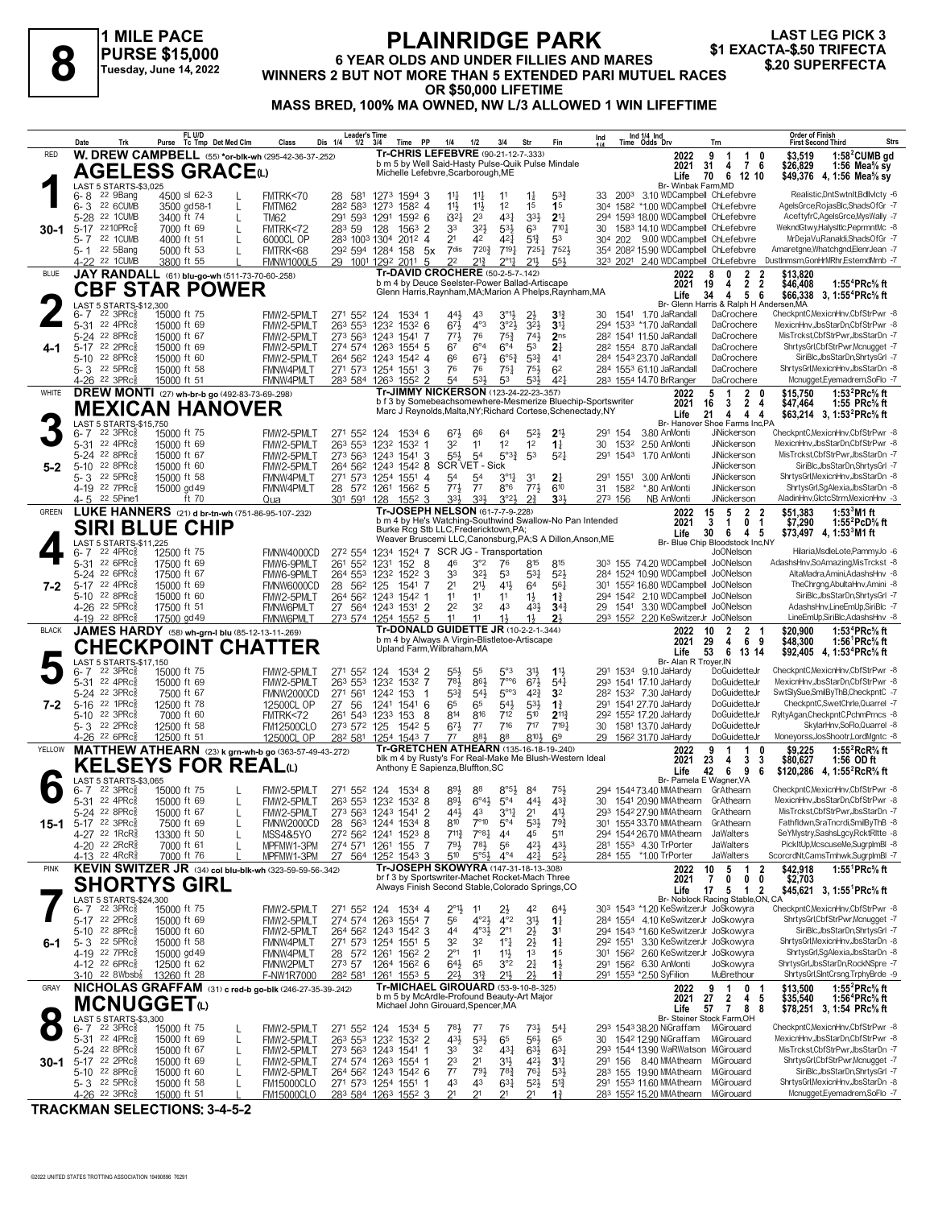# 8

**1 MILE PACE**
**PURSE $15,000**
**Tuesday, June 14, 2022**

## PLAINRIDGE PARK

**6 YEAR OLDS AND UNDER FILLIES AND MARES**
**WINNERS 2 BUT NOT MORE THAN 5 EXTENDED PARI MUTUEL RACES OR $50,000 LIFETIME**
**MASS BRED, 100% MA OWNED, NW L/3 ALLOWED 1 WIN LIFETIME**

**LAST LEG PICK 3**
**$1 EXACTA-$.50 TRIFECTA**
**$.20 SUPERFECTA**

---

### 1 — RED — 30-1
**W. DREW CAMPBELL** (55) *or-blk-wh (295-42-36-37-.252)
**AGELESS GRACE(L)**
Tr-CHRIS LEFEBVRE (90-21-12-7-.333)
b m 5 by Well Said-Hasty Pulse-Quik Pulse Mindale
Michelle Lefebvre,Scarborough,ME
Br- Winbak Farm,MD

| | Starts | 1st | 2nd | 3rd | Earnings | Record |
|---|---|---|---|---|---|---|
| 2022 | 9 | 1 | 1 | 0 | $3,519 | 1:58²CUMB gd |
| 2021 | 31 | 4 | 7 | 6 | $26,829 | 1:56 Mea⅝ sy |
| Life | 70 | 6 | 12 | 10 | $49,376 | 4, 1:56 Mea⅝ sy |

LAST 5 STARTS-$3,025

| Date | Trk | Purse | Cond | Class | 1/4 | 1/2 | 3/4 | Time | PP | 1/4 | 1/2 | 3/4 | Str | Fin | Ind | Odds/Drv | Trn | Order of Finish |
|---|---|---|---|---|---|---|---|---|---|---|---|---|---|---|---|---|---|---|
| 6-8 22 9Bang | | 4500 | sl 62-3 L | FMTRK<70 | 28 | 58¹ | 127³ | 159⁴ 3 | | 1½ | 1½ | 1¹ | 1½ | 5¾ | 33 200³ | 3.10 WDCampbell | ChLefebvre | Realistic,DntSwtnIt,BdlvIcty -6 |
| 6-3 22 6CUMB | | 3500 | gd58-1 L | FMTM62 | 28² | 58³ | 127³ | 158² 4 | | 1½ | 1½ | 1² | 1⁵ | 1⁵ | 30⁴ 158² | *1.00 WDCampbell | ChLefebvre | AgelsGrce,RojasBlc,ShadsOfGr -7 |
| 5-28 22 1CUMB | | 3400 | ft 74 L | TM62 | 29¹ | 59³ | 129¹ | 159² 6 | | i3²½ | 2³ | 4³¼ | 3³½ | 2¹¼ | 29⁴ 159³ | 18.00 WDCampbell | ChLefebvre | AceftyfrC,AgelsGrce,MysWally -7 |
| 5-17 22 10PRc⅝ | | 7000 | ft 69 L | FMTRK<72 | 28³ | 59 | 128 | 156³ 2 | | 3³ | 3²½ | 5³½ | 6³ | 7¹⁰¼ | 30 158³ | 14.10 WDCampbell | ChLefebvre | WekndGtwy,HalysItc,PeprmntMc -8 |
| 5-7 22 1CUMB | | 4000 | ft 51 L | 6000CL OP | 28³ | 100³ | 130⁴ | 201² 4 | | 2¹ | 4² | 4²¼ | 5¹¾ | 5³ | 30⁴ 202 | 9.00 WDCampbell | ChLefebvre | MrDejaVu,Ranaldi,ShadsOfGr -7 |
| 5-1 22 5Bang | | 5000 | ft 53 L | FMTRK<68 | 29² | 59⁴ | 128⁴ | 158 5x | | 7dis | 7²⁰³ | 7¹⁹½ | 7²⁵¼ | 7⁵²½ | 35⁴ 208² | 15.90 WDCampbell | ChLefebvre | Amaretgne,Whatchgnd,ElenrJean -7 |
| 4-22 22 1CUMB | | 3800 | ft 55 L | FMNW1000L5 | 29 | 100¹ | 129² | 201¹ 5 | | 2² | 2¹¾ | 2°¹¼ | 2¹½ | 5⁵½ | 32³ 202¹ | 2.40 WDCampbell | ChLefebvre | DustInmsm,GonHrMRhr,EstemdMmb -7 |

### 2 — BLUE — 4-1
**JAY RANDALL** (61) blu-go-wh (511-73-70-60-.258)
**CBF STAR POWER**
Tr-DAVID CROCHERE (50-2-5-7-.142)
b m 4 by Deuce Seelster-Power Ballad-Artiscape
Glenn Harris,Raynham,MA;Marion A Phelps,Raynham,MA
Br- Glenn Harris & Ralph H Andersen,MA

| | Starts | 1st | 2nd | 3rd | Earnings | Record |
|---|---|---|---|---|---|---|
| 2022 | 8 | 0 | 2 | 2 | $13,820 | |
| 2021 | 19 | 4 | 2 | 2 | $46,408 | 1:55⁴PRc⅝ ft |
| Life | 34 | 4 | 5 | 6 | $66,338 | 3, 1:55⁴PRc⅝ ft |

LAST 5 STARTS-$12,300

| Date | Trk | Purse | Cond | Class | 1/4 | 1/2 | 3/4 | Time | PP | 1/4 | 1/2 | 3/4 | Str | Fin | Ind | Odds/Drv | Trn | Order of Finish |
|---|---|---|---|---|---|---|---|---|---|---|---|---|---|---|---|---|---|---|
| 6-7 22 3PRc⅝ | | 15000 | ft 75 | FMW2-5PMLT | 27¹ | 55² | 124 | 153⁴ 1 | | 4⁴½ | 4³ | 3°¹½ | 2½ | 3¹¾ | 30 154¹ | 1.70 JaRandall | DaCrochere | CheckpntC,MexicnHnv,CbfStrPwr -8 |
| 5-31 22 4PRc⅝ | | 15000 | ft 69 | FMW2-5PMLT | 26³ | 55³ | 123² | 153² 6 | | 6⁷½ | 4°³ | 3°²½ | 3²½ | 3¹¼ | 29⁴ 153³ | *1.70 JaRandall | DaCrochere | MexicnHnv,JbsStarDn,CbfStrPwr -8 |
| 5-24 22 8PRc⅝ | | 15000 | ft 67 | FMW2-5PMLT | 27³ | 56³ | 124³ | 154¹ 7 | | 7⁷½ | 7⁶ | 7⁵¾ | 7⁴½ | 2ns | 28² 154¹ | 11.50 JaRandall | DaCrochere | MisTrckst,CbfStrPwr,JbsStarDn -7 |
| 5-17 22 2PRc⅝ | | 15000 | ft 69 | FMW2-5PMLT | 27⁴ | 57⁴ | 126³ | 155⁴ 5 | | 6⁷ | 6°⁴ | 6°⁴ | 5³ | 2¾ | 28² 155⁴ | 8.70 JaRandall | DaCrochere | ShrtysGrl,CbfStrPwr,Mcnugget -7 |
| 5-10 22 8PRc⅝ | | 15000 | ft 60 | FMW2-5PMLT | 26⁴ | 56² | 124³ | 154² 4 | | 6⁶ | 6⁷½ | 6°⁵¾ | 5³¾ | 4¹ | 28⁴ 154³ | 23.70 JaRandall | DaCrochere | SiriBlc,JbsStarDn,ShrtysGrl -7 |
| 5-3 22 5PRc⅝ | | 15000 | ft 58 | FMNW4PMLT | 27¹ | 57³ | 125⁴ | 155¹ 3 | | 7⁶ | 7⁶ | 7⁵¼ | 7⁵¾ | 6² | 28⁴ 155³ | 61.10 JaRandall | DaCrochere | ShrtysGrl,MexicnHnv,JbsStarDn -8 |
| 4-26 22 3PRc⅝ | | 15000 | ft 51 | FMNW4PMLT | 28³ | 58⁴ | 126³ | 155² 2 | | 5⁴ | 5³½ | 5³ | 5³½ | 4²½ | 28³ 155⁴ | 14.70 BrRanger | DaCrochere | Mcnugget,Eyemadrem,SoFlo -7 |

### 3 — WHITE — 5-2
**DREW MONTI** (27) wh-br-b go (492-83-73-69-.298)
**MEXICAN HANOVER**
Tr-JIMMY NICKERSON (123-24-22-23-.357)
b f 3 by Somebeachsomewhere-Mesmerize Bluechip-Sportswriter
Marc J Reynolds,Malta,NY;Richard Cortese,Schenectady,NY
Br- Hanover Shoe Farms Inc,PA

| | Starts | 1st | 2nd | 3rd | Earnings | Record |
|---|---|---|---|---|---|---|
| 2022 | 5 | 1 | 2 | 0 | $15,750 | 1:53²PRc⅝ ft |
| 2021 | 16 | 3 | 2 | 4 | $47,464 | 1:55 PRc⅝ ft |
| Life | 21 | 4 | 4 | 4 | $63,214 | 3, 1:53²PRc⅝ ft |

LAST 5 STARTS-$15,750

| Date | Trk | Purse | Cond | Class | 1/4 | 1/2 | 3/4 | Time | PP | 1/4 | 1/2 | 3/4 | Str | Fin | Ind | Odds/Drv | Trn | Order of Finish |
|---|---|---|---|---|---|---|---|---|---|---|---|---|---|---|---|---|---|---|
| 6-7 22 3PRc⅝ | | 15000 | ft 75 | FMW2-5PMLT | 27¹ | 55² | 124 | 153⁴ 6 | | 6⁷½ | 6⁶ | 6⁴ | 5²½ | 2¹½ | 29¹ 154 | 3.80 AnMonti | JiNickerson | CheckpntC,MexicnHnv,CbfStrPwr -8 |
| 5-31 22 4PRc⅝ | | 15000 | ft 69 | FMW2-5PMLT | 26³ | 55³ | 123² | 153² 1 | | 3² | 1¹ | 1² | 1² | 1¾ | 30 153² | 2.50 AnMonti | JiNickerson | MexicnHnv,JbsStarDn,CbfStrPwr -8 |
| 5-24 22 8PRc⅝ | | 15000 | ft 67 | FMW2-5PMLT | 27³ | 56³ | 124³ | 154¹ 3 | | 5⁵½ | 5⁴ | 5°³¾ | 5³ | 5²¼ | 29¹ 154³ | 1.70 AnMonti | JiNickerson | MisTrckst,CbfStrPwr,JbsStarDn -7 |
| 5-10 22 8PRc⅝ | | 15000 | ft 60 | FMW2-5PMLT | 26⁴ | 56² | 124³ | 154² 8 | | SCR VET - Sick | | | | | | | JiNickerson | SiriBlc,JbsStarDn,ShrtysGrl -7 |
| 5-3 22 5PRc⅝ | | 15000 | ft 58 | FMNW4PMLT | 27¹ | 57³ | 125⁴ | 155¹ 4 | | 5⁴ | 5⁴ | 3°¹¼ | 3¹ | 2¾ | 29¹ 155¹ | 3.00 AnMonti | JiNickerson | ShrtysGrl,MexicnHnv,JbsStarDn -8 |
| 4-19 22 7PRc⅝ | | 15000 | gd49 | FMNW4PMLT | 28 | 57² | 126¹ | 156² 5 | | 7⁷½ | 7⁷ | 8°⁶ | 7⁷½ | 6¹⁰ | 31 158² | *.80 AnMonti | JiNickerson | ShrtysGrl,SgAlexia,JbsStarDn -8 |
| 4-5 22 5Pine1 | | | ft 70 | Qua | 30¹ | 59¹ | 128 | 155² 3 | | 3³½ | 3³½ | 3°²½ | 2¾ | 3³½ | 27³ 156 | NB AnMonti | JiNickerson | AladinHnv,GlctcStrm,MexicnHnv -3 |

### 4 — GREEN — 7-2
**LUKE HANNERS** (21) d br-tn-wh (751-86-95-107-.232)
**SIRI BLUE CHIP**
Tr-JOSEPH NELSON (61-7-7-9-.228)
b m 4 by He's Watching-Southwind Swallow-No Pan Intended
Burke Rcg Stb LLC,Fredericktown,PA;
Weaver Bruscemi LLC,Canonsburg,PA;S A Dillon,Anson,ME
Br- Blue Chip Bloodstock Inc,NY

| | Starts | 1st | 2nd | 3rd | Earnings | Record |
|---|---|---|---|---|---|---|
| 2022 | 15 | 5 | 2 | 2 | $51,383 | 1:53³M1 ft |
| 2021 | 3 | 1 | 0 | 1 | $7,290 | 1:55²PcD⅝ ft |
| Life | 30 | 6 | 4 | 5 | $73,497 | 4, 1:53³M1 ft |

LAST 5 STARTS-$11,225

| Date | Trk | Purse | Cond | Class | 1/4 | 1/2 | 3/4 | Time | PP | 1/4 | 1/2 | 3/4 | Str | Fin | Ind | Odds/Drv | Trn | Order of Finish |
|---|---|---|---|---|---|---|---|---|---|---|---|---|---|---|---|---|---|---|
| 6-7 22 4PRc⅝ | | 12500 | ft 75 | FMNW4000CD | 27² | 55⁴ | 123⁴ | 152⁴ 7 | | SCR JG - Transportation | | | | | | | JoONelson | Hilaria,MsdleLote,PammyJo -6 |
| 5-31 22 6PRc⅝ | | 17500 | ft 69 | FMW6-9PMLT | 26¹ | 55² | 123¹ | 152 8 | | 4⁶ | 3°² | 7⁶ | 8¹⁵ | 8¹⁵ | 30³ 155 | 74.20 WDCampbell | JoONelson | AdashsHnv,SoAmazing,MisTrckst -8 |
| 5-24 22 6PRc⅝ | | 17500 | ft 67 | FMW6-9PMLT | 26⁴ | 55³ | 123² | 152² 3 | | 3³ | 3²½ | 5³ | 5³¼ | 5²½ | 28⁴ 152⁴ | 10.90 WDCampbell | JoONelson | AltaMadra,Amini,AdashsHnv -8 |
| 5-17 22 4PRc⅝ | | 15000 | ft 69 | FMNW6000CD | 28 | 56² | 125 | 154¹ 7 | | 2¹ | 2¹½ | 4¹½ | 6⁴ | 5⁶¼ | 30¹ 155² | 16.80 WDCampbell | JoONelson | TheChrgng,AbultaHnv,Amini -8 |
| 5-10 22 8PRc⅝ | | 15000 | ft 60 | FMW2-5PMLT | 26⁴ | 56² | 124³ | 154² 1 | | 1¹ | 1¹ | 1¹ | 1½ | 1¾ | 29⁴ 154² | 2.10 WDCampbell | JoONelson | SiriBlc,JbsStarDn,ShrtysGrl -7 |
| 4-26 22 5PRc⅝ | | 17500 | ft 51 | FMNW6PMLT | 27 | 56⁴ | 124³ | 153¹ 2 | | 2² | 3² | 4³ | 4³½ | 3⁴¾ | 29 154¹ | 3.30 WDCampbell | JoONelson | AdashsHnv,LineEmUp,SiriBlc -7 |
| 4-19 22 8PRc⅝ | | 17500 | gd49 | FMNW6PMLT | 27³ | 57⁴ | 125⁴ | 155² 5 | | 1¹ | 1¹ | 1½ | 1½ | 2½ | 29³ 155² | 2.20 KeSwitzerJr | JoONelson | LineEmUp,SiriBlc,AdashsHnv -8 |

### 5 — BLACK — 7-2
**JAMES HARDY** (58) wh-grn-l blu (85-12-13-11-.269)
**CHECKPOINT CHATTER**
Tr-DONALD GUIDETTE JR (10-2-2-1-.344)
b m 4 by Always A Virgin-Blistletoe-Artiscape
Upland Farm,Wilbraham,MA
Br- Alan R Troyer,IN

| | Starts | 1st | 2nd | 3rd | Earnings | Record |
|---|---|---|---|---|---|---|
| 2022 | 10 | 2 | 2 | 1 | $20,900 | 1:53⁴PRc⅝ ft |
| 2021 | 29 | 4 | 6 | 9 | $48,300 | 1:56¹PRc⅝ ft |
| Life | 53 | 6 | 13 | 14 | $92,405 | 4, 1:53⁴PRc⅝ ft |

LAST 5 STARTS-$17,150

| Date | Trk | Purse | Cond | Class | 1/4 | 1/2 | 3/4 | Time | PP | 1/4 | 1/2 | 3/4 | Str | Fin | Ind | Odds/Drv | Trn | Order of Finish |
|---|---|---|---|---|---|---|---|---|---|---|---|---|---|---|---|---|---|---|
| 6-7 22 3PRc⅝ | | 15000 | ft 75 | FMW2-5PMLT | 27¹ | 55² | 124 | 153⁴ 2 | | 5⁵½ | 5⁵ | 5°³ | 3¹½ | 1¹½ | 29¹ 153⁴ | 9.10 JaHardy | DoGuidetteJr | CheckpntC,MexicnHnv,CbfStrPwr -8 |
| 5-31 22 4PRc⅝ | | 15000 | ft 69 | FMW2-5PMLT | 26³ | 55³ | 123² | 153² 7 | | 7⁸½ | 8⁶½ | 7°°⁶ | 6⁷½ | 5⁴¼ | 29³ 154¹ | 17.10 JaHardy | DoGuidetteJr | MexicnHnv,JbsStarDn,CbfStrPwr -8 |
| 5-24 22 3PRc⅝ | | 7500 | ft 67 | FMNW2000CD | 27¹ | 56¹ | 124² | 153 1 | | 5³¾ | 5⁴½ | 5°°³ | 4²¾ | 3² | 28² 153² | 7.30 JaHardy | DoGuidetteJr | SwtSlySue,SmilByThB,CheckpntC -7 |
| 5-16 22 1PRc⅝ | | 12500 | ft 78 | 12500CL OP | 27 | 56 | 124¹ | 154¹ 6 | | 6⁵ | 6⁵ | 5⁴½ | 5³½ | 1¾ | 29¹ 154¹ | 27.70 JaHardy | DoGuidetteJr | CheckpntC,SwetChrle,Quarrel -7 |
| 5-10 22 3PRc⅝ | | 7000 | ft 60 | FMTRK<72 | 26¹ | 54³ | 123³ | 153 8 | | 8¹⁴ | 8¹⁶ | 7¹² | 5¹⁰ | 2¹¹¾ | 29² 155² | 17.20 JaHardy | DoGuidetteJr | RyltyAgan,CheckpntC,PchmPrncs -8 |
| 5-3 22 2PRc⅝ | | 12500 | ft 58 | FM12500CLO | 27³ | 57² | 125 | 154² 5 | | 6⁷½ | 7⁷ | 7¹⁶ | 7¹⁷ | 7¹⁹¼ | 30 158¹ | 13.70 JaHardy | DoGuidetteJr | SkylarHnv,SoFlo,Quarrel -8 |
| 4-26 22 6PRc⅝ | | 12500 | ft 51 | 12500CL OP | 28² | 58¹ | 125⁴ | 154³ 7 | | 7⁷ | 8⁸½ | 8⁸ | 8¹⁰½ | 6⁹ | 29 156² | 31.70 JaHardy | DoGuidetteJr | Moneyorss,JosShootr,LordMgntc -8 |

### 6 — YELLOW — 15-1
**MATTHEW ATHEARN** (23) k grn-wh-b go (363-57-49-43-.272)
**KELSEYS FOR REAL(L)**
Tr-GRETCHEN ATHEARN (135-16-18-19-.240)
blk m 4 by Rusty's For Real-Make Me Blush-Western Ideal
Anthony E Sapienza,Bluffton,SC
Br- Pamela E Wagner,VA

| | Starts | 1st | 2nd | 3rd | Earnings | Record |
|---|---|---|---|---|---|---|
| 2022 | 9 | 1 | 1 | 0 | $9,225 | 1:55²RcR⅝ ft |
| 2021 | 23 | 4 | 3 | 3 | $80,627 | 1:56 OD ft |
| Life | 42 | 6 | 9 | 6 | $120,286 | 4, 1:55²RcR⅝ ft |

LAST 5 STARTS-$3,065

| Date | Trk | Purse | Cond | Class | 1/4 | 1/2 | 3/4 | Time | PP | 1/4 | 1/2 | 3/4 | Str | Fin | Ind | Odds/Drv | Trn | Order of Finish |
|---|---|---|---|---|---|---|---|---|---|---|---|---|---|---|---|---|---|---|
| 6-7 22 3PRc⅝ | | 15000 | ft 75 L | FMW2-5PMLT | 27¹ | 55² | 124 | 153⁴ 8 | | 8⁹½ | 8⁸ | 8°⁵½ | 8⁴ | 7⁵½ | 29⁴ 154⁴ | 73.40 MMAthearn | GrAthearn | CheckpntC,MexicnHnv,CbfStrPwr -8 |
| 5-31 22 4PRc⅝ | | 15000 | ft 69 L | FMW2-5PMLT | 26³ | 55³ | 123² | 153² 8 | | 8⁹½ | 6°⁴½ | 5°⁴ | 4⁴½ | 4³¾ | 30 154¹ | 20.90 MMAthearn | GrAthearn | MexicnHnv,JbsStarDn,CbfStrPwr -8 |
| 5-24 22 8PRc⅝ | | 15000 | ft 67 L | FMW2-5PMLT | 27³ | 56³ | 124³ | 154¹ 2 | | 4⁴½ | 4³ | 3°¹¼ | 2¹ | 4¹½ | 29⁴ 154² | 27.90 MMAthearn | GrAthearn | MisTrckst,CbfStrPwr,JbsStarDn -7 |
| 5-17 22 3PRc⅝ | | 7500 | ft 69 L | FMNW2000CD | 28 | 56³ | 124⁴ | 153⁴ 8 | | 8¹⁰ | 7°¹⁰ | 5°⁴ | 5³½ | 7⁹¾ | 30¹ 155⁴ | 33.70 MMAthearn | GrAthearn | Faithfldwn,SraTncrdi,SmilByThB -8 |
| 4-27 22 1RcR⅝ | | 13300 | ft 50 L | MSS4&5YO | 27² | 56² | 124¹ | 152³ 8 | | 7¹¹¾ | 7°⁸¼ | 4⁴ | 4⁵ | 5¹¹ | 29⁴ 154⁴ | 26.70 MMAthearn | GrAthearn | SeYMystry,SashsLgcy,RcktRltte -8 |
| 4-20 22 2RcR⅝ | | 7000 | ft 61 L | MPFMW1-3PM | 27⁴ | 57¹ | 126¹ | 155 7 | | 7⁹½ | 7⁸½ | 5⁶ | 4²½ | 4³½ | 28¹ 155³ | 4.30 TrPorter | JaWalters | PickItUp,McscuseMe,SugrplmBl -8 |
| 4-13 22 4RcR⅝ | | 7000 | ft 76 L | MPFMW1-3PM | 27 | 56⁴ | 125² | 154³ 3 | | 5¹⁰ | 5°⁵½ | 4°⁴ | 4²½ | 4³½ | 28⁴ 155 | *1.00 TrPorter | JaWalters | ScorcrdNt,CamsTmhwk,SugrplmBl -7 |

### 7 — PINK — 6-1
**KEVIN SWITZER JR** (34) col blu-blk-wh (323-59-59-56-.342)
**SHORTYS GIRL**
Tr-JOSEPH SKOWYRA (147-31-18-13-.308)
br f 3 by Sportswriter-Machet Rocket-Mach Three
Always Finish Second Stable,Colorado Springs,CO
Br- Noblock Racing Stable,ON, CA

| | Starts | 1st | 2nd | 3rd | Earnings | Record |
|---|---|---|---|---|---|---|
| 2022 | 10 | 5 | 1 | 2 | $42,918 | 1:55¹PRc⅝ ft |
| 2021 | 7 | 0 | 0 | 0 | $2,703 | |
| Life | 17 | 5 | 1 | 2 | $45,621 | 3, 1:55¹PRc⅝ ft |

LAST 5 STARTS-$24,300

| Date | Trk | Purse | Cond | Class | 1/4 | 1/2 | 3/4 | Time | PP | 1/4 | 1/2 | 3/4 | Str | Fin | Ind | Odds/Drv | Trn | Order of Finish |
|---|---|---|---|---|---|---|---|---|---|---|---|---|---|---|---|---|---|---|
| 6-7 22 3PRc⅝ | | 15000 | ft 75 | FMW2-5PMLT | 27¹ | 55² | 124 | 153⁴ 4 | | 2°¹½ | 1¹ | 2½ | 4² | 6⁴½ | 30³ 154³ | *1.20 KeSwitzerJr | JoSkowyra | CheckpntC,MexicnHnv,CbfStrPwr -8 |
| 5-17 22 2PRc⅝ | | 15000 | ft 69 | FMW2-5PMLT | 27⁴ | 57⁴ | 126³ | 155⁴ 7 | | 5⁶ | 4°²½ | 4°² | 3¹½ | 1¾ | 28⁴ 155⁴ | 4.10 KeSwitzerJr | JoSkowyra | ShrtysGrl,CbfStrPwr,Mcnugget -7 |
| 5-10 22 8PRc⅝ | | 15000 | ft 60 | FMW2-5PMLT | 26⁴ | 56² | 124³ | 154² 3 | | 4⁴ | 4°³½ | 2°¹ | 2½ | 3¹ | 29⁴ 154³ | *1.60 KeSwitzerJr | JoSkowyra | SiriBlc,JbsStarDn,ShrtysGrl -7 |
| 5-3 22 5PRc⅝ | | 15000 | ft 58 | FMNW4PMLT | 27¹ | 57³ | 125⁴ | 155¹ 5 | | 3² | 3² | 1°½ | 2½ | 1¾ | 29² 155¹ | 3.30 KeSwitzerJr | JoSkowyra | ShrtysGrl,MexicnHnv,JbsStarDn -8 |
| 4-19 22 7PRc⅝ | | 15000 | gd49 | FMNW4PMLT | 28 | 57² | 126¹ | 156² 2 | | 2°¹ | 1¹ | 1¹½ | 1³ | 1⁵ | 30¹ 156² | 2.60 KeSwitzerJr | JoSkowyra | ShrtysGrl,SgAlexia,JbsStarDn -8 |
| 4-12 22 6PRc⅝ | | 12500 | ft 62 | FMNW2PMLT | 27³ | 57 | 126⁴ | 156² 6 | | 6⁴½ | 6⁵ | 3°² | 2¾ | 1½ | 29¹ 156² | 6.30 AnMonti | JoSkowyra | ShrtysGrl,JbsStarDn,RockNSpre -7 |
| 3-10 22 8Wbsb⅞ | | 13260 | ft 28 | F-NW1R7000 | 28² | 58¹ | 126¹ | 155³ 5 | | 2²½ | 3¹¾ | 2¹½ | 2½ | 1¾ | 29¹ 155³ | *2.50 SyFilion | MuBrethour | ShrtysGrl,SlntCrsng,TrphyBrde -9 |

### 8 — GRAY — 30-1
**NICHOLAS GRAFFAM** (31) c red-b go-blk (246-27-35-39-.242)
**MCNUGGET(L)**
Tr-MICHAEL GIROUARD (53-9-10-8-.325)
b m 5 by McArdle-Profound Beauty-Art Major
Michael John Girouard,Spencer,MA
Br- Steiner Stock Farm,OH

| | Starts | 1st | 2nd | 3rd | Earnings | Record |
|---|---|---|---|---|---|---|
| 2022 | 9 | 1 | 0 | 1 | $13,500 | 1:55²PRc⅝ ft |
| 2021 | 27 | 2 | 4 | 5 | $35,540 | 1:56⁴PRc⅝ ft |
| Life | 57 | 7 | 8 | 8 | $78,251 | 3, 1:54 PRc⅝ ft |

LAST 5 STARTS-$3,300

| Date | Trk | Purse | Cond | Class | 1/4 | 1/2 | 3/4 | Time | PP | 1/4 | 1/2 | 3/4 | Str | Fin | Ind | Odds/Drv | Trn | Order of Finish |
|---|---|---|---|---|---|---|---|---|---|---|---|---|---|---|---|---|---|---|
| 6-7 22 3PRc⅝ | | 15000 | ft 75 L | FMW2-5PMLT | 27¹ | 55² | 124 | 153⁴ 5 | | 7⁸½ | 7⁷ | 7⁵ | 7³½ | 5⁴¼ | 29³ 154³ | 38.20 NiGraffam | MiGirouard | CheckpntC,MexicnHnv,CbfStrPwr -8 |
| 5-31 22 4PRc⅝ | | 15000 | ft 69 L | FMW2-5PMLT | 26³ | 55³ | 123² | 153² 2 | | 4³½ | 5³½ | 6⁵ | 5⁶½ | 6⁵ | 30 154² | 12.90 NiGraffam | MiGirouard | MexicnHnv,JbsStarDn,CbfStrPwr -8 |
| 5-24 22 8PRc⅝ | | 15000 | ft 67 L | FMW2-5PMLT | 27³ | 56³ | 124³ | 154¹ 1 | | 3³ | 3² | 4³¼ | 6³¾ | 6³¼ | 29³ 154⁴ | 13.90 WaRWatson | MiGirouard | MisTrckst,CbfStrPwr,JbsStarDn -7 |
| 5-17 22 2PRc⅝ | | 15000 | ft 69 L | FMW2-5PMLT | 27⁴ | 57⁴ | 126³ | 155⁴ 1 | | 2³ | 2¹ | 3¹½ | 4²½ | 3¹¼ | 29¹ 156 | 8.40 MMAthearn | MiGirouard | ShrtysGrl,CbfStrPwr,Mcnugget -7 |
| 5-10 22 8PRc⅝ | | 15000 | ft 60 L | FMW2-5PMLT | 26⁴ | 56² | 124³ | 154² 6 | | 7⁷ | 7⁹½ | 7⁸¾ | 7⁶½ | 5³½ | 28³ 155 | 19.90 MMAthearn | MiGirouard | SiriBlc,JbsStarDn,ShrtysGrl -7 |
| 5-3 22 5PRc⅝ | | 15000 | ft 58 L | FM15000CLO | 27¹ | 57³ | 125⁴ | 155¹ 1 | | 4³ | 4³ | 6³¾ | 5²½ | 5¹¾ | 29¹ 155³ | 11.60 MMAthearn | MiGirouard | ShrtysGrl,MexicnHnv,JbsStarDn -8 |
| 4-26 22 3PRc⅝ | | 15000 | ft 51 L | FM15000CLO | 28³ | 58⁴ | 126³ | 155² 3 | | 2¹ | 2¹ | 2¹ | 2¹ | 1¾ | 28³ 155² | 15.20 MMAthearn | MiGirouard | Mcnugget,Eyemadrem,SoFlo -7 |

**TRACKMAN SELECTIONS: 3-4-5-2**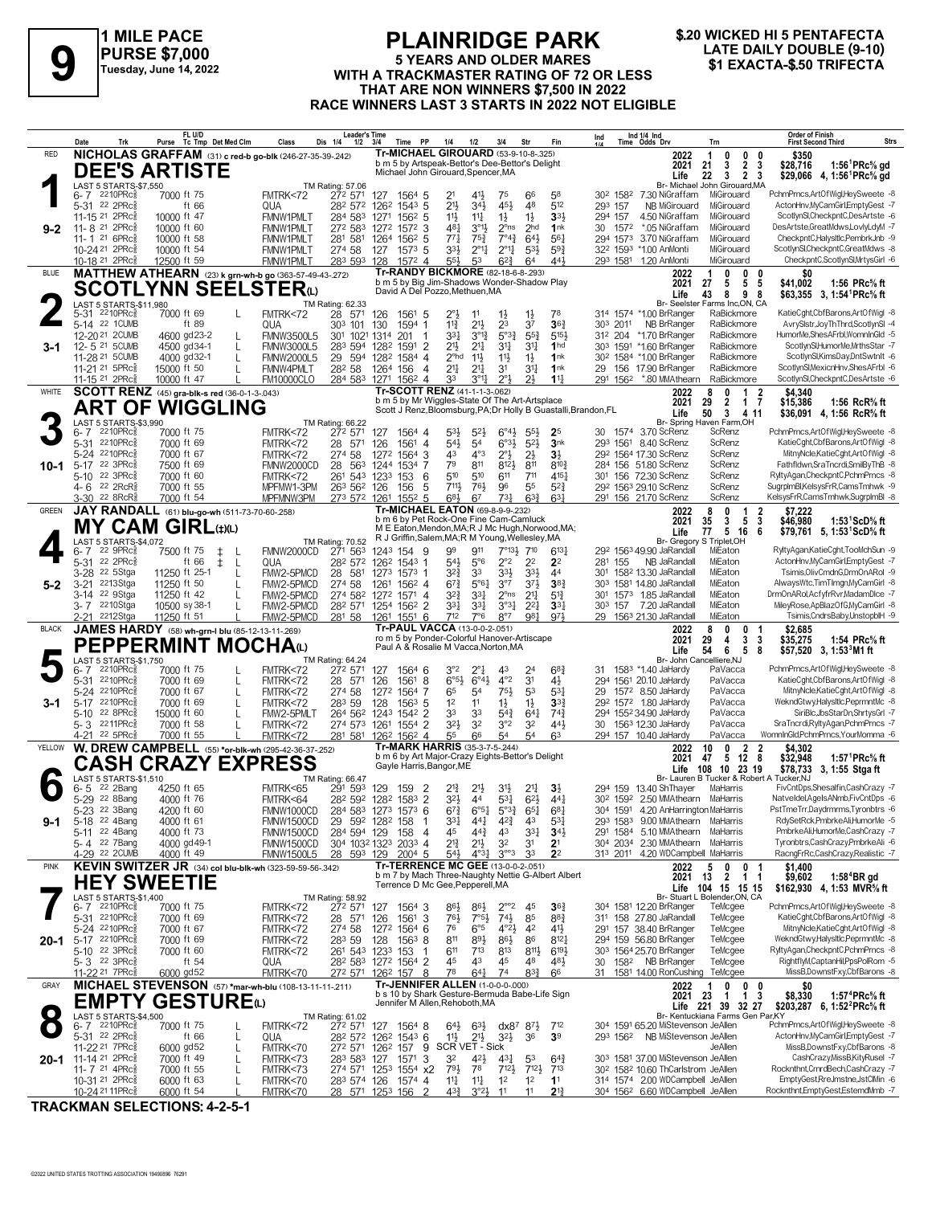# 9

**1 MILE PACE**
**PURSE $7,000**
**Tuesday, June 14, 2022**

## PLAINRIDGE PARK

**5 YEARS AND OLDER MARES**
**WITH A TRACKMASTER RATING OF 72 OR LESS**
**THAT ARE NON WINNERS $7,500 IN 2022**
**RACE WINNERS LAST 3 STARTS IN 2022 NOT ELIGIBLE**

**$.20 WICKED HI 5 PENTAFECTA**
**LATE DAILY DOUBLE (9-10)**
**$1 EXACTA-$.50 TRIFECTA**

---

### 1 — RED — 9-2
**NICHOLAS GRAFFAM** (31) c red-b go-blk (246-27-35-39-.242)
**DEE'S ARTISTE**
Tr-MICHAEL GIROUARD (53-9-10-8-.325)
b m 5 by Artspeak-Bettor's Dee-Bettor's Delight
Michael John Girouard,Spencer,MA
LAST 5 STARTS-$7,550 — TM Rating: 57.06
2022: 1 0 0 0 $350
2021: 21 3 2 3 $28,716 1:56¹PRc⅝ gd
Life: 22 3 2 3 $29,066 4, 1:56¹PRc⅝ gd
Br- Michael John Girouard,MA

| Date | Trk | Purse | Cond | Class | 1/4 | 1/2 | 3/4 | Time | PP | 1/4 | 1/2 | 3/4 | Str | Fin | Ind 1/4 | Ind Time | Odds Drv | Trn | Order of Finish |
|---|---|---|---|---|---|---|---|---|---|---|---|---|---|---|---|---|---|---|---|
| 6-7 22 | 10PRc⅝ | 7000 | ft 75 | FMTRK<72 | 27² | 57¹ | 127 | 156⁴ | 5 | 2¹ | 4¹½ | 7⁵ | 6⁶ | 5⁸ | 30² | 158² | 7.30 NiGraffam | MiGirouard | PchmPrncs,ArtOfWigl,HeySweete -8 |
| 5-31 22 | 2PRc⅝ | | ft 66 | QUA | 28² | 57² | 126² | 154³ | 5 | 2½ | 3⁴½ | 4⁵½ | 4⁸ | 5¹² | 29³ | 157 | NB MiGirouard | MiGirouard | ActonHnv,MyCamGirl,EmptyGest -7 |
| 11-15 21 | 2PRc⅝ | 10000 | ft 47 | FMNW1PMLT | 28⁴ | 58³ | 127¹ | 156² | 5 | 1½ | 1¹½ | 1½ | 1½ | 3¹½ | 29⁴ | 157 | 4.50 NiGraffam | MiGirouard | ScotlynSl,CheckpntC,DesArtste -6 |
| 11-8 21 | 2PRc⅝ | 10000 | ft 60 | FMNW1PMLT | 27² | 58³ | 127² | 157² | 3 | 4⁸½ | 3°¹½ | 2°ns | 2hd | 1nk | 30 | 157² | *.05 NiGraffam | MiGirouard | DesArtste,GreatMdws,LovlyLdyM -7 |
| 11-1 21 | 6PRc⅝ | 10000 | ft 58 | FMNW1PMLT | 28¹ | 58¹ | 126⁴ | 156² | 5 | 7⁷½ | 7⁵½ | 7°⁴¾ | 6⁴½ | 5⁶¼ | 29⁴ | 157³ | 3.70 NiGraffam | MiGirouard | CheckpntC,Halysltc,PembrkJnb -9 |
| 10-24 21 | 2PRc⅝ | 10000 | ft 54 | FMNW1PMLT | 27⁴ | 58 | 127 | 157³ | 5 | 3³½ | 2°¹¼ | 2°¹¼ | 5³½ | 5⁹¾ | 32² | 159³ | *1.00 AnMonti | MiGirouard | ScotlynSl,CheckpntC,GreatMdws -8 |
| 10-18 21 | 2PRc⅝ | 12500 | ft 59 | FMNW1PMLT | 28³ | 59³ | 128 | 157² | 4 | 5⁵½ | 5³ | 6²¾ | 6⁴ | 4⁴½ | 29³ | 158¹ | 1.20 AnMonti | MiGirouard | CheckpntC,ScotlynSl,MrtysGirl -6 |

### 2 — BLUE — 3-1
**MATTHEW ATHEARN** (23) k grn-wh-b go (363-57-49-43-.272)
**SCOTLYNN SEELSTER(L)**
Tr-RANDY BICKMORE (82-18-6-8-.293)
b m 5 by Big Jim-Shadows Wonder-Shadow Play
David A Del Pozzo,Methuen,MA
LAST 5 STARTS-$11,980 — TM Rating: 62.33
2022: 1 0 0 0 $0
2021: 27 5 5 5 $41,002 1:56 PRc⅝ ft
Life: 43 8 9 8 $63,355 3, 1:54¹PRc⅝ ft
Br- Seelster Farms Inc,ON, CA

| Date | Trk | Purse | Cond | Class | 1/4 | 1/2 | 3/4 | Time | PP | 1/4 | 1/2 | 3/4 | Str | Fin | Ind 1/4 | Ind Time | Odds Drv | Trn | Order of Finish |
|---|---|---|---|---|---|---|---|---|---|---|---|---|---|---|---|---|---|---|---|
| 5-31 22 | 10PRc⅝ | 7000 | ft 69 L | FMTRK<72 | 28 | 57¹ | 126 | 156¹ | 5 | 2°½ | 1¹ | 1½ | 1½ | 7⁸ | 31⁴ | 157⁴ | *1.00 BrRanger | RaBickmore | KatieCght,CbfBarons,ArtOfWigl -8 |
| 5-14 22 | 1CUMB | | ft 89 | QUA | 30³ | 101 | 130 | 159⁴ | 1 | 1¹¾ | 2¹½ | 2³ | 3⁷ | 3⁶¾ | 30³ | 201¹ | NB BrRanger | RaBickmore | AvrySlstr,JoyThThrd,ScotlynSl -4 |
| 12-20 21 | 2CUMB | 4600 | gd23-2 L | FMNW3500L5 | 30¹ | 102¹ | 131⁴ | 201 | 1 | 3³½ | 3°¹¾ | 5°³¾ | 5⁵¾ | 5¹⁵½ | 31² | 204 | *1.70 BrRanger | RaBickmore | HumorMe,ShesAFrbl,WomnInGld -5 |
| 12-5 21 | 5CUMB | 4500 | gd34-1 L | FMNW3000L5 | 28³ | 59⁴ | 128² | 159¹ | 2 | 2¹½ | 2¹½ | 3¹¼ | 3¹¼ | 1hd | 30³ | 159¹ | *1.60 BrRanger | RaBickmore | ScotlynSl,HumorMe,MrthsStar -7 |
| 11-28 21 | 5CUMB | 4000 | gd32-1 L | FMNW2000L5 | 29 | 59⁴ | 128² | 158⁴ | 4 | 2°hd | 1¹½ | 1¹½ | 1½ | 1nk | 30² | 158⁴ | *1.00 BrRanger | RaBickmore | ScotlynSl,KimsDay,DntSwtnlt -6 |
| 11-21 21 | 5PRc⅝ | 15000 | ft 50 L | FMNW4PMLT | 28² | 58 | 126⁴ | 156 | 4 | 2¹¼ | 2¹½ | 3¹ | 3¹¼ | 1nk | 29 | 156 | 17.90 BrRanger | RaBickmore | ScotlynSl,MexicnHnv,ShesAFrbl -6 |
| 11-15 21 | 2PRc⅝ | 10000 | ft 47 | FM10000CLO | 28⁴ | 58³ | 127¹ | 156² | 4 | 3³ | 3°¹½ | 2°½ | 2½ | 1¹½ | 29¹ | 156² | *.80 MMAthearn | RaBickmore | ScotlynSl,CheckpntC,DesArtste -6 |

### 3 — WHITE — 10-1
**SCOTT RENZ** (45) gra-blk-s red (36-0-1-3-.043)
**ART OF WIGGLING**
Tr-SCOTT RENZ (41-1-1-3-.062)
b m 5 by Mr Wiggles-State Of The Art-Artsplace
Scott J Renz,Bloomsburg,PA;Dr Holly B Guastalli,Brandon,FL
LAST 5 STARTS-$3,990 — TM Rating: 66.22
2022: 8 0 1 2 $4,340
2021: 29 2 1 7 $15,386 1:56 RcR⅝ ft
Life: 50 3 4 11 $36,091 4, 1:56 RcR⅝ ft
Br- Spring Haven Farm,OH

| Date | Trk | Purse | Cond | Class | 1/4 | 1/2 | 3/4 | Time | PP | 1/4 | 1/2 | 3/4 | Str | Fin | Ind 1/4 | Ind Time | Odds Drv | Trn | Order of Finish |
|---|---|---|---|---|---|---|---|---|---|---|---|---|---|---|---|---|---|---|---|
| 6-7 22 | 10PRc⅝ | 7000 | ft 75 | FMTRK<72 | 27² | 57¹ | 127 | 156⁴ | 4 | 5³½ | 5²½ | 6°⁴½ | 5⁵½ | 2⁵ | 30 | 157⁴ | 3.70 ScRenz | ScRenz | PchmPrncs,ArtOfWigl,HeySweete -8 |
| 5-31 22 | 10PRc⅝ | 7000 | ft 69 | FMTRK<72 | 28 | 57¹ | 126 | 156¹ | 4 | 5⁴½ | 5⁴ | 6°³½ | 5²¾ | 3nk | 29³ | 156¹ | 8.40 ScRenz | ScRenz | KatieCght,CbfBarons,ArtOfWigl -8 |
| 5-24 22 | 10PRc⅝ | 7000 | ft 67 | FMTRK<72 | 27⁴ | 58 | 127² | 156⁴ | 3 | 4³ | 4°³ | 2°½ | 2½ | 3½ | 29² | 156⁴ | 17.30 ScRenz | ScRenz | MitnyNcle,KatieCght,ArtOfWigl -8 |
| 5-17 22 | 3PRc⅝ | 7500 | ft 69 | FMNW2000CD | 28 | 56³ | 124⁴ | 153⁴ | 7 | 7⁹ | 8¹¹ | 8¹²½ | 8¹¹ | 8¹⁰¾ | 28⁴ | 156 | 51.80 ScRenz | ScRenz | Fathfldwn,SraTncrdi,SmilByThB -8 |
| 5-10 22 | 3PRc⅝ | 7000 | ft 60 | FMTRK<72 | 26¹ | 54³ | 123³ | 153 | 6 | 5¹⁰ | 5¹⁰ | 6¹¹ | 7¹¹ | 4¹⁵¼ | 30¹ | 156 | 72.30 ScRenz | ScRenz | RyltyAgan,CheckpntC,PchmPrncs -8 |
| 4-6 22 | 2RcR⅝ | 7000 | ft 55 | MPFMW1-3PM | 26³ | 56² | 126 | 156 | 5 | 7¹¹½ | 7⁶½ | 9⁶ | 5⁵ | 5²¾ | 29² | 156³ | 29.10 ScRenz | ScRenz | SugrplmBl,KelsysFrR,CamsTmhwk -9 |
| 3-30 22 | 8RcR⅝ | 7000 | ft 54 | MPFMNW3PM | 27³ | 57² | 126¹ | 155² | 5 | 6⁸½ | 6⁷ | 7³¼ | 6³¾ | 6³½ | 29¹ | 156 | 21.70 ScRenz | ScRenz | KelsysFrR,CamsTmhwk,SugrplmBl -8 |

### 4 — GREEN — 5-2
**JAY RANDALL** (61) blu-go-wh (511-73-70-60-.258)
**MY CAM GIRL(‡)(L)**
Tr-MICHAEL EATON (69-8-9-9-.232)
b m 6 by Pet Rock-One Fine Cam-Camluck
M E Eaton,Mendon,MA;R J Mc Hugh,Norwood,MA;
R J Griffin,Salem,MA;R M Young,Wellesley,MA
LAST 5 STARTS-$4,072 — TM Rating: 70.52
2022: 8 0 1 2 $7,222
2021: 35 3 5 3 $46,980 1:53¹ScD⅝ ft
Life: 77 5 16 6 $79,761 5, 1:53¹ScD⅝ ft
Br- Gregory S Triplet,OH

| Date | Trk | Purse | Cond | Class | 1/4 | 1/2 | 3/4 | Time | PP | 1/4 | 1/2 | 3/4 | Str | Fin | Ind 1/4 | Ind Time | Odds Drv | Trn | Order of Finish |
|---|---|---|---|---|---|---|---|---|---|---|---|---|---|---|---|---|---|---|---|
| 6-7 22 | 9PRc⅝ | 7500 | ft 75 ‡ L | FMNW2000CD | 27¹ | 56³ | 124³ | 154 | 9 | 9⁹ | 9¹¹ | 7°¹³½ | 7¹⁰ | 6¹³¼ | 29² | 156³ | 49.90 JaRandall | MiEaton | RyltyAgan,KatieCght,TouchMSun -9 |
| 5-31 22 | 2PRc⅝ | | ft 66 ‡ L | QUA | 28² | 57² | 126² | 154³ | 1 | 5⁴½ | 5°⁶ | 2°² | 2² | 2² | 28¹ | 155 | NB JaRandall | MiEaton | ActonHnv,MyCamGirl,EmptyGest -7 |
| 3-28 22 | 5Stga | 11250 | ft 25-1 L | FMW2-5PMCD | 28 | 58¹ | 127³ | 157³ | 1 | 3²¾ | 3³ | 3³½ | 3³½ | 4⁴ | 30¹ | 158² | 13.30 JaRandall | MiEaton | Tsimis,OlivCmdnG,DrmOnARol -9 |
| 3-21 22 | 13Stga | 11250 | ft 50 L | FMW2-5PMCD | 27⁴ | 58 | 126¹ | 156² | 4 | 6⁷¾ | 5°⁶¼ | 3°⁷ | 3⁷½ | 3⁸¾ | 30³ | 158¹ | 14.80 JaRandall | MiEaton | AlwaysWtc,TimTlmgn,MyCamGirl -8 |
| 3-14 22 | 9Stga | 11250 | ft 42 L | FMW2-5PMCD | 27⁴ | 58² | 127² | 157¹ | 4 | 3²¾ | 3³½ | 2°ns | 2¹½ | 5¹¾ | 30¹ | 157³ | 1.85 JaRandall | MiEaton | DrmOnARol,AcfyfrRvr,MadamDlce -7 |
| 3-7 22 | 10Stga | 10500 | sy 38-1 L | FMW2-5PMCD | 28² | 57¹ | 125⁴ | 156² | 2 | 3³½ | 3³½ | 3°³½ | 2²½ | 3³½ | 30³ | 157 | 7.20 JaRandall | MiEaton | MileyRose,ApBlazOfG,MyCamGirl -8 |
| 2-21 22 | 12Stga | 11250 | ft 51 L | FMW2-5PMCD | 28¹ | 58 | 126¹ | 155¹ | 6 | 7¹² | 7°⁶ | 8°⁷ | 9⁸½ | 9⁷½ | 29 | 156³ | 21.30 JaRandall | MiEaton | Tsimis,CndrsBaby,UnstopblH -9 |

### 5 — BLACK — 3-1
**JAMES HARDY** (58) wh-grn-l blu (85-12-13-11-.269)
**PEPPERMINT MOCHA(L)**
Tr-PAUL VACCA (13-0-0-2-.051)
ro m 5 by Ponder-Colorful Hanover-Artiscape
Paul A & Rosalie M Vacca,Norton,MA
LAST 5 STARTS-$1,750 — TM Rating: 64.24
2022: 8 0 0 1 $2,685
2021: 29 4 3 3 $35,275 1:54 PRc⅝ ft
Life: 54 6 5 8 $57,520 3, 1:53³M1 ft
Br- John Cancelliere,NJ

| Date | Trk | Purse | Cond | Class | 1/4 | 1/2 | 3/4 | Time | PP | 1/4 | 1/2 | 3/4 | Str | Fin | Ind 1/4 | Ind Time | Odds Drv | Trn | Order of Finish |
|---|---|---|---|---|---|---|---|---|---|---|---|---|---|---|---|---|---|---|---|
| 6-7 22 | 10PRc⅝ | 7000 | ft 75 L | FMTRK<72 | 27² | 57¹ | 127 | 156⁴ | 6 | 3°² | 2°½ | 4³ | 2⁴ | 6⁸¾ | 31 | 158³ | *1.40 JaHardy | PaVacca | PchmPrncs,ArtOfWigl,HeySweete -8 |
| 5-31 22 | 10PRc⅝ | 7000 | ft 69 L | FMTRK<72 | 28 | 57¹ | 126 | 156¹ | 8 | 6°⁶½ | 6°⁴½ | 4°² | 3¹ | 4½ | 29⁴ | 156¹ | 20.10 JaHardy | PaVacca | KatieCght,CbfBarons,ArtOfWigl -8 |
| 5-24 22 | 10PRc⅝ | 7000 | ft 67 L | FMTRK<72 | 27⁴ | 58 | 127² | 156⁴ | 7 | 6⁵ | 5⁴ | 7⁵½ | 5³ | 5³¼ | 29 | 157² | 8.50 JaHardy | PaVacca | MitnyNcle,KatieCght,ArtOfWigl -8 |
| 5-17 22 | 10PRc⅝ | 7000 | ft 69 L | FMTRK<72 | 28³ | 59 | 128 | 156³ | 5 | 1² | 1¹ | 1½ | 1½ | 3³¾ | 29² | 157² | 1.80 JaHardy | PaVacca | WekndGtwy,Halysltc,PeprmntMc -8 |
| 5-10 22 | 8PRc⅝ | 15000 | ft 60 L | FMW2-5PMLT | 26⁴ | 56² | 124³ | 154² | 2 | 3³ | 3³ | 5⁴¾ | 6⁴½ | 7⁴¾ | 29⁴ | 155² | 34.90 JaHardy | PaVacca | SiriBlc,JbsStarDn,ShrtysGrl -7 |
| 5-3 22 | 11PRc⅝ | 7000 | ft 58 L | FMTRK<72 | 27⁴ | 57³ | 126¹ | 155⁴ | 6 | 3²½ | 3² | 3°² | 3² | 4⁴½ | 30 | 156³ | 12.30 JaHardy | PaVacca | SraTncrdi,RyltyAgan,PchmPrncs -7 |
| 4-21 22 | 5PRc⅝ | 7000 | ft 55 L | FMTRK<72 | 28¹ | 58¹ | 126² | 156² | 4 | 5⁵ | 6⁶ | 5⁴ | 5⁴ | 6³ | 29⁴ | 157 | 10.40 JaHardy | PaVacca | WomnInGld,PchmPrncs,YourMomma -6 |

### 6 — YELLOW — 9-1
**W. DREW CAMPBELL** (55) *or-blk-wh (295-42-36-37-.252)
**CASH CRAZY EXPRESS**
Tr-MARK HARRIS (35-3-7-5-.244)
b m 6 by Art Major-Crazy Eights-Bettor's Delight
Gayle Harris,Bangor,ME
LAST 5 STARTS-$1,510 — TM Rating: 66.47
2022: 10 0 2 2 $4,302
2021: 47 5 12 8 $32,948 1:57¹PRc⅝ ft
Life: 108 10 23 19 $78,733 3, 1:55 Stga ft
Br- Lauren B Tucker & Robert A Tucker,NJ

| Date | Trk | Purse | Cond | Class | 1/4 | 1/2 | 3/4 | Time | PP | 1/4 | 1/2 | 3/4 | Str | Fin | Ind 1/4 | Ind Time | Odds Drv | Trn | Order of Finish |
|---|---|---|---|---|---|---|---|---|---|---|---|---|---|---|---|---|---|---|---|
| 6-5 22 | 2Bang | 4250 | ft 65 | FMTRK<65 | 29¹ | 59³ | 129 | 159 | 2 | 2¹¾ | 2¹½ | 3¹½ | 2¹¾ | 3½ | 29⁴ | 159 | 13.40 ShThayer | MaHarris | FivCntDps,Shesalfin,CashCrazy -7 |
| 5-29 22 | 8Bang | 4000 | ft 76 | FMTRK<64 | 28² | 59² | 128² | 158³ | 2 | 3²½ | 4⁴ | 5³¼ | 6²¾ | 4⁴¼ | 30² | 159² | 2.50 MMAthearn | MaHarris | NatveldeI,AgelsANmb,FivCntDps -6 |
| 5-23 22 | 3Bang | 4200 | ft 60 | FMNW1000CD | 28⁴ | 58³ | 127³ | 157³ | 6 | 6⁷¾ | 6°⁵¼ | 5°³¾ | 6⁵¼ | 6⁸¾ | 30⁴ | 159¹ | 4.20 AnHarrington | MaHarris | PstTmeTrr,Daydmrms,Tyronbtrs -6 |
| 5-18 22 | 4Bang | 4000 | ft 61 | FMNW1500CD | 29 | 59² | 128² | 158 | 1 | 3³¼ | 4⁴¼ | 4²¾ | 4³ | 5³ | 29³ | 158³ | 9.00 MMAthearn | MaHarris | RdySetRck,PmbrkeAli,HumorMe -5 |
| 5-11 22 | 4Bang | 4000 | ft 73 | FMNW1500CD | 28⁴ | 59⁴ | 129 | 158 | 4 | 4⁵ | 4⁴¾ | 4³ | 3³¼ | 3⁴½ | 29¹ | 158⁴ | 5.10 MMAthearn | MaHarris | PmbrkeAli,HumorMe,CashCrazy -7 |
| 5-4 22 | 7Bang | 4000 | gd49-1 | FMNW1500CD | 30⁴ | 103² | 132³ | 203³ | 4 | 2¹¾ | 2¹½ | 3² | 3¹ | 2¹ | 30⁴ | 203⁴ | 2.30 MMAthearn | MaHarris | Tyronbtrs,CashCrazy,PmbrkeAli -6 |
| 4-29 22 | 2CUMB | 4000 | ft 49 | FMNW1500L5 | 28 | 59³ | 129 | 200⁴ | 5 | 5⁴½ | 4°³½ | 3°°³ | 3³ | 2² | 31³ | 201¹ | 4.20 WDCampbell | MaHarris | RacngFrRc,CashCrazy,Realistic -7 |

### 7 — PINK — 20-1
**KEVIN SWITZER JR** (34) col blu-blk-wh (323-59-59-56-.342)
**HEY SWEETIE**
Tr-TERRENCE MC GEE (13-0-0-2-.051)
b m 7 by Mach Three-Naughty Nettie G-Albert Albert
Terrence D Mc Gee,Pepperell,MA
LAST 5 STARTS-$1,400 — TM Rating: 58.92
2022: 5 0 0 1 $1,400
2021: 13 2 1 1 $9,602 1:58⁴BR gd
Life: 104 15 15 15 $162,930 4, 1:53 MVR⅝ ft
Br- Stuart L Bolender,ON, CA

| Date | Trk | Purse | Cond | Class | 1/4 | 1/2 | 3/4 | Time | PP | 1/4 | 1/2 | 3/4 | Str | Fin | Ind 1/4 | Ind Time | Odds Drv | Trn | Order of Finish |
|---|---|---|---|---|---|---|---|---|---|---|---|---|---|---|---|---|---|---|---|
| 6-7 22 | 10PRc⅝ | 7000 | ft 75 | FMTRK<72 | 27² | 57¹ | 127 | 156⁴ | 3 | 8⁶½ | 8⁶½ | 2°°² | 4⁵ | 3⁶¾ | 30⁴ | 158¹ | 12.20 BrRanger | TeMcgee | PchmPrncs,ArtOfWigl,HeySweete -8 |
| 5-31 22 | 10PRc⅝ | 7000 | ft 69 | FMTRK<72 | 28 | 57¹ | 126 | 156¹ | 3 | 7⁶½ | 7°⁵½ | 7⁴½ | 8⁵ | 8⁸¾ | 31¹ | 158 | 27.80 JaRandall | TeMcgee | KatieCght,CbfBarons,ArtOfWigl -8 |
| 5-24 22 | 10PRc⅝ | 7000 | ft 67 | FMTRK<72 | 27⁴ | 58 | 127² | 156⁴ | 6 | 7⁶ | 6°⁵ | 4°²½ | 4² | 4¹½ | 29¹ | 157 | 38.40 BrRanger | TeMcgee | MitnyNcle,KatieCght,ArtOfWigl -8 |
| 5-17 22 | 10PRc⅝ | 7000 | ft 69 | FMTRK<72 | 28³ | 59 | 128 | 156³ | 8 | 8¹¹ | 8⁹½ | 8⁶½ | 8⁶ | 8¹²½ | 29⁴ | 159 | 56.80 BrRanger | TeMcgee | WekndGtwy,Halysltc,PeprmntMc -8 |
| 5-10 22 | 3PRc⅝ | 7000 | ft 60 | FMTRK<72 | 26¹ | 54³ | 123³ | 153 | 1 | 6¹¹ | 7¹³ | 8¹³ | 8¹¹½ | 6¹⁹½ | 30³ | 156⁴ | 25.70 BrRanger | TeMcgee | RyltyAgan,CheckpntC,PchmPrncs -8 |
| 5-3 22 | 3PRc⅝ | | ft 54 | QUA | 28² | 58³ | 127² | 156⁴ | 2 | 4⁵ | 4³ | 4⁵ | 4⁸ | 4⁸½ | 30 | 158² | NB BrRanger | TeMcgee | RightflyM,CaptanHil,PpsPolRom -5 |
| 11-22 21 | 7PRc⅝ | 6000 | gd52 | FMTRK<70 | 27² | 57¹ | 126² | 157 | 8 | 7⁸ | 6⁴½ | 7⁴ | 8³¾ | 6⁶ | 31 | 158¹ | 14.00 RonCushing | TeMcgee | MissB,DownstFxy,CbfBarons -8 |

### 8 — GRAY — 20-1
**MICHAEL STEVENSON** (57) *mar-wh-blu (108-13-11-11-.211)
**EMPTY GESTURE(L)**
Tr-JENNIFER ALLEN (1-0-0-0-.000)
b s 10 by Shark Gesture-Bermuda Babe-Life Sign
Jennifer M Allen,Rehoboth,MA
LAST 5 STARTS-$4,500 — TM Rating: 61.02
2022: 1 0 0 0 $0
2021: 23 1 1 3 $8,330 1:57⁴PRc⅝ ft
Life: 221 39 32 27 $203,287 6, 1:52²PRc⅝ ft
Br- Kentuckiana Farms Gen Par,KY

| Date | Trk | Purse | Cond | Class | 1/4 | 1/2 | 3/4 | Time | PP | 1/4 | 1/2 | 3/4 | Str | Fin | Ind 1/4 | Ind Time | Odds Drv | Trn | Order of Finish |
|---|---|---|---|---|---|---|---|---|---|---|---|---|---|---|---|---|---|---|---|
| 6-7 22 | 10PRc⅝ | 7000 | ft 75 L | FMTRK<72 | 27² | 57¹ | 127 | 156⁴ | 8 | 6⁴½ | 6³½ | dx8⁷ | 8⁷½ | 7¹² | 30⁴ | 159¹ | 65.20 MiStevenson | JeAllen | PchmPrncs,ArtOfWigl,HeySweete -8 |
| 5-31 22 | 2PRc⅝ | | ft 66 L | QUA | 28² | 57² | 126² | 154³ | 6 | 1¹½ | 2¹½ | 3²½ | 3⁶ | 3⁹ | 29³ | 156² | NB MiStevenson | JeAllen | ActonHnv,MyCamGirl,EmptyGest -7 |
| 11-22 21 | 7PRc⅝ | 6000 | gd52 | FMTRK<70 | 27² | 57¹ | 126² | 157 | 9 | SCR VET - Sick | | | | | | | | JeAllen | MissB,DownstFxy,CbfBarons -8 |
| 11-14 21 | 2PRc⅝ | 7000 | ft 49 L | FMTRK<73 | 28³ | 58³ | 127 | 157¹ | 3 | 3² | 4²½ | 4³½ | 5³ | 6⁴¾ | 30³ | 158¹ | 37.00 MiStevenson | JeAllen | CashCrazy,MissB,KityRusel -7 |
| 11-7 21 | 4PRc⅝ | 7000 | ft 55 L | FMTRK<73 | 27⁴ | 57¹ | 125³ | 155⁴ x2 | | 7⁹½ | 7⁸ | 7¹²½ | 7¹²½ | 7¹³ | 30² | 158² | 10.60 ThCarlstrom | JeAllen | Rockntnht,CrnrdBech,CashCrazy -7 |
| 10-31 21 | 2PRc⅝ | 6000 | ft 63 L | FMTRK<70 | 28³ | 57⁴ | 126 | 157⁴ | 4 | 1¹½ | 1¹½ | 1² | 1² | 1¹ | 31⁴ | 157⁴ | 2.00 WDCampbell | JeAllen | EmptyGest,RreJmstne,JstCMin -6 |
| 10-24 21 | 11PRc⅝ | 6000 | ft 54 L | FMTRK<70 | 28 | 57¹ | 125³ | 156 | 2 | 4³¾ | 3°²½ | 1¹ | 1¹ | 2¹¾ | 30⁴ | 156² | 6.60 WDCampbell | JeAllen | Rockntnht,EmptyGest,EstemdMmb -7 |

**TRACKMAN SELECTIONS: 4-2-5-1**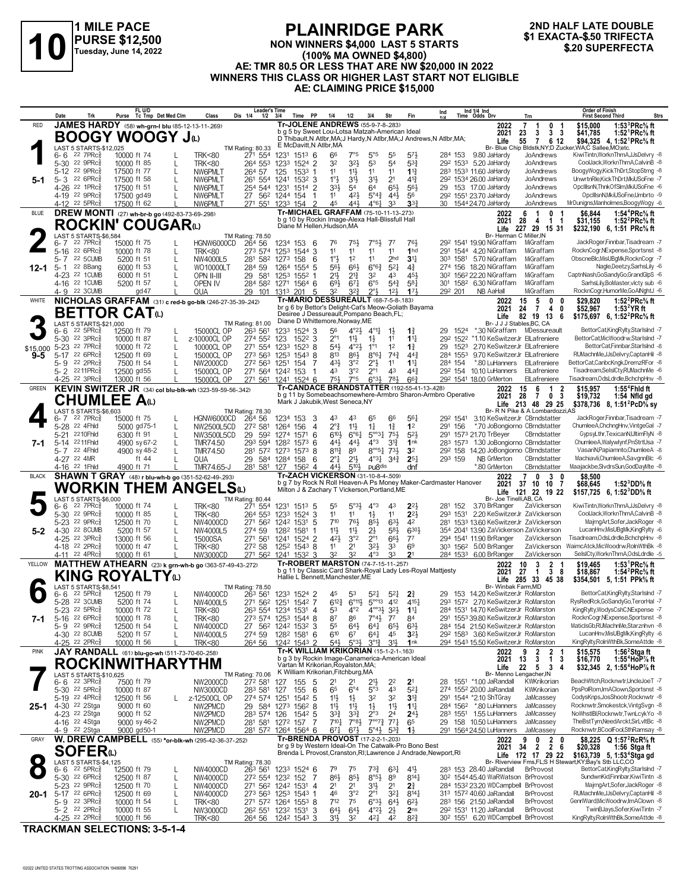# 10 — 1 MILE PACE — PURSE $12,500 — Tuesday, June 14, 2022

## PLAINRIDGE PARK

**NON WINNERS $4,000 LAST 5 STARTS (100% MA OWNED $4,800)**
**AE: TMR 80.5 OR LESS THAT ARE NW $20,000 IN 2022**
**WINNERS THIS CLASS OR HIGHER LAST START NOT ELIGIBLE**
**AE: CLAIMING PRICE $15,000**

2ND HALF LATE DOUBLE
$1 EXACTA-$.50 TRIFECTA
$.20 SUPERFECTA

---

### 1 — RED — 5-1
**JAMES HARDY** (58) wh-grn-l blu (85-12-13-11-.269)
**BOOGY WOOGY J(L)**
Tr-JOLENE ANDREWS (55-9-7-8-.283)
b g 5 by Sweet Lou-Lotsa Matzah-American Ideal
D Thibault,N Atlbr,MA;J Hardy,N Atlbr,MA;J Andrews,N Atlbr,MA;
E McDavitt,N Atlbr,MA
Br- Blue Chip Bldstk,NY;D Zucker,WA;C Sallee,MO;etc.
LAST 5 STARTS-$12,025 — TM Rating: 80.33

| | Starts | 1st | 2nd | 3rd | Earnings | Best |
|---|---|---|---|---|---|---|
| 2022 | 7 | 1 | 0 | 1 | $15,000 | 1:53³PRc⅝ ft |
| 2021 | 23 | 3 | 3 | 3 | $41,785 | 1:52¹PRc⅝ ft |
| Life | 55 | 7 | 6 | 12 | $94,325 | 4, 1:52¹PRc⅝ ft |

| Date | Trk | Purse | Class | Leader's Time | Time PP | 1/4 | 1/2 | 3/4 | Str | Fin | Ind Time | Odds Drv | Trn | Order of Finish |
|---|---|---|---|---|---|---|---|---|---|---|---|---|---|---|
| 6-6 22 7PRc⅝ | | 10000 ft 75 L | TRK<80 | 27¹ 55⁴ 123¹ 151³ | 6 | 6⁶ | 7°⁵ | 5°⁵ | 5⁵ | 5⁷½ | 28⁴ 153 | 9.80 JaHardy | JoAndrews | KiwiTintn,WorknThmA,JJsDelvry -8 |
| 5-30 22 9PRc⅝ | | 10000 ft 85 L | TRK<80 | 26⁴ 55³ 123³ 152⁴ | 2 | 3² | 3²½ | 5³ | 5⁴ | 5³¾ | 29² 153³ | 5.20 JaHardy | JoAndrews | CoolJack,WorknThmA,CalvinB -8 |
| 5-12 22 9PRc⅝ | | 17500 ft 77 L | NW6PMLT | 26⁴ 57 125 153³ | 1 | 1¹ | 1½ | 1¹ | 1¹ | 1¾ | 28³ 153³ | 11.60 JaHardy | JoAndrews | BoogyWogy,KickThDrt,StopStrng -8 |
| 5-3 22 6PRc⅝ | | 17500 ft 58 L | NW6PMLT | 26¹ 55⁴ 124¹ 153² | 3 | 1°½ | 3½ | 3½ | 2¹ | 4½ | 29² 153⁴ | 26.00 JaHardy | JoAndrews | UnwrtnRle,KickThDrt,MkiUSoFne -7 |
| 4-26 22 1PRc⅝ | | 17500 ft 51 L | NW6PMLT | 25⁴ 54⁴ 123¹ 151⁴ | 2 | 3³½ | 5⁴ | 6⁴ | 6⁵½ | 5⁶½ | 29 153 | 17.00 JaHardy | JoAndrews | OpclllsnN,ThnkOfSlm,MkiUSoFne -6 |
| 4-19 22 9PRc⅝ | | 17500 gd49 | NW6PMLT | 27 56² 124⁴ 154 | 1 | 1¹ | 4²½ | 5°4¾ | 4⁴½ | 5⁶ | 29² 155¹ | 23.70 JaHardy | JoAndrews | OpclllsnN,MkiUSoFne,Umbrto -9 |
| 4-12 22 5PRc⅝ | | 17500 ft 62 | NW6PMLT | 27¹ 55¹ 123³ 154 | 2 | 4⁵ | 4⁴½ | 4°⁶½ | 3³ | 3³¾ | 30 154⁴ | 24.70 JaHardy | JoAndrews | MrDunigns,Manholmes,BoogyWogy -6 |

### 2 — BLUE — 12-1
**DREW MONTI** (27) wh-br-b go (492-83-73-69-.298)
**ROCKIN' COUGAR(L)**
Tr-MICHAEL GRAFFAM (75-10-11-13-.273)
b g 10 by Rockin Image-Alexa Hall-Blissfull Hall
Diane M Hellen,Hudson,MA
Br- Herman C Miller,IN
LAST 5 STARTS-$6,584 — TM Rating: 78.50

| | Starts | 1st | 2nd | 3rd | Earnings | Best |
|---|---|---|---|---|---|---|
| 2022 | 6 | 1 | 0 | 1 | $6,844 | 1:54⁴PRc⅝ ft |
| 2021 | 28 | 4 | 1 | 1 | $31,155 | 1:52²PRc⅝ ft |
| Life | 227 | 29 | 15 | 31 | $232,190 | 6, 1:51 PRc⅝ ft |

| Date | Trk | Purse | Class | Leader's Time | Time PP | 1/4 | 1/2 | 3/4 | Str | Fin | Ind Time | Odds Drv | Trn | Order of Finish |
|---|---|---|---|---|---|---|---|---|---|---|---|---|---|---|
| 6-7 22 7PRc⅝ | | 15000 ft 75 L | HGNW6000CD | 26⁴ 56 123⁴ 153 | 6 | 7⁶ | 7⁵½ | 7°⁵½ | 7⁷ | 7⁶½ | 29² 154¹ | 19.90 NiGraffam | MiGraffam | JackRoger,Finnbar,Tisadream -7 |
| 5-16 22 6PRc⅝ | | 10000 ft 78 L | TRK<80 | 27³ 57⁴ 125³ 154⁴ | 3 | 1¹ | 1¹ | 1¹ | 1¹ | 1hd | 29¹ 154⁴ | 4.20 NiGraffam | MiGraffam | RocknCogr,NExpense,Sportsnst -8 |
| 5-7 22 5CUMB | | 5200 ft 51 L | NW4000L5 | 28¹ 58² 127³ 158 | 6 | 1°½ | 1² | 1¹ | 2hd | 3¼ | 30³ 158¹ | 5.70 NiGraffam | MiGraffam | ObscneBlc,MisUBgMk,RocknCogr -7 |
| 5-1 22 8Bang | | 6000 ft 53 L | WO10000LT | 28⁴ 59 126⁴ 155⁴ | 5 | 5⁶½ | 6⁶½ | 6°⁶¾ | 5²¼ | 4¾ | 27⁴ 156 | 18.20 NiGraffam | MiGraffam | SarhsLily,Nate,Deetzy,SarhsLily -6 |
| 4-23 22 1CUMB | | 6000 ft 51 L | OPN II-III | 29 58¹ 125³ 155² | 1 | 2¹½ | 2¹¾ | 3² | 4³ | 4⁵½ | 30² 156² | 22.20 NiGraffam | MiGraffam | CaptnNash,GoSandyGo,GrandGlpS -6 |
| 4-16 22 1CUMB | | 5200 ft 57 L | OPEN IV | 28⁴ 58² 127¹ 156⁴ | 6 | 6⁹½ | 6⁷½ | 6°⁵ | 5⁴¾ | 5⁸½ | 30¹ 158² | 6.30 NiGraffam | MiGraffam | SarhsLily,BoKiller,victy sub -6 |
| 4-9 22 3CUMB | | gd47 | QUA | 29 101 131³ 201 | 5 | 3² | 3²½ | 2°½ | 1²½ | 1⁷½ | 29² 201 | NB AaHall | MiGraffam | RocknCogr,HumorMe,GoANghtJ -6 |

### 3 — WHITE — 9-5 — $15,000
**NICHOLAS GRAFFAM** (31) c red-b go-blk (246-27-35-39-.242)
**BETTOR CAT(L)**
Tr-MARIO DESSUREAULT (68-7-5-8-.183)
br g 6 by Bettor's Delight-Cat's Meow-Goliath Bayama
Desiree J Dessureault,Pompano Beach,FL;
Diane D Whittemore,Norway,ME
Br- J J J Stables,BC, CA
LAST 5 STARTS-$21,000 — TM Rating: 81.00

| | Starts | 1st | 2nd | 3rd | Earnings | Best |
|---|---|---|---|---|---|---|
| 2022 | 15 | 5 | 0 | 0 | $29,820 | 1:52²PRc⅝ ft |
| 2021 | 24 | 7 | 4 | 0 | $52,967 | 1:53²YR ft |
| Life | 82 | 19 | 13 | 6 | $175,697 | 6, 1:52²PRc⅝ ft |

| Date | Trk | Purse | Class | Leader's Time | Time PP | 1/4 | 1/2 | 3/4 | Str | Fin | Ind Time | Odds Drv | Trn | Order of Finish |
|---|---|---|---|---|---|---|---|---|---|---|---|---|---|---|
| 6-6 22 5PRc⅝ | | 12500 ft 79 L | 15000CL OP | 26³ 56¹ 123³ 152⁴ | 3 | 5⁶ | 4°²½ | 4°¹¼ | 1½ | 1¾ | 29 152⁴ | *.30 NiGraffam | MDessureault | BettorCat,KingRylty,StarIsInd -7 |
| 5-30 22 3PRc⅝ | | 10000 ft 87 L | z-10000CL OP | 27⁴ 55² 123 152² | 3 | 2°¹ | 1¹½ | 1½ | 1¹ | 1¹½ | 29² 152² | *1.10 KeSwitzerJr | ElLafreniere | BettorCat,MicWoodrw,StarIsInd -7 |
| 5-23 22 7PRc⅝ | | 10000 ft 72 L | 10000CL OP | 27¹ 55⁴ 123³ 152³ | 8 | 5⁴½ | 4°²½ | 1°¹ | 1² | 1¾ | 29 152³ | 2.70 KeSwitzerJr | ElLafreniere | BettorCat,Finnbar,StarIsInd -8 |
| 5-17 22 6PRc⅝ | | 12500 ft 69 L | 15000CL OP | 27³ 56³ 125³ 154³ | 8 | 8¹³ | 8⁶½ | 8°⁶¼ | 7⁴¾ | 4⁴¾ | 28⁴ 155³ | 9.70 KeSwitzerJr | ElLafreniere | RUMachnMe,JJsDelvry,CaptanHil -8 |
| 5-9 22 2PRc⅝ | | 7500 ft 54 L | NW2000CD | 27² 56³ 125¹ 154 | 7 | 4³½ | 3°² | 2°½ | 1¹ | 1¹½ | 28⁴ 154 | *.80 LuHanners | ElLafreniere | BettorCat,CanbcKngk,DremzRFor -8 |
| 5-2 22 11PRc⅝ | | 12500 gd55 L | 15000CL OP | 27¹ 56⁴ 124² 153 | 1 | 4³ | 3°² | 2°¹ | 4³ | 4⁴¾ | 29² 154 | 10.10 LuHanners | ElLafreniere | Tisadream,SelslCty,RUMachnMe -6 |
| 4-25 22 3PRc⅝ | | 13000 ft 56 L | 15000CL OP | 27¹ 56¹ 124¹ 152⁴ | 6 | 7⁵½ | 7°⁵ | 6°³½ | 7⁸½ | 6⁶¾ | 29² 154¹ | 18.00 GrMerton | ElLafreniere | Tisadream,OdsLdrdle,BchchpHnv -8 |

### 4 — GREEN — 7-1
**KEVIN SWITZER JR** (34) col blu-blk-wh (323-59-59-56-.342)
**CHUMLEE A(L)**
Tr-CANDACE BRANDSTATTER (192-55-41-13-.428)
b g 11 by Somebeachsomewhere-Armbro Sharon-Armbro Operative
Mark J Jakubik,West Seneca,NY
Br- R N Pike & A Lombardozzi,AS
LAST 5 STARTS-$6,603 — TM Rating: 78.30

| | Starts | 1st | 2nd | 3rd | Earnings | Best |
|---|---|---|---|---|---|---|
| 2022 | 15 | 6 | 1 | 2 | $15,957 | 1:55⁴Fhld ft |
| 2021 | 28 | 7 | 0 | 3 | $19,732 | 1:54 Nfld gd |
| Life | 213 | 48 | 29 | 25 | $378,736 | 8, 1:51²PcD⅝ sy |

| Date | Trk | Purse | Class | Leader's Time | Time PP | 1/4 | 1/2 | 3/4 | Str | Fin | Ind Time | Odds Drv | Trn | Order of Finish |
|---|---|---|---|---|---|---|---|---|---|---|---|---|---|---|
| 6-7 22 7PRc⅝ | | 15000 ft 75 L | HGNW6000CD | 26⁴ 56 123⁴ 153 | 3 | 4³ | 4³ | 6⁵ | 6⁶ | 5⁶¼ | 29² 154¹ | 3.10 KeSwitzerJr | CBrndstatter | JackRoger,Finnbar,Tisadream -7 |
| 5-28 22 4Fhld | | 5000 gd75-1 L | NW2500L5CD | 27² 58¹ 126⁴ 156 | 4 | 2°¾ | 1¹½ | 1½ | 1¾ | 1² | 29¹ 156 | *.70 JoBongiorno | CBrndstatter | ChumleeA,ChchngHnv,VintgeGal -7 |
| 5-21 22 10Fhld | | 6300 ft 91 L | NW3500L5CD | 29 59² 127⁴ 157¹ | 6 | 6¹⁰½ | 6°⁶¼ | 5°°³½ | 7⁵½ | 5²½ | 29¹ 157³ | 21.70 TrBeyer | CBrndstatter | GypsyLthr,TexicanN,UltimFlyN -8 |
| 5-14 22 11Fhld | | 4900 sy67-2 L | TMR74.50 | 29³ 59⁴ 128² 157³ | 6 | 4⁴½ | 4⁴½ | 4°³ | 3¹¾ | 1nk | 28³ 157³ | 1.30 JoBongiorno | CBrndstatter | ChumleeA,Walywlynf,PnStrtUsa -7 |
| 5-7 22 4Fhld | | 4900 sy48-2 L | TMR74.50 | 28¹ 57² 127³ 157³ | 8 | 8¹¹½ | 8⁹ | 8°°⁵½ | 7³½ | 3² | 29² 158 | 14.20 JoBongiorno | CBrndstatter | VasariN,Papiamnto,ChumleeA -8 |
| 4-27 22 4MR | | ft 44 L | QUA | 29 58⁴ 128⁴ 158 | 6 | 2°¾ | 2¹½ | 4°³½ | 3⁴¾ | 2⁵½ | 29³ 159 | NB GrMerton | CBrndstatter | MachiavlI,ChumleeA,SavgnnBlc -6 |
| 4-16 22 1Fhld | | 4900 ft 71 L | TMR74.65-J | 28¹ 58¹ 127 156² | 4 | 4⁴½ | 5¹⁰½ | pu8dis | | dnf | | *.80 GrMerton | CBrndstatter | Maajackbe,SlvdrsSun,GodDaylte -8 |

### 5 — BLACK — 5-2
**SHAWN T GRAY** (48) r blu-wh-b go (351-52-62-49-.293)
**WORKIN THEM ANGELS(L)**
Tr-ZACH VICKERSON (31-10-8-4-.509)
b g 7 by Rock N Roll Heaven-A Ps Money Maker-Cardmaster Hanover
Milton J & Zachary T Vickerson,Portland,ME
Br- Joe Tinelli,AB, CA
LAST 5 STARTS-$6,000 — TM Rating: 80.44

| | Starts | 1st | 2nd | 3rd | Earnings | Best |
|---|---|---|---|---|---|---|
| 2022 | 7 | 0 | 3 | 0 | $8,500 | |
| 2021 | 37 | 10 | 10 | 7 | $68,645 | 1:52³DD⅝ ft |
| Life | 121 | 22 | 19 | 22 | $157,725 | 6, 1:52³DD⅝ ft |

| Date | Trk | Purse | Class | Leader's Time | Time PP | 1/4 | 1/2 | 3/4 | Str | Fin | Ind Time | Odds Drv | Trn | Order of Finish |
|---|---|---|---|---|---|---|---|---|---|---|---|---|---|---|
| 6-6 22 7PRc⅝ | | 10000 ft 74 L | TRK<80 | 27¹ 55⁴ 123¹ 151³ | 5 | 5⁵ | 5°³½ | 4°³ | 4³ | 2²½ | 28¹ 152 | 3.70 BrRanger | ZaVickerson | KiwiTintn,WorknThmA,JJsDelvry -8 |
| 5-30 22 9PRc⅝ | | 10000 ft 85 L | TRK<80 | 26⁴ 55³ 123³ 152⁴ | 3 | 1¹ | 1¹ | 1½ | 1¹ | 2²½ | 29³ 153¹ | 2.20 KeSwitzerJr | ZaVickerson | CoolJack,WorknThmA,CalvinB -8 |
| 5-23 22 9PRc⅝ | | 12500 ft 70 L | NW2400CD | 27¹ 56² 124² 153¹ | 7 | 7¹⁰ | 7⁶½ | 8⁵½ | 6³¾ | 4² | 28¹ 153³ | 13.60 KeSwitzerJr | ZaVickerson | MajrngArt,Sofer,JackRoger -8 |
| 4-30 22 8CUMB | | 5200 ft 57 L | NW4000L5 | 27⁴ 59 128² 158¹ | 1 | 1¹½ | 1¹½ | 2½ | 5⁸½ | 6³⁰½ | 35⁴ 204¹ | 13.90 ZaVickerson | ZaVickerson | LucanHnv,MisUBgMk,KingRylty -6 |
| 4-25 22 3PRc⅝ | | 13000 ft 56 L | 15000SA | 27¹ 56¹ 124¹ 152⁴ | 2 | 4²½ | 3°² | 2°¹ | 6⁶½ | 7⁷ | 29⁴ 154¹ | 11.90 BrRanger | ZaVickerson | Tisadream,OdsLdrdle,BchchpHnv -8 |
| 4-18 22 2PRc⅝ | | 10000 ft 47 L | TRK<80 | 27² 58 125² 154³ | 8 | 1¹ | 2¹ | 3²½ | 3³ | 6⁹ | 30³ 156² | 5.00 BrRanger | ZaVickerson | WaimcAtck,MicWoodrw,RolnWthBk -8 |
| 4-11 22 4PRc⅝ | | 10000 ft 61 L | NW3000CD | 27¹ 56² 124¹ 153² | 3 | 3² | 3² | 4°³ | 3³ | 2¹ | 28⁴ 153³ | 6.00 BrRanger | ZaVickerson | SelslCty,WorknThmA,OdsLdrdle -5 |

### 6 — YELLOW — 7-1
**MATTHEW ATHEARN** (23) k grn-wh-b go (363-57-49-43-.272)
**KING ROYALTY(L)**
Tr-ROBERT MARSTON (74-7-15-11-.257)
b g 11 by Classic Card Shark-Royal Lady Les-Royal Mattjesty
Hallie L Bennett,Manchester,ME
Br- Winbak Farm,MD
LAST 5 STARTS-$8,541 — TM Rating: 78.50

| | Starts | 1st | 2nd | 3rd | Earnings | Best |
|---|---|---|---|---|---|---|
| 2022 | 10 | 3 | 2 | 1 | $19,465 | 1:53¹PRc⅝ ft |
| 2021 | 27 | 1 | 3 | 8 | $18,867 | 1:54²PRc⅝ ft |
| Life | 285 | 33 | 45 | 38 | $354,501 | 5, 1:51 PPk⅝ ft |

| Date | Trk | Purse | Class | Leader's Time | Time PP | 1/4 | 1/2 | 3/4 | Str | Fin | Ind Time | Odds Drv | Trn | Order of Finish |
|---|---|---|---|---|---|---|---|---|---|---|---|---|---|---|
| 6-6 22 5PRc⅝ | | 12500 ft 79 L | NW4000CD | 26³ 56¹ 123³ 152⁴ | 7 | 4⁵ | 5³ | 5²¼ | 5²¼ | 2¾ | 29 153 | 14.20 KeSwitzerJr | RoMarston | BettorCat,KingRylty,StarIsInd -7 |
| 5-28 22 3CUMB | | 5200 ft 74 L | NW4000L5 | 27¹ 56² 125¹ 154² | 7 | 6¹²¾ | 6°¹¹¾ | 5°°¹³ | 4¹² | 4¹⁵¼ | 29³ 157² | 2.70 KeSwitzerJr | RoMarston | RysRedRck,GoSandyGo,TerorHal -7 |
| 5-23 22 5PRc⅝ | | 10000 ft 72 L | TRK<80 | 26³ 55⁴ 123⁴ 153¹ | 4 | 5³ | 4°² | 4°°³½ | 3²½ | 1¹¼ | 28⁴ 153¹ | 14.70 KeSwitzerJr | RoMarston | KingRylty,WodysCshC,NExpense -7 |
| 5-16 22 6PRc⅝ | | 10000 ft 78 L | TRK<80 | 27³ 57⁴ 125³ 154⁴ | 2 | 8⁷ | 8⁶ | 7°⁴¾ | 7⁷ | 8⁴ | 29¹ 155³ | 39.80 KeSwitzerJr | RoMarston | RocknCogr,NExpense,Sportsnst -8 |
| 5-9 22 9PRc⅝ | | 12500 ft 54 L | NW4000CD | 27 56² 124² 153² | 3 | 5⁵ | 6⁴½ | 6⁴¼ | 6⁵½ | 6³½ | 28⁴ 154 | 21.50 KeSwitzerJr | RoMarston | MaticlsGb,RUMachnMe,Starznhvn -8 |
| 4-30 22 8CUMB | | 5200 ft 57 L | NW4000L5 | 27⁴ 59 128² 158¹ | 6 | 6¹⁰ | 6⁷ | 6⁴¼ | 4⁵ | 3²½ | 29² 158³ | 3.60 KeSwitzerJr | RoMarston | LucanHnv,MisUBgMk,KingRylty -6 |
| 4-25 22 2PRc⅝ | | 10000 ft 56 L | TRK<80 | 26⁴ 56 124² 154³ | 2 | 5⁴½ | 5°³¼ | 3°¹¾ | 3¹½ | 1nk | 29⁴ 154³ | 15.50 KeSwitzerJr | RoMarston | KingRylty,RolnWthBk,SomeAttde -8 |

### 7 — PINK — 25-1
**JAY RANDALL** (61) blu-go-wh (511-73-70-60-.258)
**ROCKINWITHARYTHM**
Tr-K WILLIAM KRIKORIAN (15-1-2-1-.163)
b g 3 by Rockin Image-Canamerica-American Ideal
Vartan M Krikorian,Royalston,MA;
K William Krikorian,Fitchburg,MA
Br- Menno Lengacher,IN
LAST 5 STARTS-$10,625 — TM Rating: 70.06

| | Starts | 1st | 2nd | 3rd | Earnings | Best |
|---|---|---|---|---|---|---|
| 2022 | 9 | 2 | 2 | 1 | $15,575 | 1:56²Stga ft |
| 2021 | 13 | 3 | 1 | 3 | $16,770 | 1:55⁴HoP⅞ ft |
| Life | 22 | 5 | 3 | 4 | $32,345 | 2, 1:55⁴HoP⅞ ft |

| Date | Trk | Purse | Class | Leader's Time | Time PP | 1/4 | 1/2 | 3/4 | Str | Fin | Ind Time | Odds Drv | Trn | Order of Finish |
|---|---|---|---|---|---|---|---|---|---|---|---|---|---|---|
| 6-6 22 3PRc⅝ | | 7500 ft 79 | NW2000CD | 27² 58¹ 127 155 | 5 | 2¹ | 2¹ | 2¹½ | 2² | 2¹ | 28 155¹ | *1.00 JaRandall | KWKrikorian | BeachWtch,Rocknwtr,UncleJoeT -7 |
| 5-30 22 5PRc⅝ | | 10000 ft 87 | NW3000CD | 28³ 58¹ 127 155 | 6 | 6⁵ | 6°⁴ | 5°³ | 4³ | 5²½ | 27⁴ 155² | 20.00 JaRandall | KWKrikorian | PpsPolRom,ImAClown,Sportsnst -8 |
| 5-19 22 4PRc⅝ | | 12500 ft 56 L | z-12500CL OP | 27⁴ 57⁴ 125¹ 154² | 5 | 1¹½ | 1½ | 3² | 3² | 3¹¾ | 29¹ 154⁴ | *2.10 ShTGray | JaMcassey | CodysKnps,JosShootr,Rocknwtr -8 |
| 4-30 22 2Stga | | 9000 ft 60 | NW2PMCD | 29 58⁴ 127³ 156² | 8 | 1¹½ | 1¹½ | 1½ | 1½ | 1¹½ | 28⁴ 156² | *.80 LuHanners | JaMcassey | Rocknwtr,Smokestck,VintgSvgn -8 |
| 4-23 22 2Stga | | 9000 ft 52 | NW2PMCD | 28³ 57⁴ 126 154² | 5 | 3³½ | 3³½ | 2°³ | 2⁴ | 2⁴½ | 28³ 155¹ | 1.55 LuHanners | JaMcassey | NoWhstlBl,Rocknwtr,TwnLcyKYo -8 |
| 4-16 22 4Stga | | 9000 sy46-2 | NW2PMCD | 28¹ 58¹ 127² 157 | 7 | 7¹⁰½ | 7°⁸½ | 7°°⁷¾ | 7⁷¼ | 6⁵ | 29 158 | 10.50 LuHanners | JaMcassey | TheBstTym,NeedArckt,SirLvltBc -8 |
| 4-9 22 2Stga | | 9000 gd50-1 | NW2PMCD | 28¹ 57² 126⁴ 156⁴ | 6 | 6⁷½ | 6⁷½ | 5°⁴½ | 5³¾ | 1½ | 29¹ 156⁴ | 24.50 LuHanners | JaMcassey | Rocknwtr,BCoolFool,SthRamsay -8 |

### 8 — GRAY — 20-1
**W. DREW CAMPBELL** (55) *or-blk-wh (295-42-36-37-.252)
**SOFER(L)**
Tr-BRENDA PROVOST (17-2-2-1-.203)
br g 9 by Western Ideal-On The Catwalk-Pro Bono Best
Brenda L Provost,Cranston,RI;Lawrence J Andrade,Newport,RI
Br- Riverview Fms,FL;S H Stewart,KY;Bay's Stb LLC,CO
LAST 5 STARTS-$4,125 — TM Rating: 78.30

| | Starts | 1st | 2nd | 3rd | Earnings | Best |
|---|---|---|---|---|---|---|
| 2022 | 9 | 0 | 2 | 0 | $8,225 | Q 1:57²RcR⅝ ft |
| 2021 | 34 | 2 | 2 | 6 | $20,328 | 1:56 Stga ft |
| Life | 172 | 17 | 29 | 22 | $163,739 | 5, 1:53⁴Stga gd |

| Date | Trk | Purse | Class | Leader's Time | Time PP | 1/4 | 1/2 | 3/4 | Str | Fin | Ind Time | Odds Drv | Trn | Order of Finish |
|---|---|---|---|---|---|---|---|---|---|---|---|---|---|---|
| 6-6 22 5PRc⅝ | | 12500 ft 79 L | NW4000CD | 26³ 56¹ 123³ 152⁴ | 6 | 7⁹ | 7⁵ | 7³¾ | 6³¼ | 4¹½ | 28³ 153 | 28.40 JaRandall | BrProvost | BettorCat,KingRylty,StarIsInd -7 |
| 5-30 22 6PRc⅝ | | 12500 ft 87 L | NW4000CD | 27² 55⁴ 123² 152 | 7 | 8⁶½ | 8⁵½ | 8°⁵¼ | 8⁹ | 8¹⁴¼ | 30² 154⁴ | 45.40 WaRWatson | BrProvost | SundwnKid,Finnbar,KiwiTintn -8 |
| 5-23 22 9PRc⅝ | | 12500 ft 70 L | NW2400CD | 27¹ 56² 124² 153¹ | 4 | 2¹ | 2¹ | 3¹½ | 2¹ | 2³ | 28⁴ 153² | 20.30 WDCampbell | BrProvost | MajrngArt,Sofer,JackRoger -8 |
| 5-17 22 6PRc⅝ | | 12500 ft 69 L | NW4000CD | 27³ 56³ 125³ 154³ | 1 | 4⁶ | 3°² | 2°¹ | 3²¼ | 8¹⁴¼ | 31³ 157² | 40.00 JaRandall | BrProvost | RUMachnMe,JJsDelvry,CaptanHil -8 |
| 5-9 22 5PRc⅝ | | 10000 ft 54 L | TRK<80 | 27¹ 57² 126⁴ 155³ | 8 | 7¹² | 7⁵ | 6°³½ | 6⁴½ | 6²½ | 28³ 156 | 21.50 JaRandall | BrProvost | GenrlWard,MicWoodrw,ImAClown -8 |
| 5-2 22 2PRc⅝ | | 10000 ft 55 L | NW3000CD | 26² 55¹ 123² 153¹ | 3 | 6⁴½ | 6⁴½ | 4°²½ | 2¹ | 2ns | 29² 153¹ | 11.20 JaRandall | BrProvost | TwinBJays,Sofer,KiwiTintn -7 |
| 4-25 22 2PRc⅝ | | 10000 ft 56 | TRK<80 | 26⁴ 56 124² 154³ | 3 | 3¹½ | 3² | 4²¼ | 4² | 8²¾ | 30² 155¹ | 6.20 WDCampbell | BrProvost | KingRylty,RolnWthBk,SomeAttde -8 |

**TRACKMAN SELECTIONS: 3-5-1-4**